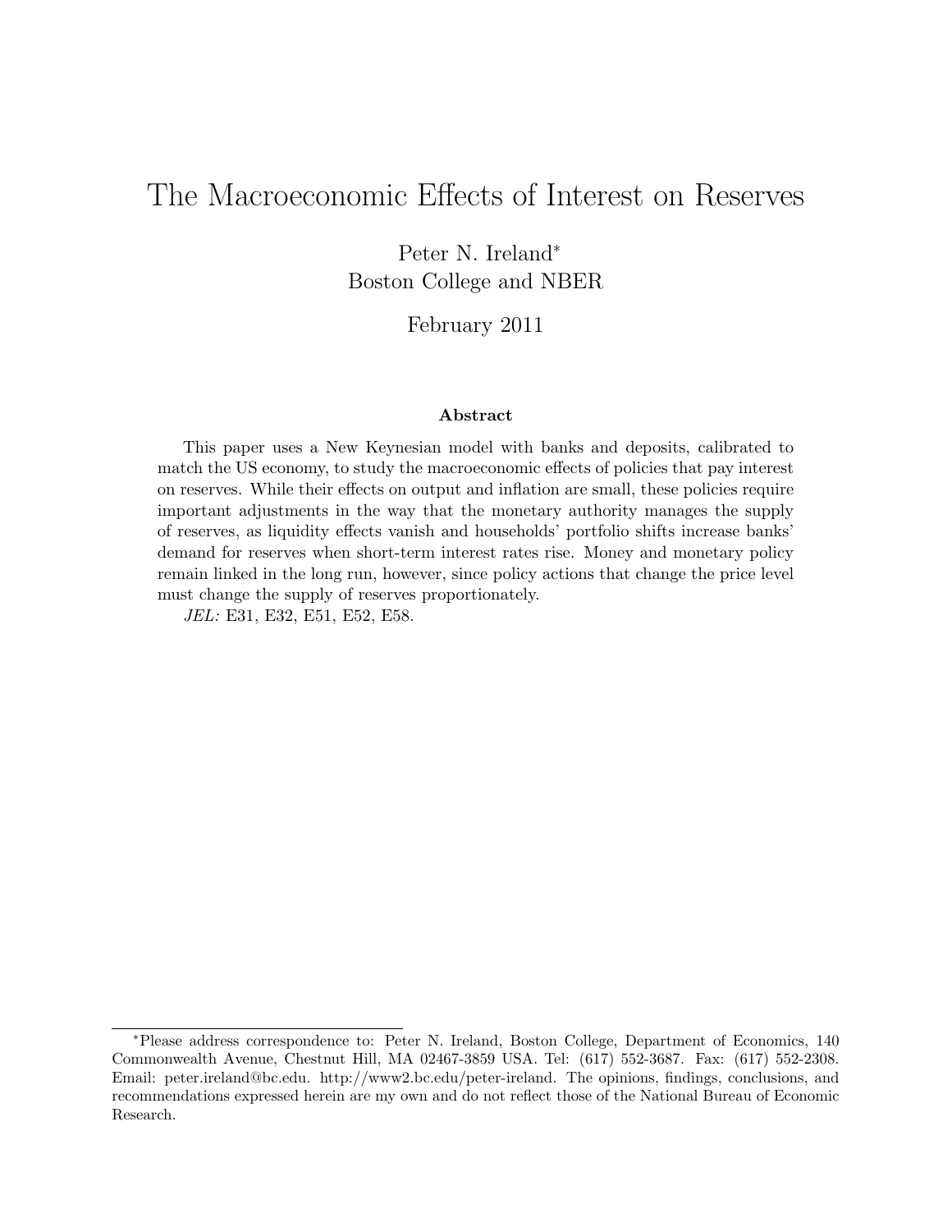# The Macroeconomic Effects of Interest on Reserves

Peter N. Ireland*
Boston College and NBER

February 2011

### Abstract

This paper uses a New Keynesian model with banks and deposits, calibrated to match the US economy, to study the macroeconomic effects of policies that pay interest on reserves. While their effects on output and inflation are small, these policies require important adjustments in the way that the monetary authority manages the supply of reserves, as liquidity effects vanish and households' portfolio shifts increase banks' demand for reserves when short-term interest rates rise. Money and monetary policy remain linked in the long run, however, since policy actions that change the price level must change the supply of reserves proportionately.

*JEL:* E31, E32, E51, E52, E58.

---

*Please address correspondence to: Peter N. Ireland, Boston College, Department of Economics, 140 Commonwealth Avenue, Chestnut Hill, MA 02467-3859 USA. Tel: (617) 552-3687. Fax: (617) 552-2308. Email: peter.ireland@bc.edu. http://www2.bc.edu/peter-ireland. The opinions, findings, conclusions, and recommendations expressed herein are my own and do not reflect those of the National Bureau of Economic Research.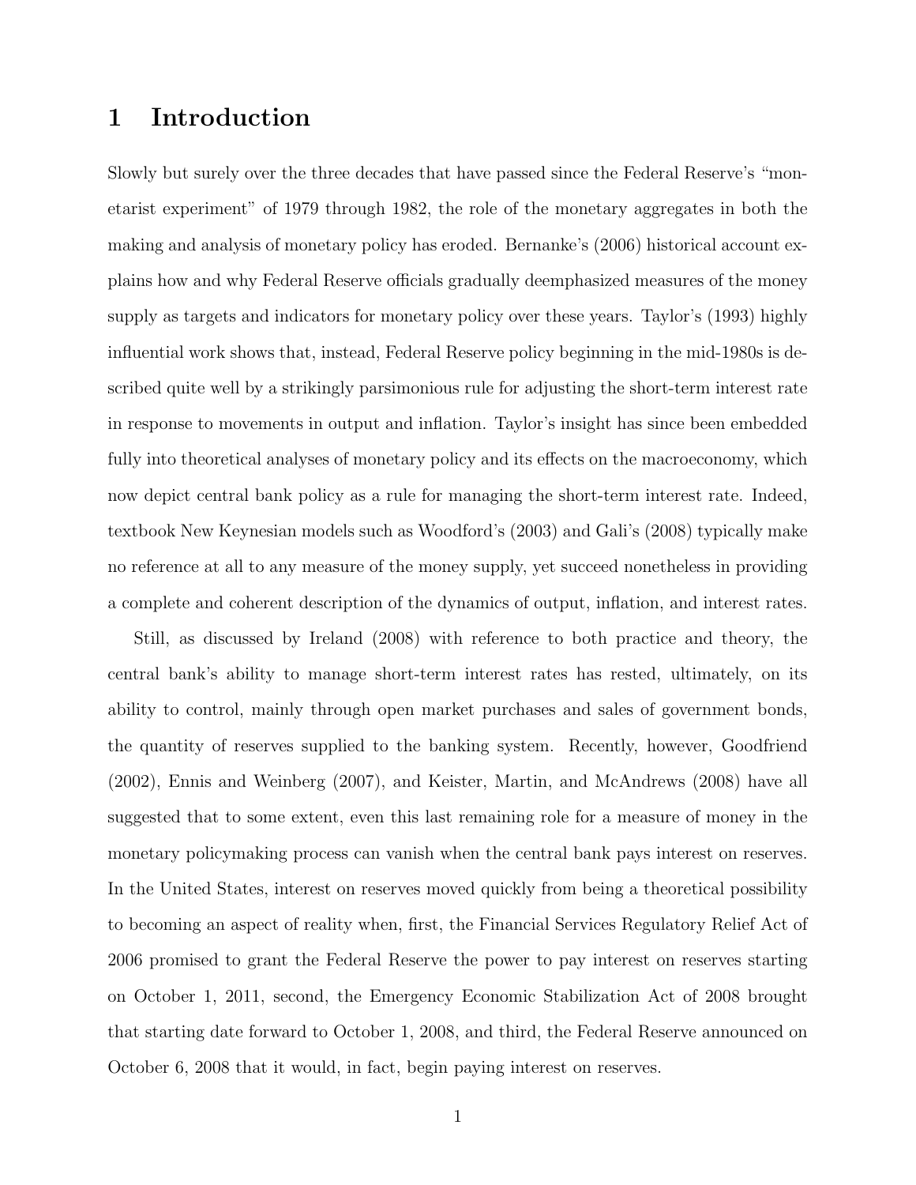# 1 Introduction

Slowly but surely over the three decades that have passed since the Federal Reserve's "monetarist experiment" of 1979 through 1982, the role of the monetary aggregates in both the making and analysis of monetary policy has eroded. Bernanke's (2006) historical account explains how and why Federal Reserve officials gradually deemphasized measures of the money supply as targets and indicators for monetary policy over these years. Taylor's (1993) highly influential work shows that, instead, Federal Reserve policy beginning in the mid-1980s is described quite well by a strikingly parsimonious rule for adjusting the short-term interest rate in response to movements in output and inflation. Taylor's insight has since been embedded fully into theoretical analyses of monetary policy and its effects on the macroeconomy, which now depict central bank policy as a rule for managing the short-term interest rate. Indeed, textbook New Keynesian models such as Woodford's (2003) and Gali's (2008) typically make no reference at all to any measure of the money supply, yet succeed nonetheless in providing a complete and coherent description of the dynamics of output, inflation, and interest rates.

Still, as discussed by Ireland (2008) with reference to both practice and theory, the central bank's ability to manage short-term interest rates has rested, ultimately, on its ability to control, mainly through open market purchases and sales of government bonds, the quantity of reserves supplied to the banking system. Recently, however, Goodfriend (2002), Ennis and Weinberg (2007), and Keister, Martin, and McAndrews (2008) have all suggested that to some extent, even this last remaining role for a measure of money in the monetary policymaking process can vanish when the central bank pays interest on reserves. In the United States, interest on reserves moved quickly from being a theoretical possibility to becoming an aspect of reality when, first, the Financial Services Regulatory Relief Act of 2006 promised to grant the Federal Reserve the power to pay interest on reserves starting on October 1, 2011, second, the Emergency Economic Stabilization Act of 2008 brought that starting date forward to October 1, 2008, and third, the Federal Reserve announced on October 6, 2008 that it would, in fact, begin paying interest on reserves.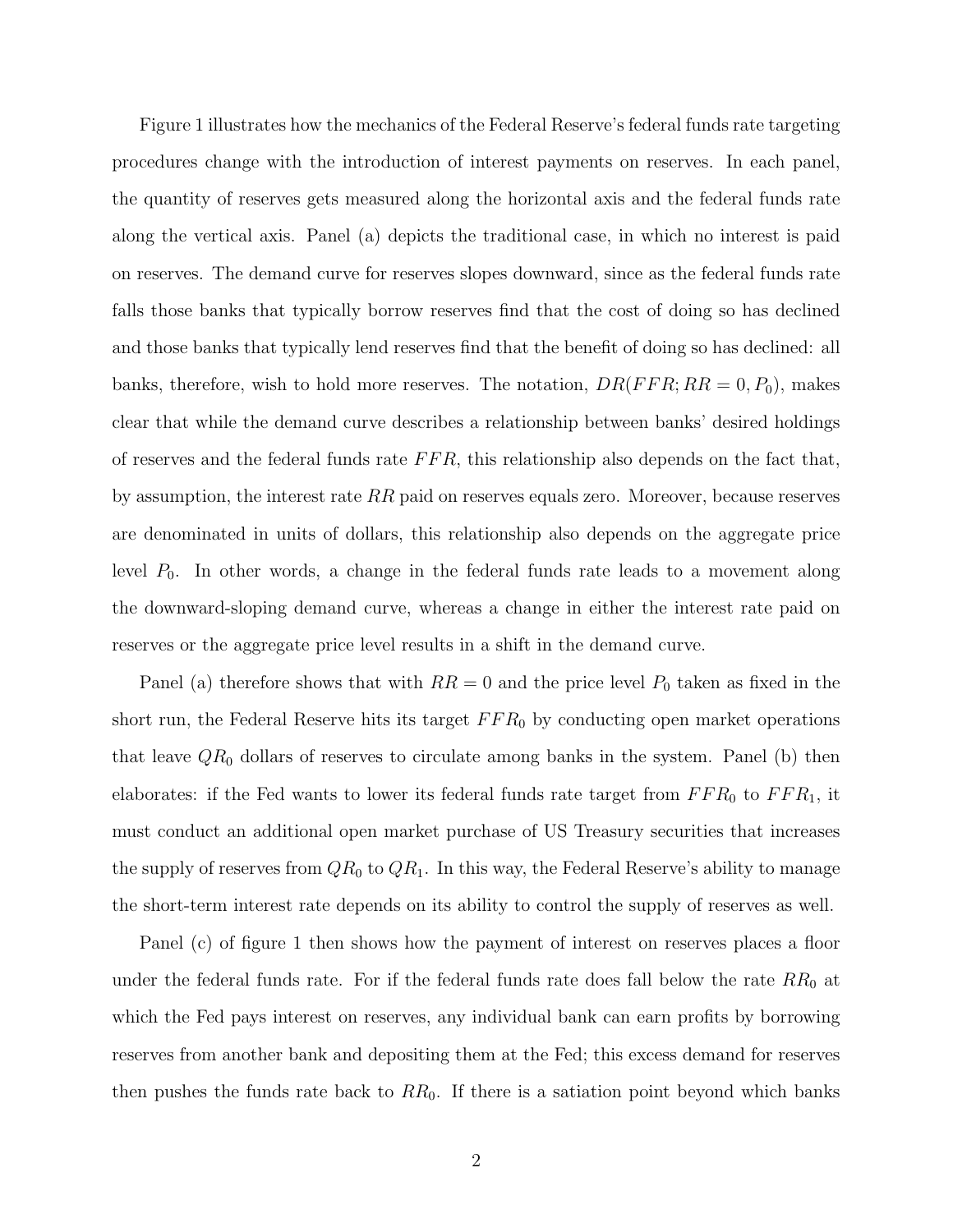Figure 1 illustrates how the mechanics of the Federal Reserve's federal funds rate targeting procedures change with the introduction of interest payments on reserves. In each panel, the quantity of reserves gets measured along the horizontal axis and the federal funds rate along the vertical axis. Panel (a) depicts the traditional case, in which no interest is paid on reserves. The demand curve for reserves slopes downward, since as the federal funds rate falls those banks that typically borrow reserves find that the cost of doing so has declined and those banks that typically lend reserves find that the benefit of doing so has declined: all banks, therefore, wish to hold more reserves. The notation, $DR(FFR; RR = 0, P_0)$, makes clear that while the demand curve describes a relationship between banks' desired holdings of reserves and the federal funds rate $FFR$, this relationship also depends on the fact that, by assumption, the interest rate $RR$ paid on reserves equals zero. Moreover, because reserves are denominated in units of dollars, this relationship also depends on the aggregate price level $P_0$. In other words, a change in the federal funds rate leads to a movement along the downward-sloping demand curve, whereas a change in either the interest rate paid on reserves or the aggregate price level results in a shift in the demand curve.

Panel (a) therefore shows that with $RR = 0$ and the price level $P_0$ taken as fixed in the short run, the Federal Reserve hits its target $FFR_0$ by conducting open market operations that leave $QR_0$ dollars of reserves to circulate among banks in the system. Panel (b) then elaborates: if the Fed wants to lower its federal funds rate target from $FFR_0$ to $FFR_1$, it must conduct an additional open market purchase of US Treasury securities that increases the supply of reserves from $QR_0$ to $QR_1$. In this way, the Federal Reserve's ability to manage the short-term interest rate depends on its ability to control the supply of reserves as well.

Panel (c) of figure 1 then shows how the payment of interest on reserves places a floor under the federal funds rate. For if the federal funds rate does fall below the rate $RR_0$ at which the Fed pays interest on reserves, any individual bank can earn profits by borrowing reserves from another bank and depositing them at the Fed; this excess demand for reserves then pushes the funds rate back to $RR_0$. If there is a satiation point beyond which banks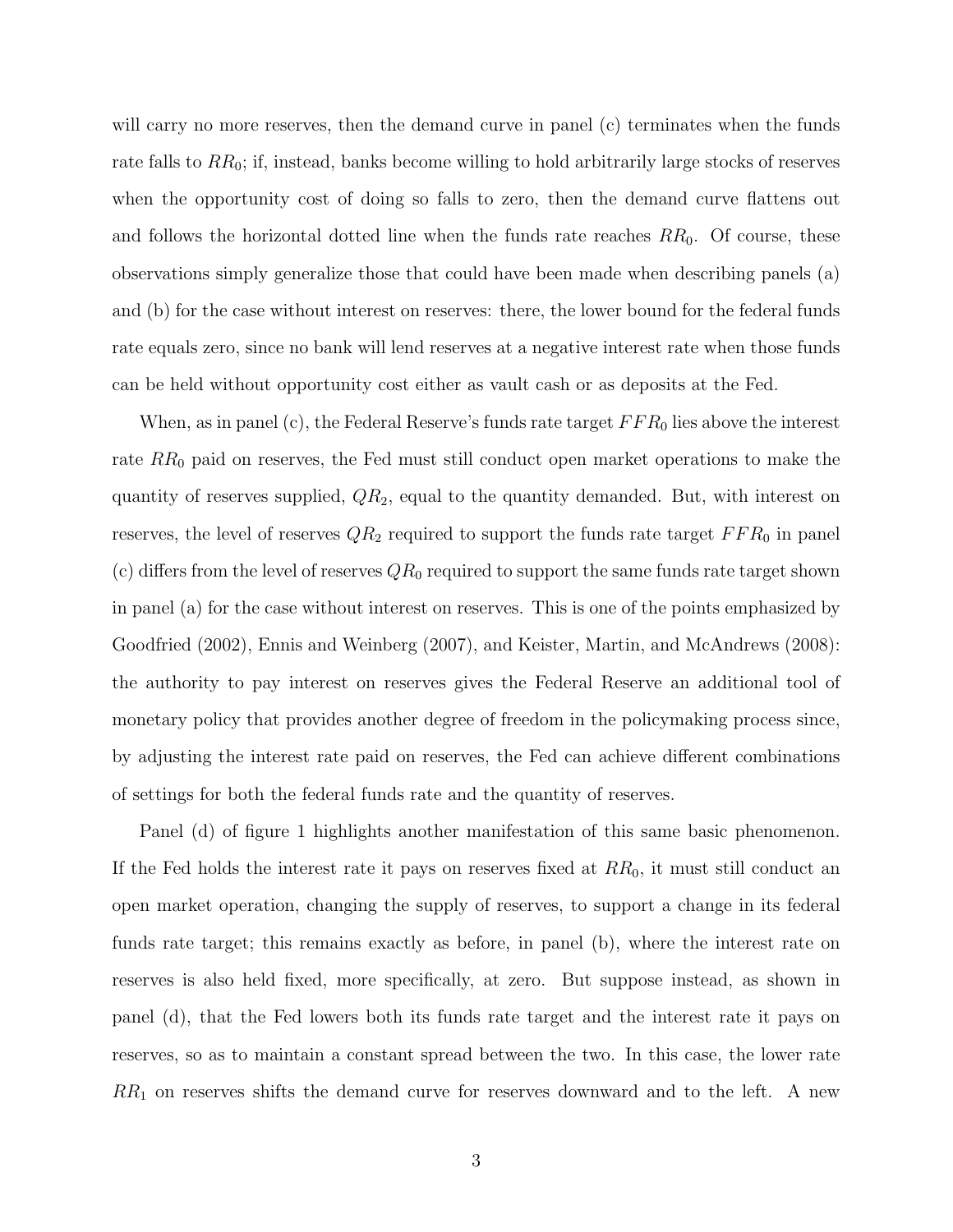will carry no more reserves, then the demand curve in panel (c) terminates when the funds rate falls to $RR_0$; if, instead, banks become willing to hold arbitrarily large stocks of reserves when the opportunity cost of doing so falls to zero, then the demand curve flattens out and follows the horizontal dotted line when the funds rate reaches $RR_0$. Of course, these observations simply generalize those that could have been made when describing panels (a) and (b) for the case without interest on reserves: there, the lower bound for the federal funds rate equals zero, since no bank will lend reserves at a negative interest rate when those funds can be held without opportunity cost either as vault cash or as deposits at the Fed.

When, as in panel (c), the Federal Reserve's funds rate target $FFR_0$ lies above the interest rate $RR_0$ paid on reserves, the Fed must still conduct open market operations to make the quantity of reserves supplied, $QR_2$, equal to the quantity demanded. But, with interest on reserves, the level of reserves $QR_2$ required to support the funds rate target $FFR_0$ in panel (c) differs from the level of reserves $QR_0$ required to support the same funds rate target shown in panel (a) for the case without interest on reserves. This is one of the points emphasized by Goodfried (2002), Ennis and Weinberg (2007), and Keister, Martin, and McAndrews (2008): the authority to pay interest on reserves gives the Federal Reserve an additional tool of monetary policy that provides another degree of freedom in the policymaking process since, by adjusting the interest rate paid on reserves, the Fed can achieve different combinations of settings for both the federal funds rate and the quantity of reserves.

Panel (d) of figure 1 highlights another manifestation of this same basic phenomenon. If the Fed holds the interest rate it pays on reserves fixed at $RR_0$, it must still conduct an open market operation, changing the supply of reserves, to support a change in its federal funds rate target; this remains exactly as before, in panel (b), where the interest rate on reserves is also held fixed, more specifically, at zero. But suppose instead, as shown in panel (d), that the Fed lowers both its funds rate target and the interest rate it pays on reserves, so as to maintain a constant spread between the two. In this case, the lower rate $RR_1$ on reserves shifts the demand curve for reserves downward and to the left. A new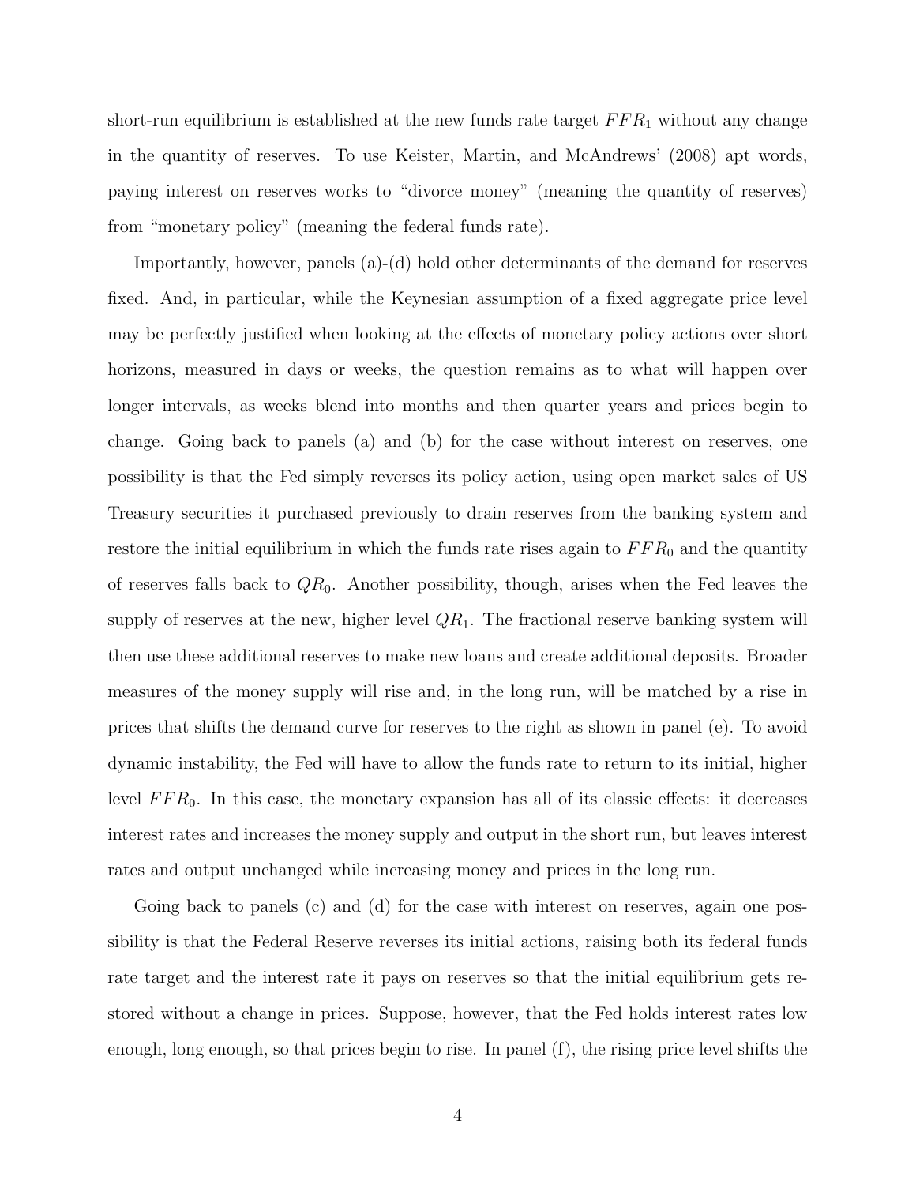short-run equilibrium is established at the new funds rate target $FFR_1$ without any change in the quantity of reserves. To use Keister, Martin, and McAndrews' (2008) apt words, paying interest on reserves works to "divorce money" (meaning the quantity of reserves) from "monetary policy" (meaning the federal funds rate).

Importantly, however, panels (a)-(d) hold other determinants of the demand for reserves fixed. And, in particular, while the Keynesian assumption of a fixed aggregate price level may be perfectly justified when looking at the effects of monetary policy actions over short horizons, measured in days or weeks, the question remains as to what will happen over longer intervals, as weeks blend into months and then quarter years and prices begin to change. Going back to panels (a) and (b) for the case without interest on reserves, one possibility is that the Fed simply reverses its policy action, using open market sales of US Treasury securities it purchased previously to drain reserves from the banking system and restore the initial equilibrium in which the funds rate rises again to $FFR_0$ and the quantity of reserves falls back to $QR_0$. Another possibility, though, arises when the Fed leaves the supply of reserves at the new, higher level $QR_1$. The fractional reserve banking system will then use these additional reserves to make new loans and create additional deposits. Broader measures of the money supply will rise and, in the long run, will be matched by a rise in prices that shifts the demand curve for reserves to the right as shown in panel (e). To avoid dynamic instability, the Fed will have to allow the funds rate to return to its initial, higher level $FFR_0$. In this case, the monetary expansion has all of its classic effects: it decreases interest rates and increases the money supply and output in the short run, but leaves interest rates and output unchanged while increasing money and prices in the long run.

Going back to panels (c) and (d) for the case with interest on reserves, again one possibility is that the Federal Reserve reverses its initial actions, raising both its federal funds rate target and the interest rate it pays on reserves so that the initial equilibrium gets restored without a change in prices. Suppose, however, that the Fed holds interest rates low enough, long enough, so that prices begin to rise. In panel (f), the rising price level shifts the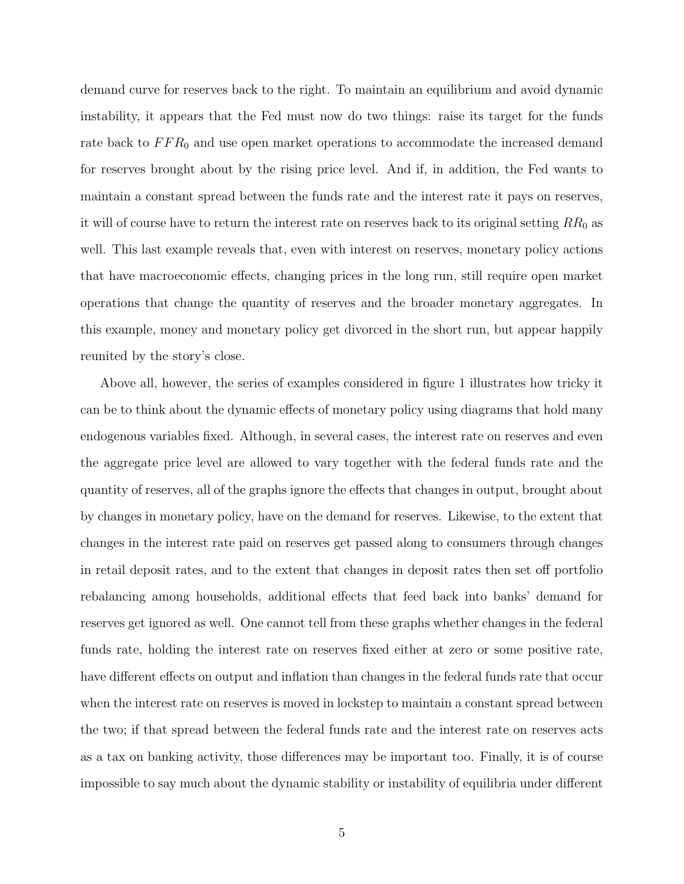demand curve for reserves back to the right. To maintain an equilibrium and avoid dynamic instability, it appears that the Fed must now do two things: raise its target for the funds rate back to $FFR_0$ and use open market operations to accommodate the increased demand for reserves brought about by the rising price level. And if, in addition, the Fed wants to maintain a constant spread between the funds rate and the interest rate it pays on reserves, it will of course have to return the interest rate on reserves back to its original setting $RR_0$ as well. This last example reveals that, even with interest on reserves, monetary policy actions that have macroeconomic effects, changing prices in the long run, still require open market operations that change the quantity of reserves and the broader monetary aggregates. In this example, money and monetary policy get divorced in the short run, but appear happily reunited by the story's close.

Above all, however, the series of examples considered in figure 1 illustrates how tricky it can be to think about the dynamic effects of monetary policy using diagrams that hold many endogenous variables fixed. Although, in several cases, the interest rate on reserves and even the aggregate price level are allowed to vary together with the federal funds rate and the quantity of reserves, all of the graphs ignore the effects that changes in output, brought about by changes in monetary policy, have on the demand for reserves. Likewise, to the extent that changes in the interest rate paid on reserves get passed along to consumers through changes in retail deposit rates, and to the extent that changes in deposit rates then set off portfolio rebalancing among households, additional effects that feed back into banks' demand for reserves get ignored as well. One cannot tell from these graphs whether changes in the federal funds rate, holding the interest rate on reserves fixed either at zero or some positive rate, have different effects on output and inflation than changes in the federal funds rate that occur when the interest rate on reserves is moved in lockstep to maintain a constant spread between the two; if that spread between the federal funds rate and the interest rate on reserves acts as a tax on banking activity, those differences may be important too. Finally, it is of course impossible to say much about the dynamic stability or instability of equilibria under different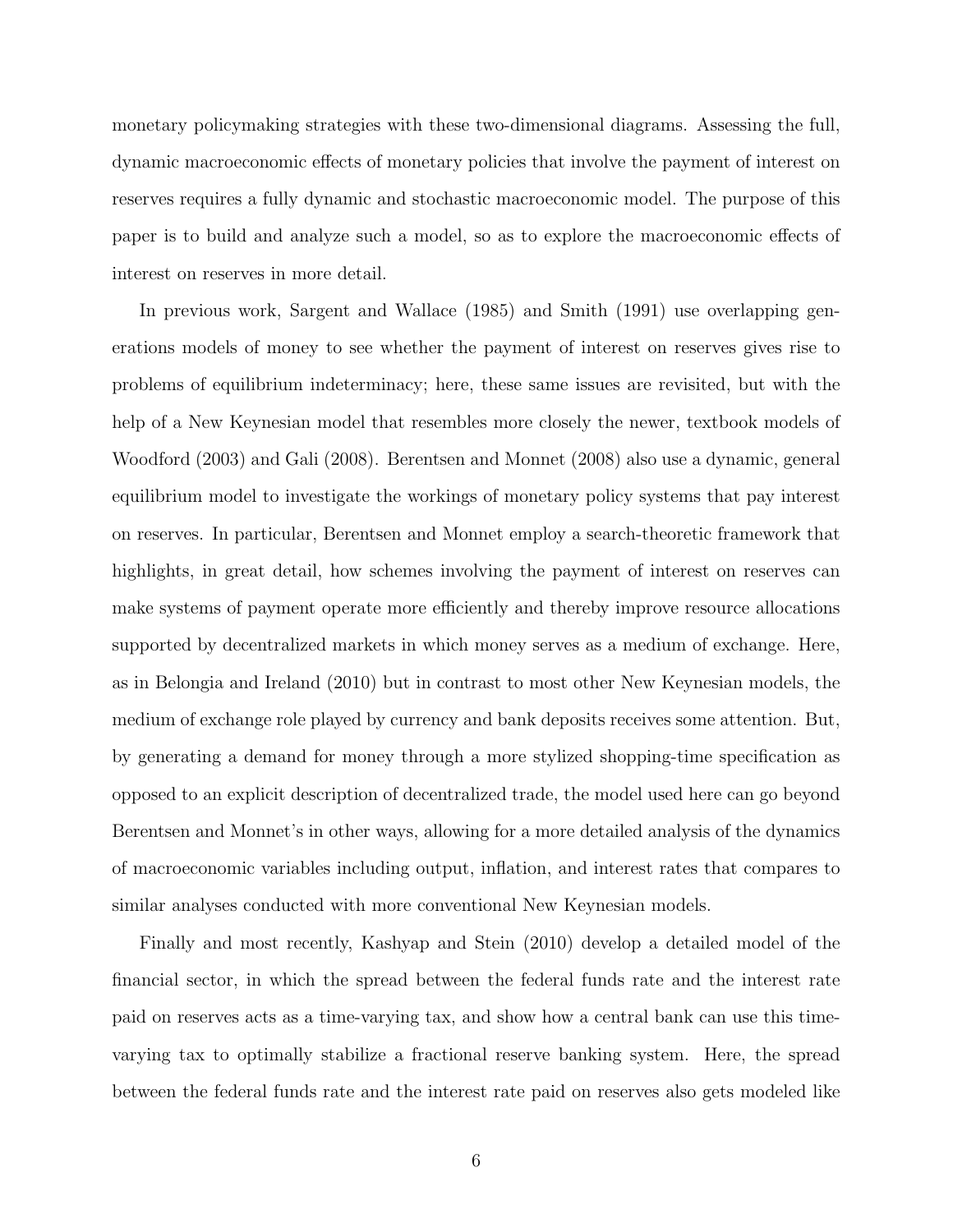monetary policymaking strategies with these two-dimensional diagrams. Assessing the full, dynamic macroeconomic effects of monetary policies that involve the payment of interest on reserves requires a fully dynamic and stochastic macroeconomic model. The purpose of this paper is to build and analyze such a model, so as to explore the macroeconomic effects of interest on reserves in more detail.

In previous work, Sargent and Wallace (1985) and Smith (1991) use overlapping generations models of money to see whether the payment of interest on reserves gives rise to problems of equilibrium indeterminacy; here, these same issues are revisited, but with the help of a New Keynesian model that resembles more closely the newer, textbook models of Woodford (2003) and Gali (2008). Berentsen and Monnet (2008) also use a dynamic, general equilibrium model to investigate the workings of monetary policy systems that pay interest on reserves. In particular, Berentsen and Monnet employ a search-theoretic framework that highlights, in great detail, how schemes involving the payment of interest on reserves can make systems of payment operate more efficiently and thereby improve resource allocations supported by decentralized markets in which money serves as a medium of exchange. Here, as in Belongia and Ireland (2010) but in contrast to most other New Keynesian models, the medium of exchange role played by currency and bank deposits receives some attention. But, by generating a demand for money through a more stylized shopping-time specification as opposed to an explicit description of decentralized trade, the model used here can go beyond Berentsen and Monnet's in other ways, allowing for a more detailed analysis of the dynamics of macroeconomic variables including output, inflation, and interest rates that compares to similar analyses conducted with more conventional New Keynesian models.

Finally and most recently, Kashyap and Stein (2010) develop a detailed model of the financial sector, in which the spread between the federal funds rate and the interest rate paid on reserves acts as a time-varying tax, and show how a central bank can use this time-varying tax to optimally stabilize a fractional reserve banking system. Here, the spread between the federal funds rate and the interest rate paid on reserves also gets modeled like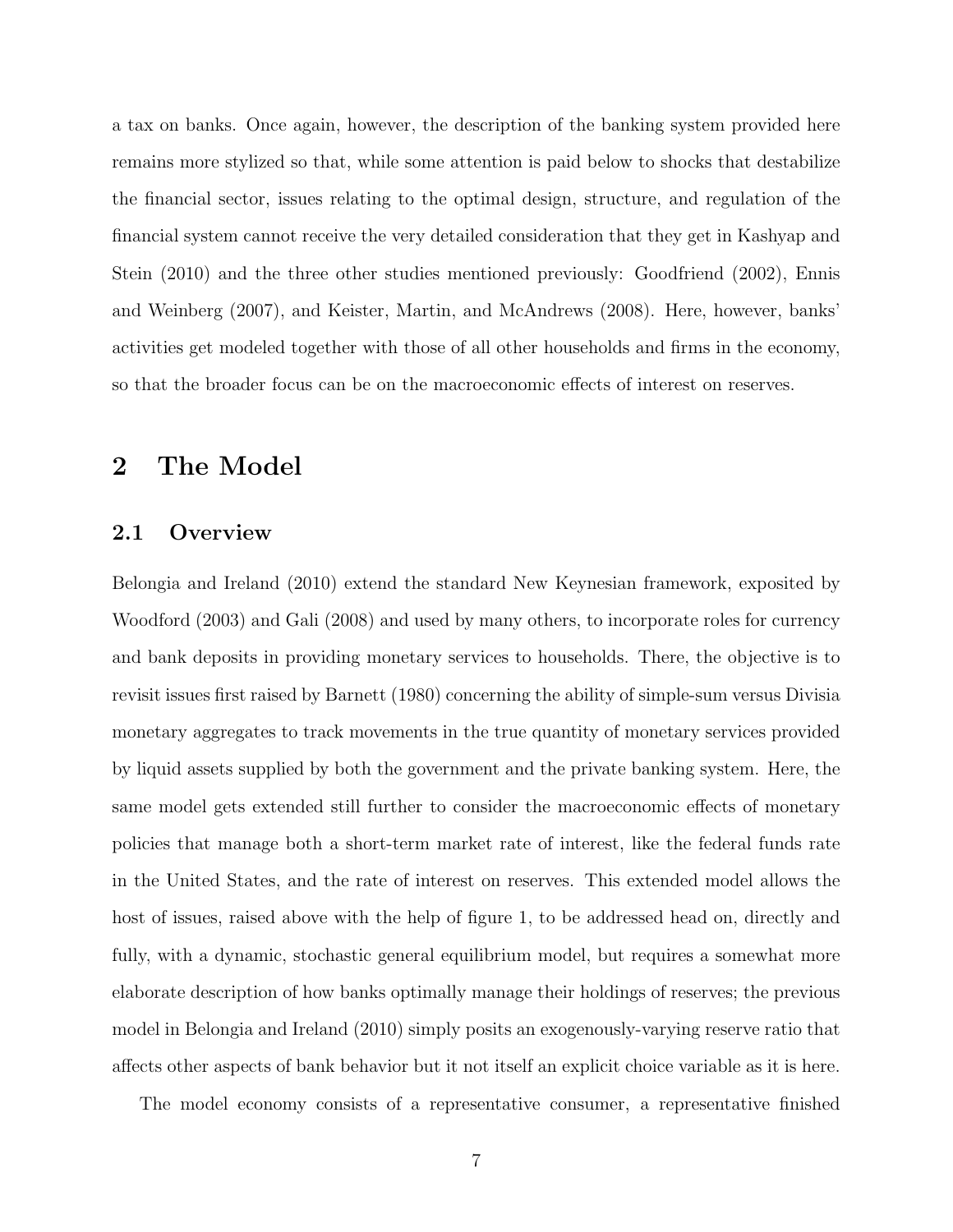a tax on banks. Once again, however, the description of the banking system provided here remains more stylized so that, while some attention is paid below to shocks that destabilize the financial sector, issues relating to the optimal design, structure, and regulation of the financial system cannot receive the very detailed consideration that they get in Kashyap and Stein (2010) and the three other studies mentioned previously: Goodfriend (2002), Ennis and Weinberg (2007), and Keister, Martin, and McAndrews (2008). Here, however, banks' activities get modeled together with those of all other households and firms in the economy, so that the broader focus can be on the macroeconomic effects of interest on reserves.

# 2 The Model

## 2.1 Overview

Belongia and Ireland (2010) extend the standard New Keynesian framework, exposited by Woodford (2003) and Gali (2008) and used by many others, to incorporate roles for currency and bank deposits in providing monetary services to households. There, the objective is to revisit issues first raised by Barnett (1980) concerning the ability of simple-sum versus Divisia monetary aggregates to track movements in the true quantity of monetary services provided by liquid assets supplied by both the government and the private banking system. Here, the same model gets extended still further to consider the macroeconomic effects of monetary policies that manage both a short-term market rate of interest, like the federal funds rate in the United States, and the rate of interest on reserves. This extended model allows the host of issues, raised above with the help of figure 1, to be addressed head on, directly and fully, with a dynamic, stochastic general equilibrium model, but requires a somewhat more elaborate description of how banks optimally manage their holdings of reserves; the previous model in Belongia and Ireland (2010) simply posits an exogenously-varying reserve ratio that affects other aspects of bank behavior but it not itself an explicit choice variable as it is here.

The model economy consists of a representative consumer, a representative finished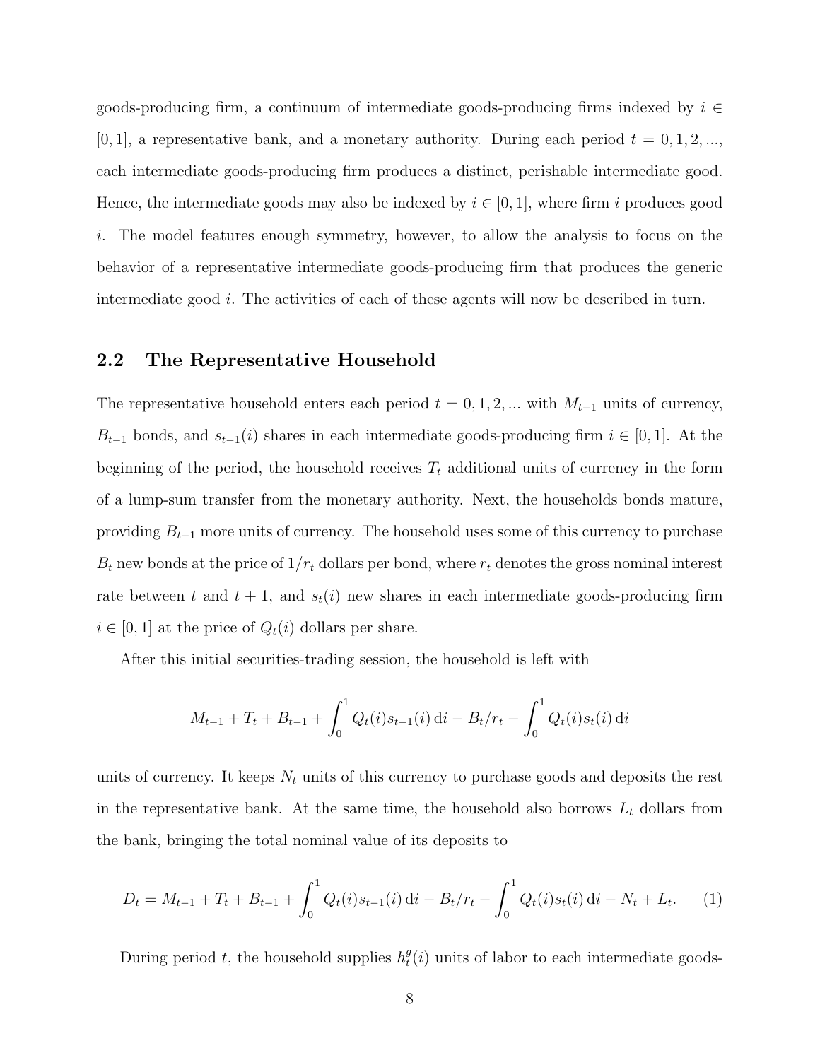goods-producing firm, a continuum of intermediate goods-producing firms indexed by $i \in [0, 1]$, a representative bank, and a monetary authority. During each period $t = 0, 1, 2, ...$, each intermediate goods-producing firm produces a distinct, perishable intermediate good. Hence, the intermediate goods may also be indexed by $i \in [0, 1]$, where firm $i$ produces good $i$. The model features enough symmetry, however, to allow the analysis to focus on the behavior of a representative intermediate goods-producing firm that produces the generic intermediate good $i$. The activities of each of these agents will now be described in turn.

## 2.2 The Representative Household

The representative household enters each period $t = 0, 1, 2, ...$ with $M_{t-1}$ units of currency, $B_{t-1}$ bonds, and $s_{t-1}(i)$ shares in each intermediate goods-producing firm $i \in [0, 1]$. At the beginning of the period, the household receives $T_t$ additional units of currency in the form of a lump-sum transfer from the monetary authority. Next, the households bonds mature, providing $B_{t-1}$ more units of currency. The household uses some of this currency to purchase $B_t$ new bonds at the price of $1/r_t$ dollars per bond, where $r_t$ denotes the gross nominal interest rate between $t$ and $t + 1$, and $s_t(i)$ new shares in each intermediate goods-producing firm $i \in [0, 1]$ at the price of $Q_t(i)$ dollars per share.

After this initial securities-trading session, the household is left with

$$M_{t-1} + T_t + B_{t-1} + \int_0^1 Q_t(i)s_{t-1}(i)\,\mathrm{d}i - B_t/r_t - \int_0^1 Q_t(i)s_t(i)\,\mathrm{d}i$$

units of currency. It keeps $N_t$ units of this currency to purchase goods and deposits the rest in the representative bank. At the same time, the household also borrows $L_t$ dollars from the bank, bringing the total nominal value of its deposits to

$$D_t = M_{t-1} + T_t + B_{t-1} + \int_0^1 Q_t(i)s_{t-1}(i)\,\mathrm{d}i - B_t/r_t - \int_0^1 Q_t(i)s_t(i)\,\mathrm{d}i - N_t + L_t. \quad (1)$$

During period $t$, the household supplies $h_t^g(i)$ units of labor to each intermediate goods-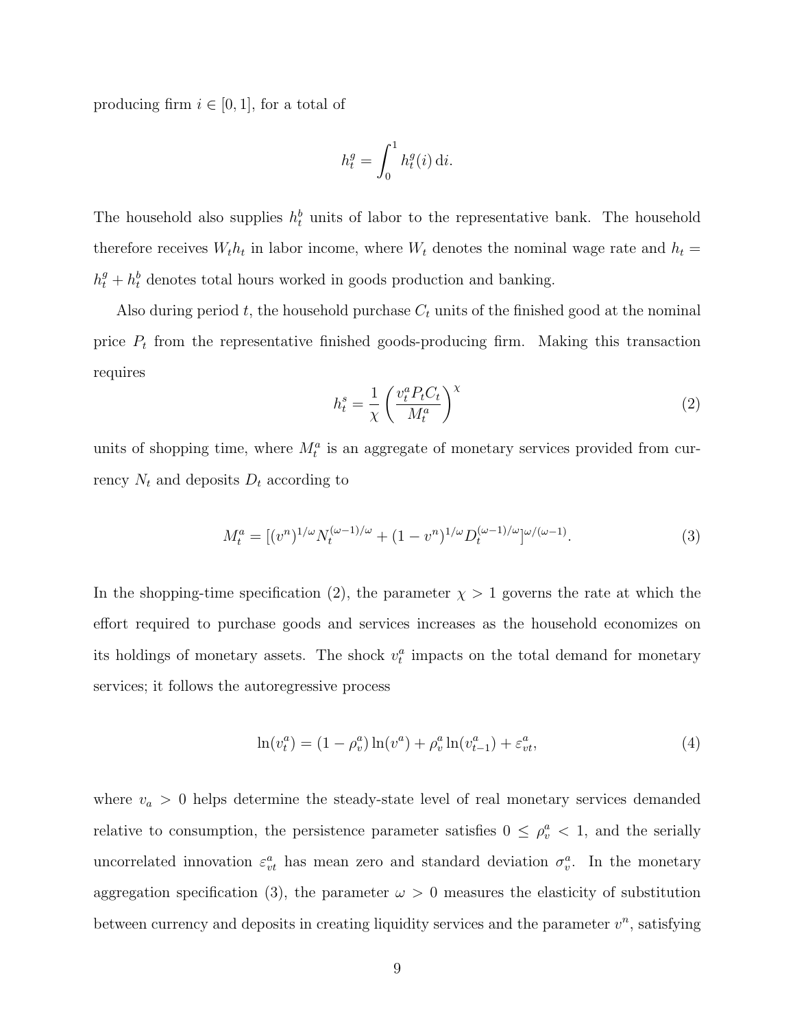producing firm $i \in [0, 1]$, for a total of

$$h_t^g = \int_0^1 h_t^g(i)\,\mathrm{d}i.$$

The household also supplies $h_t^b$ units of labor to the representative bank. The household therefore receives $W_t h_t$ in labor income, where $W_t$ denotes the nominal wage rate and $h_t = h_t^g + h_t^b$ denotes total hours worked in goods production and banking.

Also during period $t$, the household purchase $C_t$ units of the finished good at the nominal price $P_t$ from the representative finished goods-producing firm. Making this transaction requires

$$h_t^s = \frac{1}{\chi}\left(\frac{v_t^a P_t C_t}{M_t^a}\right)^{\chi} \tag{2}$$

units of shopping time, where $M_t^a$ is an aggregate of monetary services provided from currency $N_t$ and deposits $D_t$ according to

$$M_t^a = [(v^n)^{1/\omega} N_t^{(\omega-1)/\omega} + (1-v^n)^{1/\omega} D_t^{(\omega-1)/\omega}]^{\omega/(\omega-1)}. \tag{3}$$

In the shopping-time specification (2), the parameter $\chi > 1$ governs the rate at which the effort required to purchase goods and services increases as the household economizes on its holdings of monetary assets. The shock $v_t^a$ impacts on the total demand for monetary services; it follows the autoregressive process

$$\ln(v_t^a) = (1-\rho_v^a)\ln(v^a) + \rho_v^a \ln(v_{t-1}^a) + \varepsilon_{vt}^a, \tag{4}$$

where $v_a > 0$ helps determine the steady-state level of real monetary services demanded relative to consumption, the persistence parameter satisfies $0 \leq \rho_v^a < 1$, and the serially uncorrelated innovation $\varepsilon_{vt}^a$ has mean zero and standard deviation $\sigma_v^a$. In the monetary aggregation specification (3), the parameter $\omega > 0$ measures the elasticity of substitution between currency and deposits in creating liquidity services and the parameter $v^n$, satisfying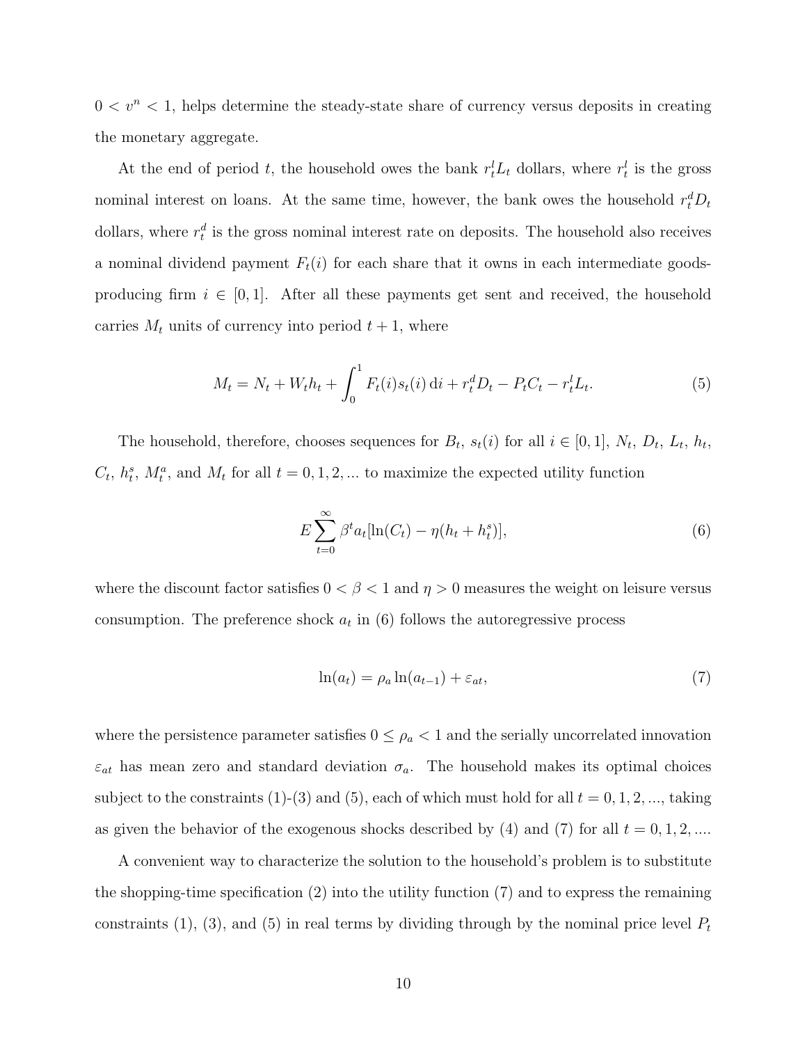$0 < v^n < 1$, helps determine the steady-state share of currency versus deposits in creating the monetary aggregate.

At the end of period $t$, the household owes the bank $r_t^l L_t$ dollars, where $r_t^l$ is the gross nominal interest on loans. At the same time, however, the bank owes the household $r_t^d D_t$ dollars, where $r_t^d$ is the gross nominal interest rate on deposits. The household also receives a nominal dividend payment $F_t(i)$ for each share that it owns in each intermediate goods-producing firm $i \in [0, 1]$. After all these payments get sent and received, the household carries $M_t$ units of currency into period $t + 1$, where

$$M_t = N_t + W_t h_t + \int_0^1 F_t(i)s_t(i)\,\mathrm{d}i + r_t^d D_t - P_t C_t - r_t^l L_t. \tag{5}$$

The household, therefore, chooses sequences for $B_t$, $s_t(i)$ for all $i \in [0, 1]$, $N_t$, $D_t$, $L_t$, $h_t$, $C_t$, $h_t^s$, $M_t^a$, and $M_t$ for all $t = 0, 1, 2, ...$ to maximize the expected utility function

$$E\sum_{t=0}^{\infty} \beta^t a_t[\ln(C_t) - \eta(h_t + h_t^s)], \tag{6}$$

where the discount factor satisfies $0 < \beta < 1$ and $\eta > 0$ measures the weight on leisure versus consumption. The preference shock $a_t$ in (6) follows the autoregressive process

$$\ln(a_t) = \rho_a \ln(a_{t-1}) + \varepsilon_{at}, \tag{7}$$

where the persistence parameter satisfies $0 \leq \rho_a < 1$ and the serially uncorrelated innovation $\varepsilon_{at}$ has mean zero and standard deviation $\sigma_a$. The household makes its optimal choices subject to the constraints (1)-(3) and (5), each of which must hold for all $t = 0, 1, 2, ...$, taking as given the behavior of the exogenous shocks described by (4) and (7) for all $t = 0, 1, 2, ....$

A convenient way to characterize the solution to the household's problem is to substitute the shopping-time specification (2) into the utility function (7) and to express the remaining constraints (1), (3), and (5) in real terms by dividing through by the nominal price level $P_t$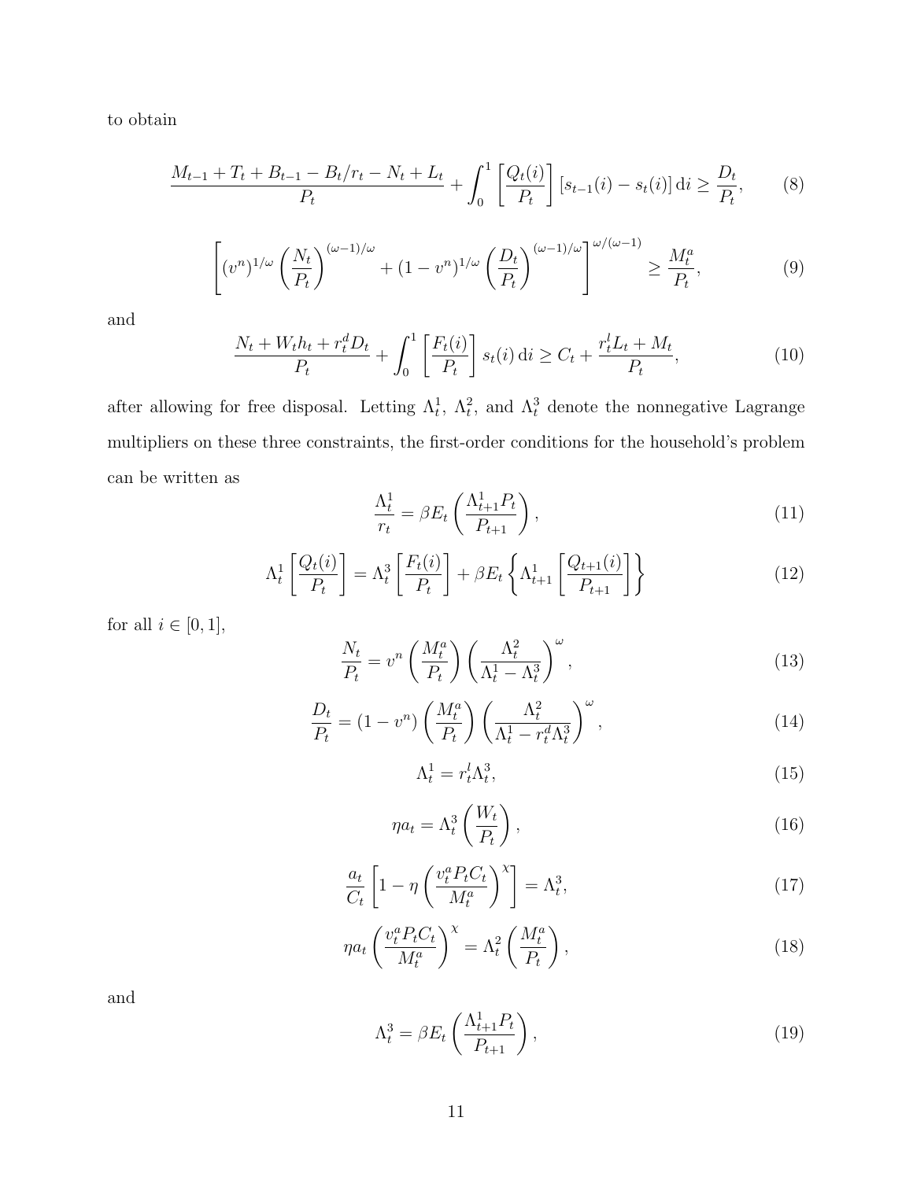to obtain

$$\frac{M_{t-1} + T_t + B_{t-1} - B_t/r_t - N_t + L_t}{P_t} + \int_0^1 \left[\frac{Q_t(i)}{P_t}\right] [s_{t-1}(i) - s_t(i)] \, \mathrm{d}i \geq \frac{D_t}{P_t}, \tag{8}$$

$$\left[(v^n)^{1/\omega} \left(\frac{N_t}{P_t}\right)^{(\omega-1)/\omega} + (1 - v^n)^{1/\omega} \left(\frac{D_t}{P_t}\right)^{(\omega-1)/\omega}\right]^{\omega/(\omega-1)} \geq \frac{M_t^a}{P_t}, \tag{9}$$

and

$$\frac{N_t + W_t h_t + r_t^d D_t}{P_t} + \int_0^1 \left[\frac{F_t(i)}{P_t}\right] s_t(i) \, \mathrm{d}i \geq C_t + \frac{r_t^l L_t + M_t}{P_t}, \tag{10}$$

after allowing for free disposal. Letting $\Lambda_t^1$, $\Lambda_t^2$, and $\Lambda_t^3$ denote the nonnegative Lagrange multipliers on these three constraints, the first-order conditions for the household's problem can be written as

$$\frac{\Lambda_t^1}{r_t} = \beta E_t \left(\frac{\Lambda_{t+1}^1 P_t}{P_{t+1}}\right), \tag{11}$$

$$\Lambda_t^1 \left[\frac{Q_t(i)}{P_t}\right] = \Lambda_t^3 \left[\frac{F_t(i)}{P_t}\right] + \beta E_t \left\{\Lambda_{t+1}^1 \left[\frac{Q_{t+1}(i)}{P_{t+1}}\right]\right\} \tag{12}$$

for all $i \in [0, 1]$,

$$\frac{N_t}{P_t} = v^n \left(\frac{M_t^a}{P_t}\right) \left(\frac{\Lambda_t^2}{\Lambda_t^1 - \Lambda_t^3}\right)^\omega, \tag{13}$$

$$\frac{D_t}{P_t} = (1 - v^n) \left(\frac{M_t^a}{P_t}\right) \left(\frac{\Lambda_t^2}{\Lambda_t^1 - r_t^d \Lambda_t^3}\right)^\omega, \tag{14}$$

$$\Lambda_t^1 = r_t^l \Lambda_t^3, \tag{15}$$

$$\eta a_t = \Lambda_t^3 \left(\frac{W_t}{P_t}\right), \tag{16}$$

$$\frac{a_t}{C_t} \left[1 - \eta \left(\frac{v_t^a P_t C_t}{M_t^a}\right)^\chi\right] = \Lambda_t^3, \tag{17}$$

$$\eta a_t \left(\frac{v_t^a P_t C_t}{M_t^a}\right)^\chi = \Lambda_t^2 \left(\frac{M_t^a}{P_t}\right), \tag{18}$$

and

$$\Lambda_t^3 = \beta E_t \left(\frac{\Lambda_{t+1}^1 P_t}{P_{t+1}}\right), \tag{19}$$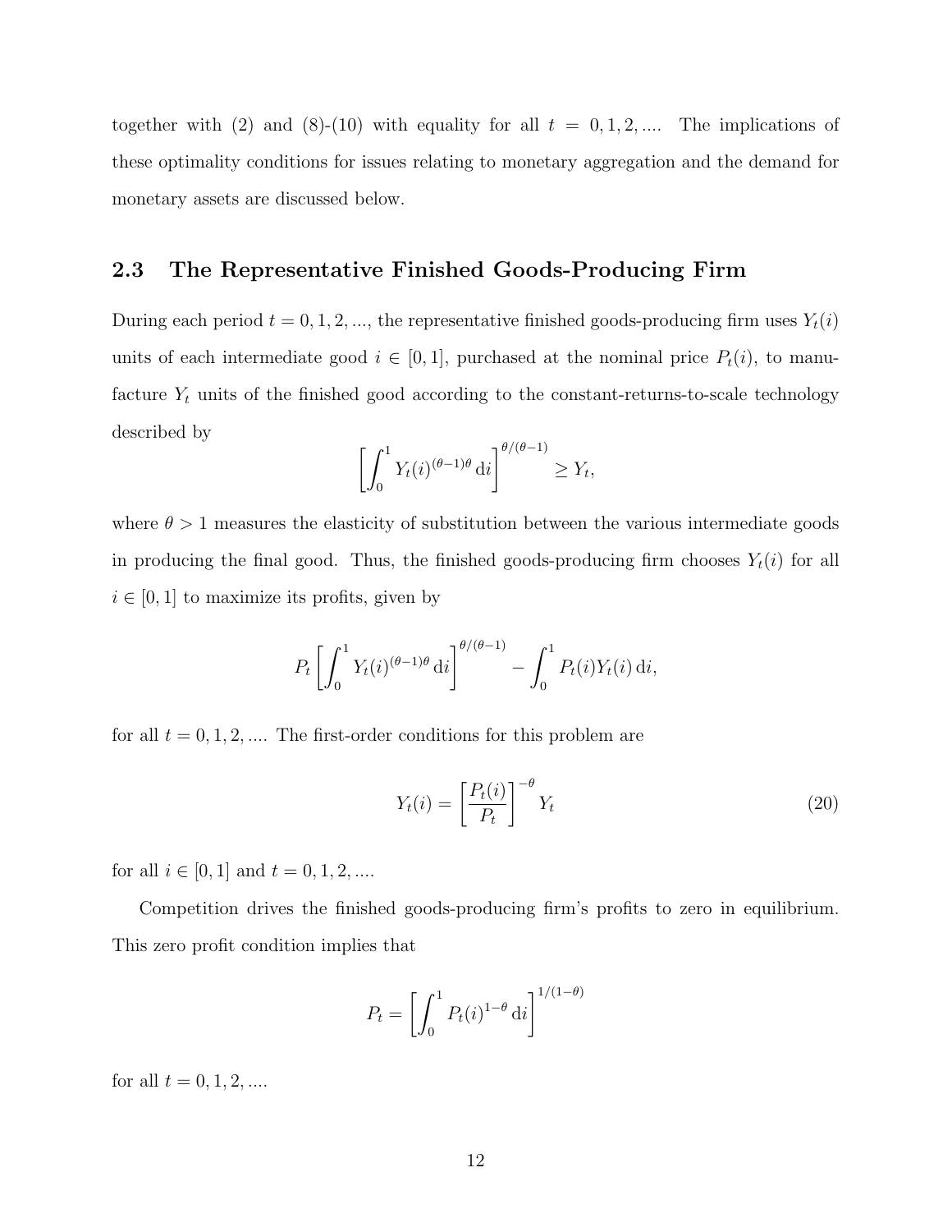together with (2) and (8)-(10) with equality for all $t = 0, 1, 2, ....$ The implications of these optimality conditions for issues relating to monetary aggregation and the demand for monetary assets are discussed below.

## 2.3 The Representative Finished Goods-Producing Firm

During each period $t = 0, 1, 2, ...$, the representative finished goods-producing firm uses $Y_t(i)$ units of each intermediate good $i \in [0, 1]$, purchased at the nominal price $P_t(i)$, to manufacture $Y_t$ units of the finished good according to the constant-returns-to-scale technology described by

$$\left[\int_0^1 Y_t(i)^{(\theta-1)\theta}\,\mathrm{d}i\right]^{\theta/(\theta-1)} \geq Y_t,$$

where $\theta > 1$ measures the elasticity of substitution between the various intermediate goods in producing the final good. Thus, the finished goods-producing firm chooses $Y_t(i)$ for all $i \in [0, 1]$ to maximize its profits, given by

$$P_t\left[\int_0^1 Y_t(i)^{(\theta-1)\theta}\,\mathrm{d}i\right]^{\theta/(\theta-1)} - \int_0^1 P_t(i)Y_t(i)\,\mathrm{d}i,$$

for all $t = 0, 1, 2, ....$ The first-order conditions for this problem are

$$Y_t(i) = \left[\frac{P_t(i)}{P_t}\right]^{-\theta} Y_t \tag{20}$$

for all $i \in [0, 1]$ and $t = 0, 1, 2, ....$

Competition drives the finished goods-producing firm's profits to zero in equilibrium. This zero profit condition implies that

$$P_t = \left[\int_0^1 P_t(i)^{1-\theta}\,\mathrm{d}i\right]^{1/(1-\theta)}$$

for all $t = 0, 1, 2, ....$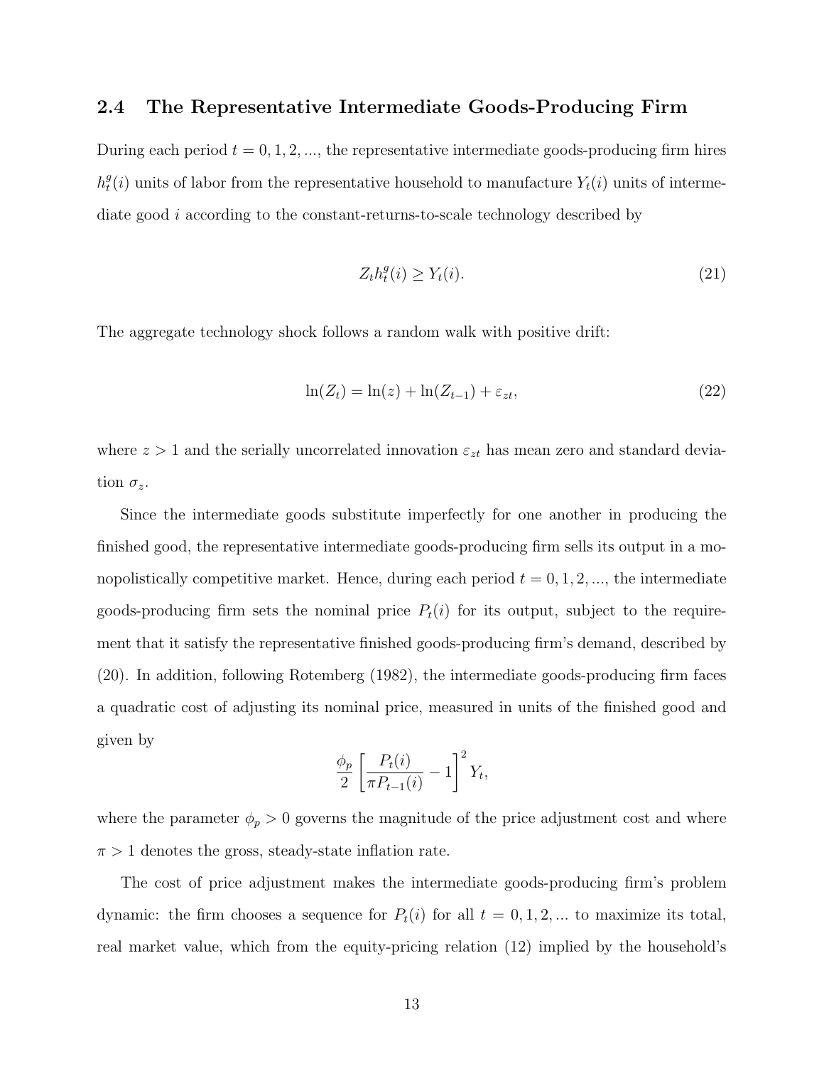## 2.4 The Representative Intermediate Goods-Producing Firm

During each period $t = 0, 1, 2, \ldots$, the representative intermediate goods-producing firm hires $h_t^g(i)$ units of labor from the representative household to manufacture $Y_t(i)$ units of intermediate good $i$ according to the constant-returns-to-scale technology described by

$$Z_t h_t^g(i) \geq Y_t(i). \tag{21}$$

The aggregate technology shock follows a random walk with positive drift:

$$\ln(Z_t) = \ln(z) + \ln(Z_{t-1}) + \varepsilon_{zt}, \tag{22}$$

where $z > 1$ and the serially uncorrelated innovation $\varepsilon_{zt}$ has mean zero and standard deviation $\sigma_z$.

Since the intermediate goods substitute imperfectly for one another in producing the finished good, the representative intermediate goods-producing firm sells its output in a monopolistically competitive market. Hence, during each period $t = 0, 1, 2, \ldots$, the intermediate goods-producing firm sets the nominal price $P_t(i)$ for its output, subject to the requirement that it satisfy the representative finished goods-producing firm's demand, described by (20). In addition, following Rotemberg (1982), the intermediate goods-producing firm faces a quadratic cost of adjusting its nominal price, measured in units of the finished good and given by

$$\frac{\phi_p}{2}\left[\frac{P_t(i)}{\pi P_{t-1}(i)} - 1\right]^2 Y_t,$$

where the parameter $\phi_p > 0$ governs the magnitude of the price adjustment cost and where $\pi > 1$ denotes the gross, steady-state inflation rate.

The cost of price adjustment makes the intermediate goods-producing firm's problem dynamic: the firm chooses a sequence for $P_t(i)$ for all $t = 0, 1, 2, \ldots$ to maximize its total, real market value, which from the equity-pricing relation (12) implied by the household's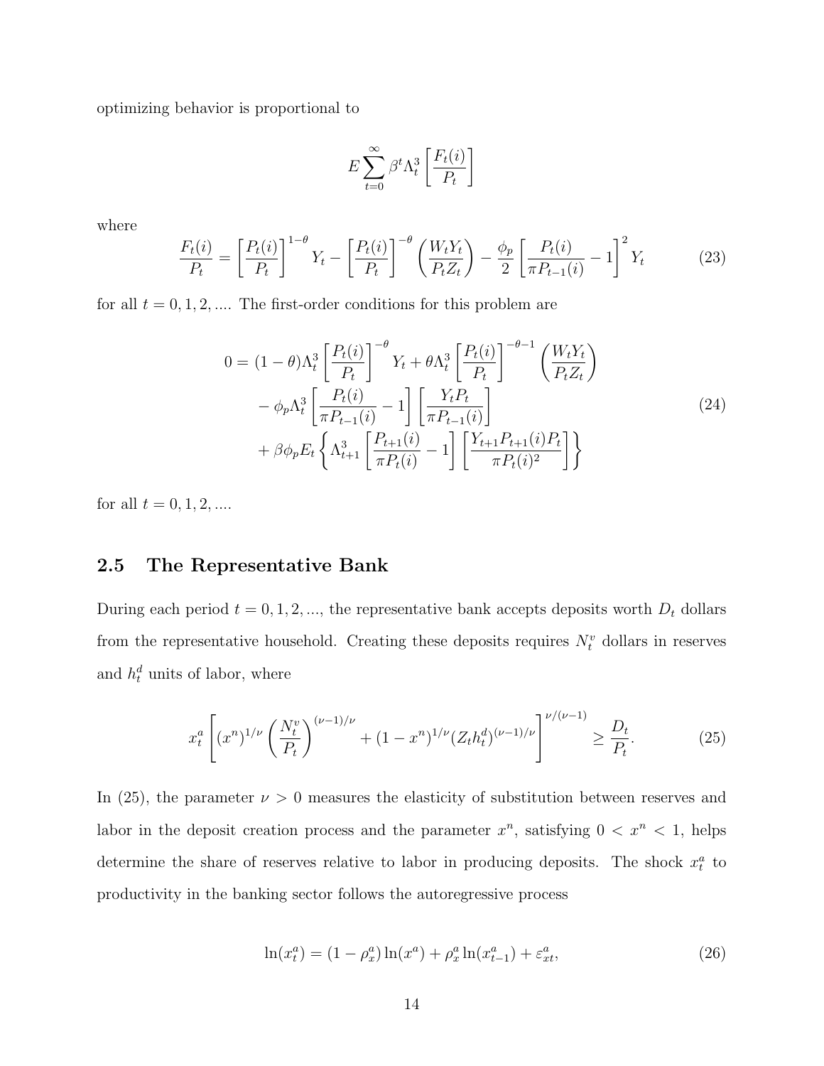optimizing behavior is proportional to

$$E\sum_{t=0}^{\infty}\beta^t\Lambda_t^3\left[\frac{F_t(i)}{P_t}\right]$$

where

$$\frac{F_t(i)}{P_t}=\left[\frac{P_t(i)}{P_t}\right]^{1-\theta}Y_t-\left[\frac{P_t(i)}{P_t}\right]^{-\theta}\left(\frac{W_tY_t}{P_tZ_t}\right)-\frac{\phi_p}{2}\left[\frac{P_t(i)}{\pi P_{t-1}(i)}-1\right]^2Y_t \tag{23}$$

for all $t = 0, 1, 2, ....$ The first-order conditions for this problem are

$$\begin{aligned}0=(1-\theta)\Lambda_t^3\left[\frac{P_t(i)}{P_t}\right]^{-\theta}Y_t+\theta\Lambda_t^3\left[\frac{P_t(i)}{P_t}\right]^{-\theta-1}\left(\frac{W_tY_t}{P_tZ_t}\right)\\-\phi_p\Lambda_t^3\left[\frac{P_t(i)}{\pi P_{t-1}(i)}-1\right]\left[\frac{Y_tP_t}{\pi P_{t-1}(i)}\right]\\+\beta\phi_pE_t\left\{\Lambda_{t+1}^3\left[\frac{P_{t+1}(i)}{\pi P_t(i)}-1\right]\left[\frac{Y_{t+1}P_{t+1}(i)P_t}{\pi P_t(i)^2}\right]\right\}\end{aligned} \tag{24}$$

for all $t = 0, 1, 2, ....$

## 2.5 The Representative Bank

During each period $t = 0, 1, 2, ...,$ the representative bank accepts deposits worth $D_t$ dollars from the representative household. Creating these deposits requires $N_t^v$ dollars in reserves and $h_t^d$ units of labor, where

$$x_t^a\left[(x^n)^{1/\nu}\left(\frac{N_t^v}{P_t}\right)^{(\nu-1)/\nu}+(1-x^n)^{1/\nu}(Z_th_t^d)^{(\nu-1)/\nu}\right]^{\nu/(\nu-1)}\geq\frac{D_t}{P_t}. \tag{25}$$

In (25), the parameter $\nu > 0$ measures the elasticity of substitution between reserves and labor in the deposit creation process and the parameter $x^n$, satisfying $0 < x^n < 1$, helps determine the share of reserves relative to labor in producing deposits. The shock $x_t^a$ to productivity in the banking sector follows the autoregressive process

$$\ln(x_t^a)=(1-\rho_x^a)\ln(x^a)+\rho_x^a\ln(x_{t-1}^a)+\varepsilon_{xt}^a, \tag{26}$$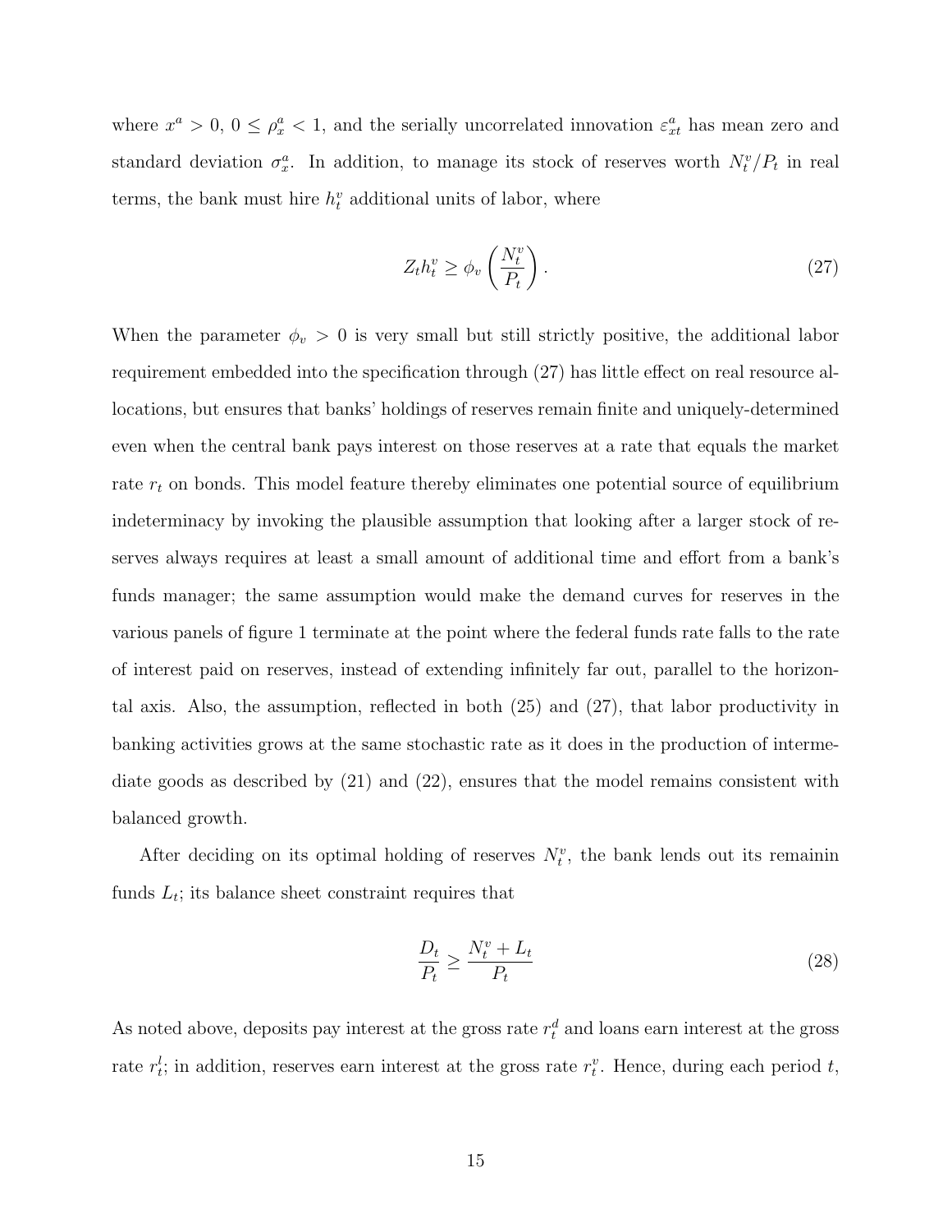where $x^a > 0$, $0 \leq \rho_x^a < 1$, and the serially uncorrelated innovation $\varepsilon_{xt}^a$ has mean zero and standard deviation $\sigma_x^a$. In addition, to manage its stock of reserves worth $N_t^v/P_t$ in real terms, the bank must hire $h_t^v$ additional units of labor, where

$$Z_t h_t^v \geq \phi_v \left( \frac{N_t^v}{P_t} \right). \tag{27}$$

When the parameter $\phi_v > 0$ is very small but still strictly positive, the additional labor requirement embedded into the specification through (27) has little effect on real resource allocations, but ensures that banks' holdings of reserves remain finite and uniquely-determined even when the central bank pays interest on those reserves at a rate that equals the market rate $r_t$ on bonds. This model feature thereby eliminates one potential source of equilibrium indeterminacy by invoking the plausible assumption that looking after a larger stock of reserves always requires at least a small amount of additional time and effort from a bank's funds manager; the same assumption would make the demand curves for reserves in the various panels of figure 1 terminate at the point where the federal funds rate falls to the rate of interest paid on reserves, instead of extending infinitely far out, parallel to the horizontal axis. Also, the assumption, reflected in both (25) and (27), that labor productivity in banking activities grows at the same stochastic rate as it does in the production of intermediate goods as described by (21) and (22), ensures that the model remains consistent with balanced growth.

After deciding on its optimal holding of reserves $N_t^v$, the bank lends out its remainin funds $L_t$; its balance sheet constraint requires that

$$\frac{D_t}{P_t} \geq \frac{N_t^v + L_t}{P_t} \tag{28}$$

As noted above, deposits pay interest at the gross rate $r_t^d$ and loans earn interest at the gross rate $r_t^l$; in addition, reserves earn interest at the gross rate $r_t^v$. Hence, during each period $t$,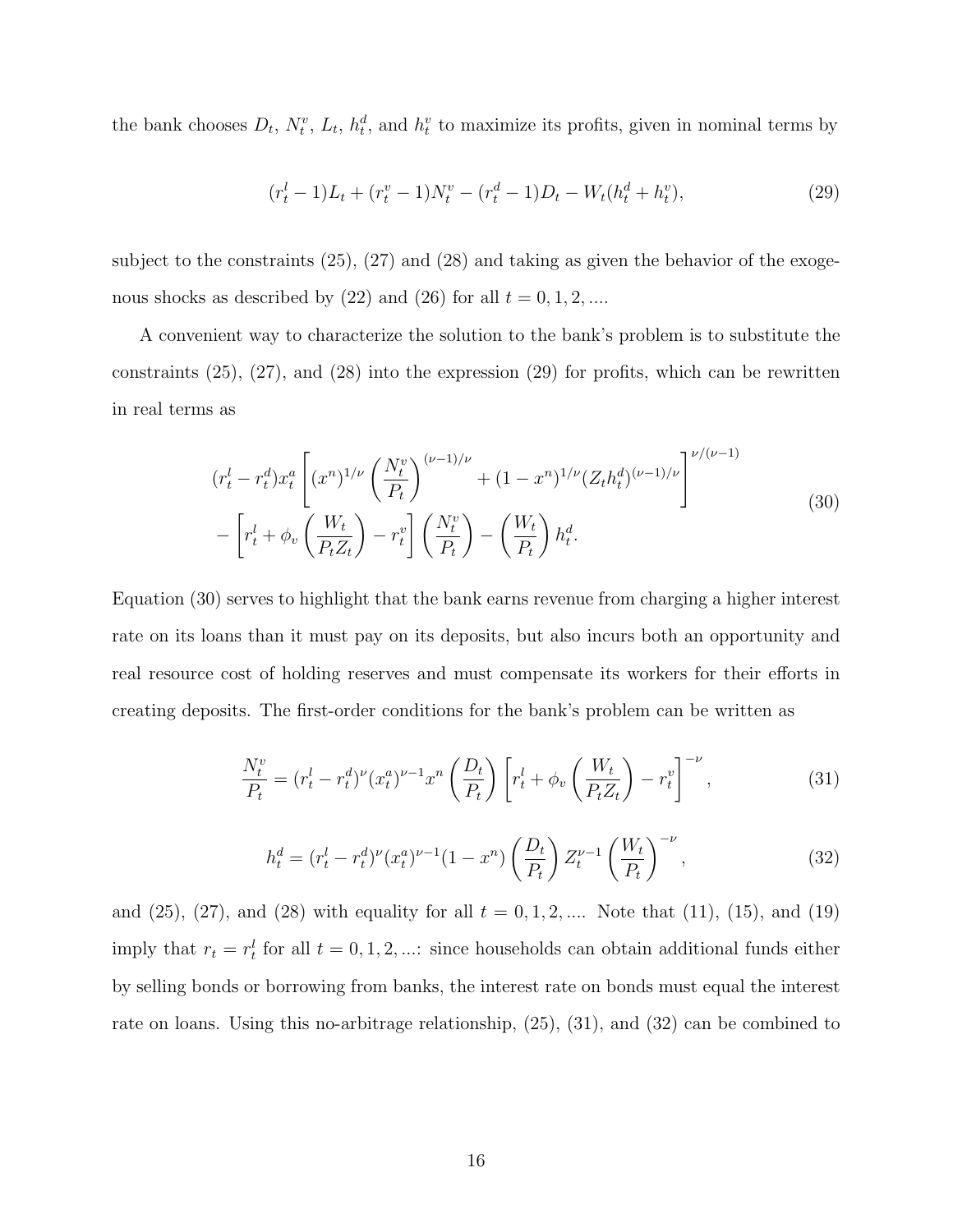the bank chooses $D_t$, $N^v_t$, $L_t$, $h^d_t$, and $h^v_t$ to maximize its profits, given in nominal terms by

$$(r^l_t - 1)L_t + (r^v_t - 1)N^v_t - (r^d_t - 1)D_t - W_t(h^d_t + h^v_t), \tag{29}$$

subject to the constraints (25), (27) and (28) and taking as given the behavior of the exogenous shocks as described by (22) and (26) for all $t = 0, 1, 2, ....$

A convenient way to characterize the solution to the bank's problem is to substitute the constraints (25), (27), and (28) into the expression (29) for profits, which can be rewritten in real terms as

$$\begin{aligned}
&(r^l_t - r^d_t)x^a_t \left[ (x^n)^{1/\nu} \left( \frac{N^v_t}{P_t} \right)^{(\nu-1)/\nu} + (1-x^n)^{1/\nu} (Z_t h^d_t)^{(\nu-1)/\nu} \right]^{\nu/(\nu-1)} \\
&- \left[ r^l_t + \phi_v \left( \frac{W_t}{P_t Z_t} \right) - r^v_t \right] \left( \frac{N^v_t}{P_t} \right) - \left( \frac{W_t}{P_t} \right) h^d_t.
\end{aligned} \tag{30}$$

Equation (30) serves to highlight that the bank earns revenue from charging a higher interest rate on its loans than it must pay on its deposits, but also incurs both an opportunity and real resource cost of holding reserves and must compensate its workers for their efforts in creating deposits. The first-order conditions for the bank's problem can be written as

$$\frac{N^v_t}{P_t} = (r^l_t - r^d_t)^\nu (x^a_t)^{\nu-1} x^n \left( \frac{D_t}{P_t} \right) \left[ r^l_t + \phi_v \left( \frac{W_t}{P_t Z_t} \right) - r^v_t \right]^{-\nu}, \tag{31}$$

$$h^d_t = (r^l_t - r^d_t)^\nu (x^a_t)^{\nu-1} (1-x^n) \left( \frac{D_t}{P_t} \right) Z^{\nu-1}_t \left( \frac{W_t}{P_t} \right)^{-\nu}, \tag{32}$$

and (25), (27), and (28) with equality for all $t = 0, 1, 2, ....$ Note that (11), (15), and (19) imply that $r_t = r^l_t$ for all $t = 0, 1, 2, ...$: since households can obtain additional funds either by selling bonds or borrowing from banks, the interest rate on bonds must equal the interest rate on loans. Using this no-arbitrage relationship, (25), (31), and (32) can be combined to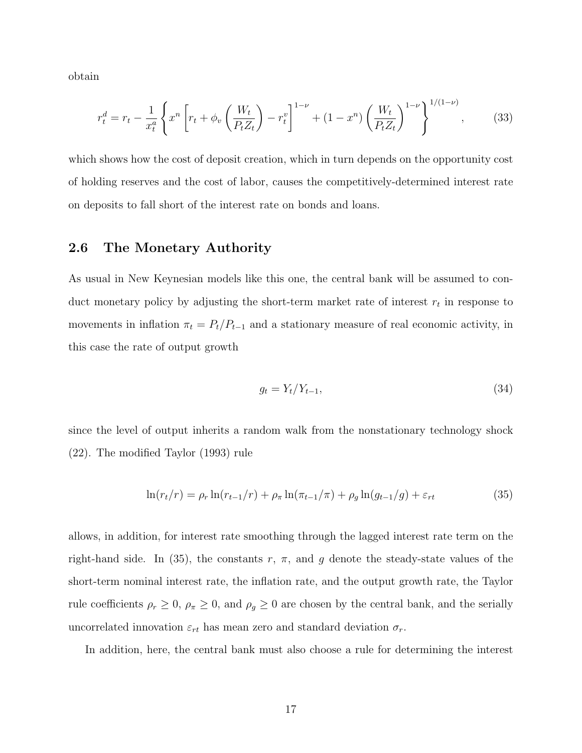obtain

$$r_t^d = r_t - \frac{1}{x_t^a}\left\{x^n\left[r_t + \phi_v\left(\frac{W_t}{P_t Z_t}\right) - r_t^v\right]^{1-\nu} + (1-x^n)\left(\frac{W_t}{P_t Z_t}\right)^{1-\nu}\right\}^{1/(1-\nu)}, \tag{33}$$

which shows how the cost of deposit creation, which in turn depends on the opportunity cost of holding reserves and the cost of labor, causes the competitively-determined interest rate on deposits to fall short of the interest rate on bonds and loans.

## 2.6 The Monetary Authority

As usual in New Keynesian models like this one, the central bank will be assumed to conduct monetary policy by adjusting the short-term market rate of interest $r_t$ in response to movements in inflation $\pi_t = P_t/P_{t-1}$ and a stationary measure of real economic activity, in this case the rate of output growth

$$g_t = Y_t/Y_{t-1}, \tag{34}$$

since the level of output inherits a random walk from the nonstationary technology shock (22). The modified Taylor (1993) rule

$$\ln(r_t/r) = \rho_r \ln(r_{t-1}/r) + \rho_\pi \ln(\pi_{t-1}/\pi) + \rho_g \ln(g_{t-1}/g) + \varepsilon_{rt} \tag{35}$$

allows, in addition, for interest rate smoothing through the lagged interest rate term on the right-hand side. In (35), the constants $r$, $\pi$, and $g$ denote the steady-state values of the short-term nominal interest rate, the inflation rate, and the output growth rate, the Taylor rule coefficients $\rho_r \geq 0$, $\rho_\pi \geq 0$, and $\rho_g \geq 0$ are chosen by the central bank, and the serially uncorrelated innovation $\varepsilon_{rt}$ has mean zero and standard deviation $\sigma_r$.

In addition, here, the central bank must also choose a rule for determining the interest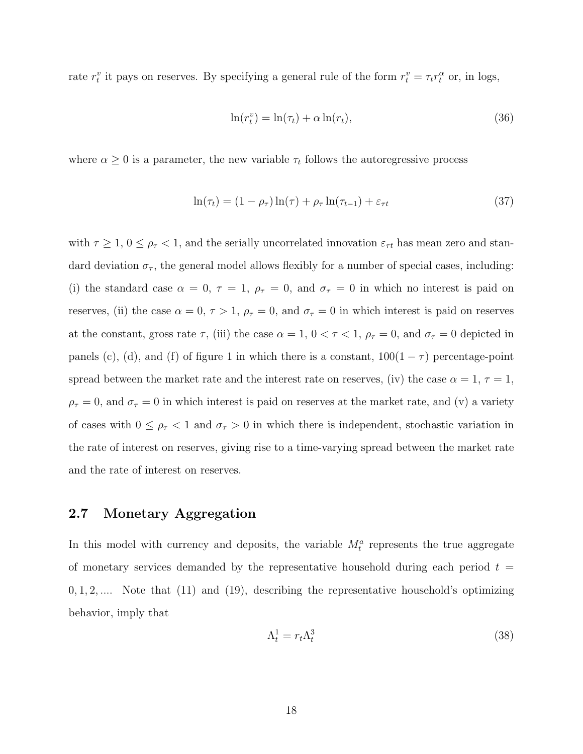rate $r_t^v$ it pays on reserves. By specifying a general rule of the form $r_t^v = \tau_t r_t^\alpha$ or, in logs,

$$\ln(r_t^v) = \ln(\tau_t) + \alpha \ln(r_t), \tag{36}$$

where $\alpha \geq 0$ is a parameter, the new variable $\tau_t$ follows the autoregressive process

$$\ln(\tau_t) = (1 - \rho_\tau)\ln(\tau) + \rho_\tau \ln(\tau_{t-1}) + \varepsilon_{\tau t} \tag{37}$$

with $\tau \geq 1$, $0 \leq \rho_\tau < 1$, and the serially uncorrelated innovation $\varepsilon_{\tau t}$ has mean zero and standard deviation $\sigma_\tau$, the general model allows flexibly for a number of special cases, including: (i) the standard case $\alpha = 0$, $\tau = 1$, $\rho_\tau = 0$, and $\sigma_\tau = 0$ in which no interest is paid on reserves, (ii) the case $\alpha = 0$, $\tau > 1$, $\rho_\tau = 0$, and $\sigma_\tau = 0$ in which interest is paid on reserves at the constant, gross rate $\tau$, (iii) the case $\alpha = 1$, $0 < \tau < 1$, $\rho_\tau = 0$, and $\sigma_\tau = 0$ depicted in panels (c), (d), and (f) of figure 1 in which there is a constant, $100(1 - \tau)$ percentage-point spread between the market rate and the interest rate on reserves, (iv) the case $\alpha = 1$, $\tau = 1$, $\rho_\tau = 0$, and $\sigma_\tau = 0$ in which interest is paid on reserves at the market rate, and (v) a variety of cases with $0 \leq \rho_\tau < 1$ and $\sigma_\tau > 0$ in which there is independent, stochastic variation in the rate of interest on reserves, giving rise to a time-varying spread between the market rate and the rate of interest on reserves.

## 2.7 Monetary Aggregation

In this model with currency and deposits, the variable $M_t^a$ represents the true aggregate of monetary services demanded by the representative household during each period $t = 0, 1, 2, ....$ Note that (11) and (19), describing the representative household's optimizing behavior, imply that

$$\Lambda_t^1 = r_t \Lambda_t^3 \tag{38}$$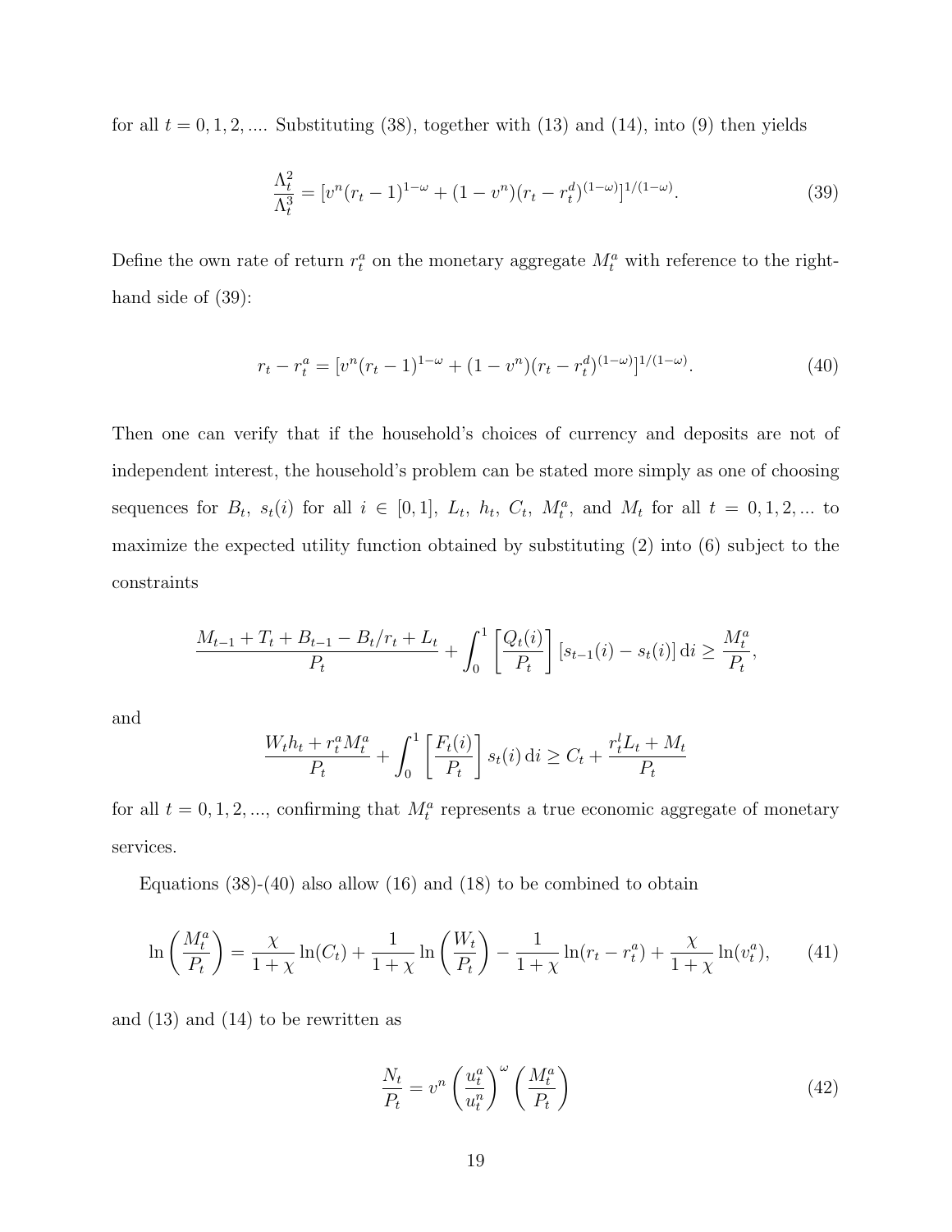for all $t = 0, 1, 2, ....$ Substituting (38), together with (13) and (14), into (9) then yields

$$\frac{\Lambda_t^2}{\Lambda_t^3} = [v^n(r_t - 1)^{1-\omega} + (1 - v^n)(r_t - r_t^d)^{(1-\omega)}]^{1/(1-\omega)}. \tag{39}$$

Define the own rate of return $r_t^a$ on the monetary aggregate $M_t^a$ with reference to the right-hand side of (39):

$$r_t - r_t^a = [v^n(r_t - 1)^{1-\omega} + (1 - v^n)(r_t - r_t^d)^{(1-\omega)}]^{1/(1-\omega)}. \tag{40}$$

Then one can verify that if the household's choices of currency and deposits are not of independent interest, the household's problem can be stated more simply as one of choosing sequences for $B_t$, $s_t(i)$ for all $i \in [0, 1]$, $L_t$, $h_t$, $C_t$, $M_t^a$, and $M_t$ for all $t = 0, 1, 2, ...$ to maximize the expected utility function obtained by substituting (2) into (6) subject to the constraints

$$\frac{M_{t-1} + T_t + B_{t-1} - B_t/r_t + L_t}{P_t} + \int_0^1 \left[\frac{Q_t(i)}{P_t}\right] [s_{t-1}(i) - s_t(i)] \, \mathrm{d}i \geq \frac{M_t^a}{P_t},$$

and

$$\frac{W_t h_t + r_t^a M_t^a}{P_t} + \int_0^1 \left[\frac{F_t(i)}{P_t}\right] s_t(i) \, \mathrm{d}i \geq C_t + \frac{r_t^l L_t + M_t}{P_t}$$

for all $t = 0, 1, 2, ...$, confirming that $M_t^a$ represents a true economic aggregate of monetary services.

Equations (38)-(40) also allow (16) and (18) to be combined to obtain

$$\ln\left(\frac{M_t^a}{P_t}\right) = \frac{\chi}{1+\chi} \ln(C_t) + \frac{1}{1+\chi} \ln\left(\frac{W_t}{P_t}\right) - \frac{1}{1+\chi} \ln(r_t - r_t^a) + \frac{\chi}{1+\chi} \ln(v_t^a), \tag{41}$$

and (13) and (14) to be rewritten as

$$\frac{N_t}{P_t} = v^n \left(\frac{u_t^a}{u_t^n}\right)^\omega \left(\frac{M_t^a}{P_t}\right) \tag{42}$$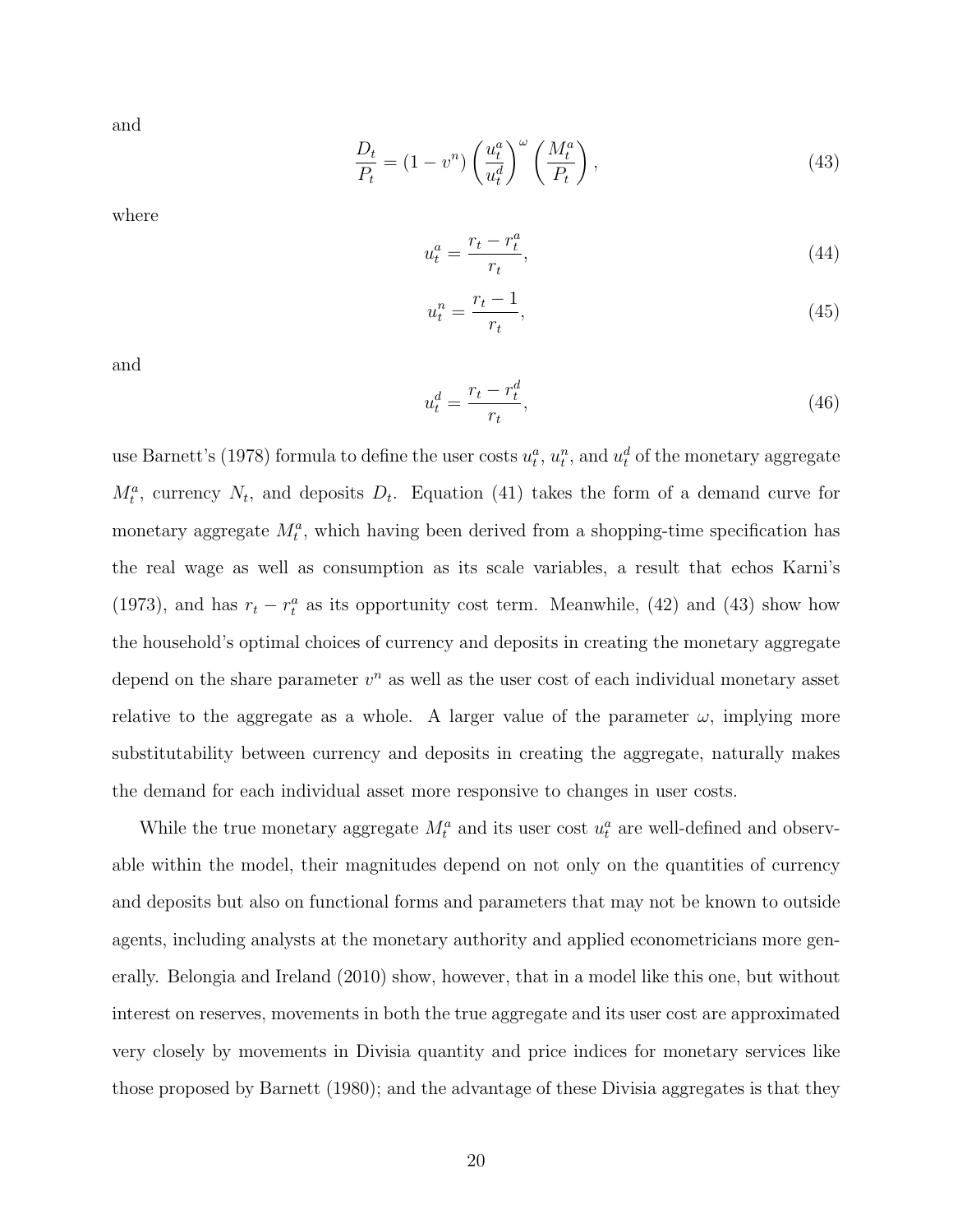and

$$\frac{D_t}{P_t} = (1 - v^n) \left( \frac{u_t^a}{u_t^d} \right)^{\omega} \left( \frac{M_t^a}{P_t} \right), \tag{43}$$

where

$$u_t^a = \frac{r_t - r_t^a}{r_t}, \tag{44}$$

$$u_t^n = \frac{r_t - 1}{r_t}, \tag{45}$$

and

$$u_t^d = \frac{r_t - r_t^d}{r_t}, \tag{46}$$

use Barnett's (1978) formula to define the user costs $u_t^a$, $u_t^n$, and $u_t^d$ of the monetary aggregate $M_t^a$, currency $N_t$, and deposits $D_t$. Equation (41) takes the form of a demand curve for monetary aggregate $M_t^a$, which having been derived from a shopping-time specification has the real wage as well as consumption as its scale variables, a result that echos Karni's (1973), and has $r_t - r_t^a$ as its opportunity cost term. Meanwhile, (42) and (43) show how the household's optimal choices of currency and deposits in creating the monetary aggregate depend on the share parameter $v^n$ as well as the user cost of each individual monetary asset relative to the aggregate as a whole. A larger value of the parameter $\omega$, implying more substitutability between currency and deposits in creating the aggregate, naturally makes the demand for each individual asset more responsive to changes in user costs.

While the true monetary aggregate $M_t^a$ and its user cost $u_t^a$ are well-defined and observable within the model, their magnitudes depend on not only on the quantities of currency and deposits but also on functional forms and parameters that may not be known to outside agents, including analysts at the monetary authority and applied econometricians more generally. Belongia and Ireland (2010) show, however, that in a model like this one, but without interest on reserves, movements in both the true aggregate and its user cost are approximated very closely by movements in Divisia quantity and price indices for monetary services like those proposed by Barnett (1980); and the advantage of these Divisia aggregates is that they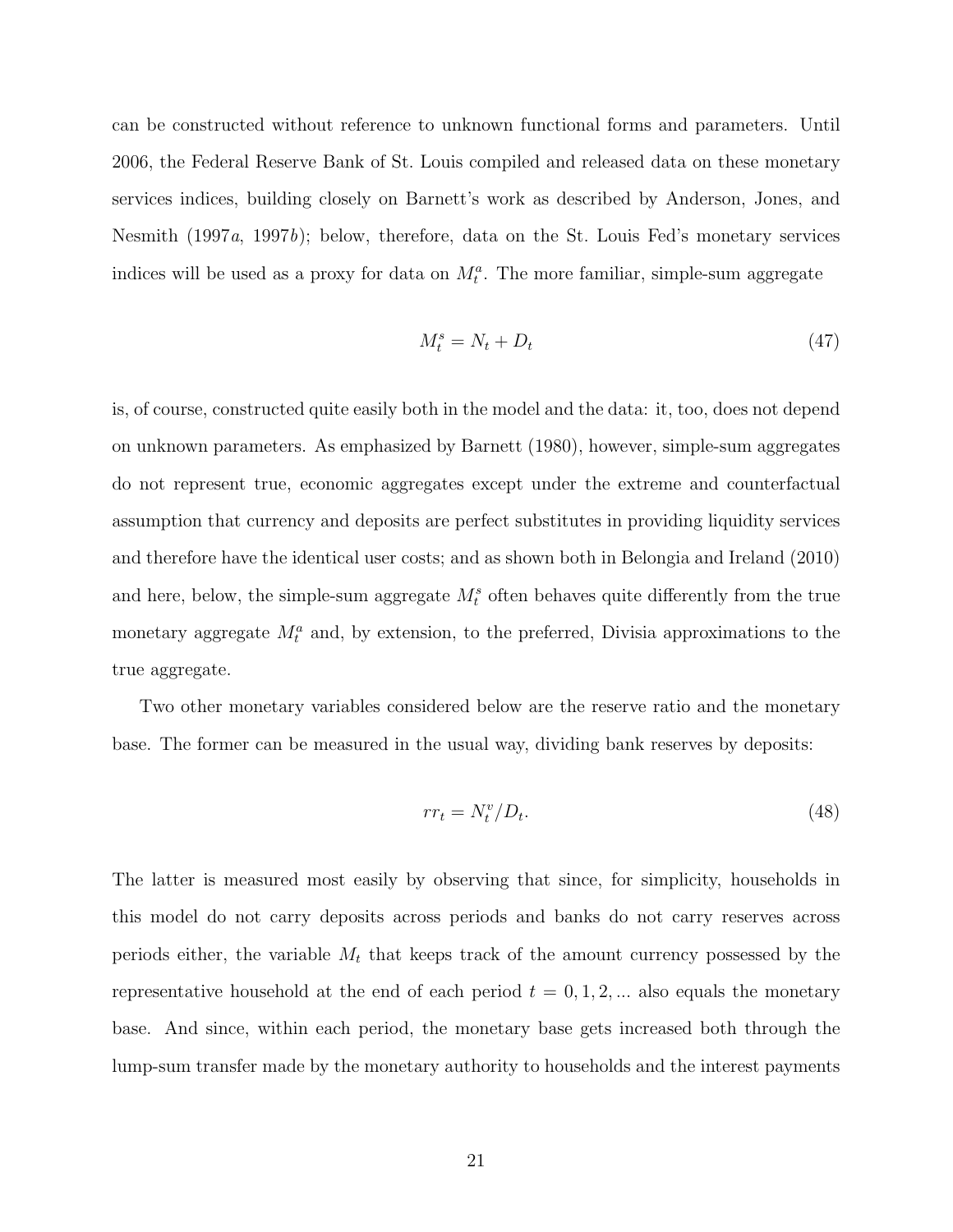can be constructed without reference to unknown functional forms and parameters. Until 2006, the Federal Reserve Bank of St. Louis compiled and released data on these monetary services indices, building closely on Barnett's work as described by Anderson, Jones, and Nesmith (1997*a*, 1997*b*); below, therefore, data on the St. Louis Fed's monetary services indices will be used as a proxy for data on $M_t^a$. The more familiar, simple-sum aggregate

$$M_t^s = N_t + D_t \tag{47}$$

is, of course, constructed quite easily both in the model and the data: it, too, does not depend on unknown parameters. As emphasized by Barnett (1980), however, simple-sum aggregates do not represent true, economic aggregates except under the extreme and counterfactual assumption that currency and deposits are perfect substitutes in providing liquidity services and therefore have the identical user costs; and as shown both in Belongia and Ireland (2010) and here, below, the simple-sum aggregate $M_t^s$ often behaves quite differently from the true monetary aggregate $M_t^a$ and, by extension, to the preferred, Divisia approximations to the true aggregate.

Two other monetary variables considered below are the reserve ratio and the monetary base. The former can be measured in the usual way, dividing bank reserves by deposits:

$$rr_t = N_t^v / D_t. \tag{48}$$

The latter is measured most easily by observing that since, for simplicity, households in this model do not carry deposits across periods and banks do not carry reserves across periods either, the variable $M_t$ that keeps track of the amount currency possessed by the representative household at the end of each period $t = 0, 1, 2, ...$ also equals the monetary base. And since, within each period, the monetary base gets increased both through the lump-sum transfer made by the monetary authority to households and the interest payments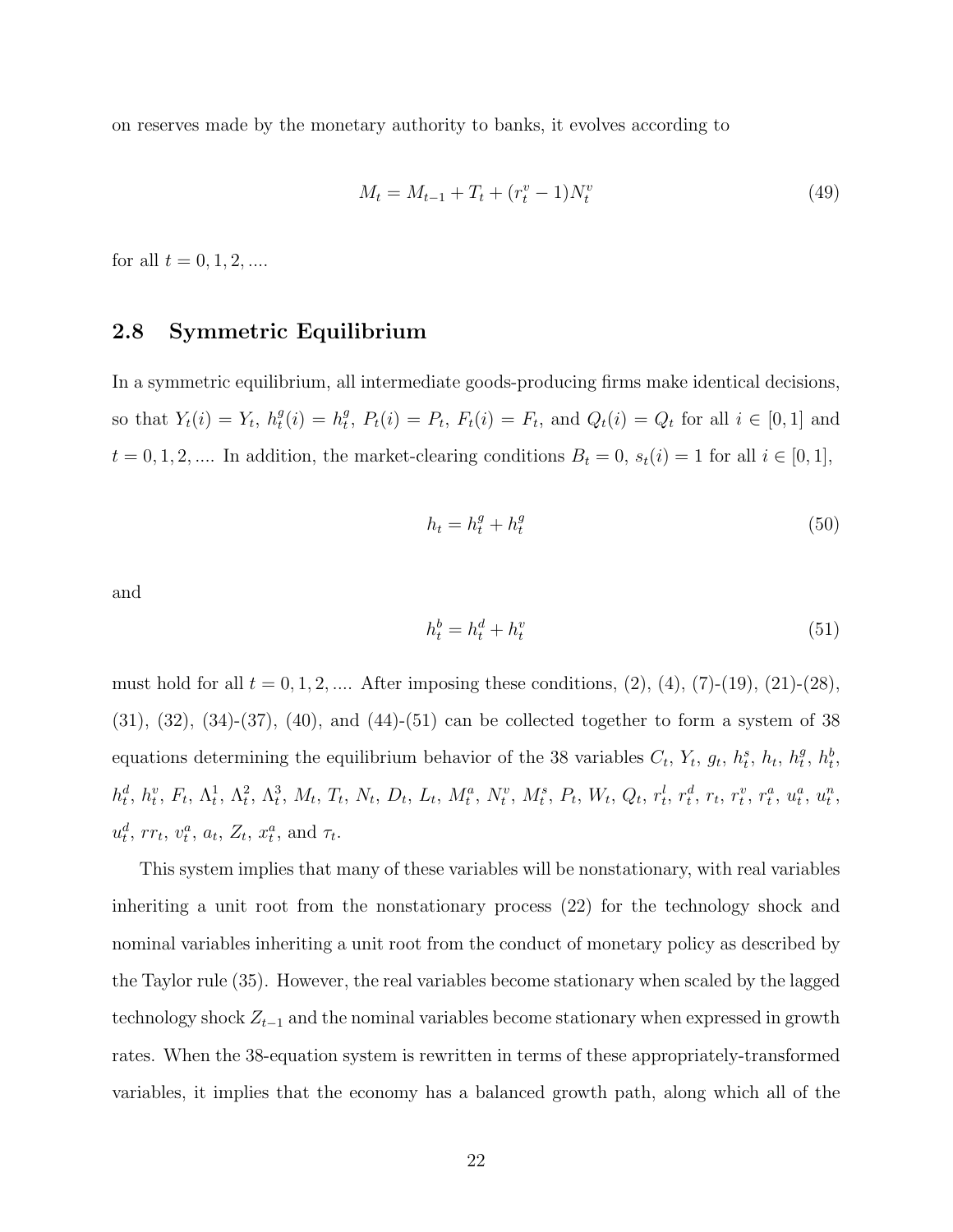on reserves made by the monetary authority to banks, it evolves according to

$$M_t = M_{t-1} + T_t + (r_t^v - 1)N_t^v \tag{49}$$

for all $t = 0, 1, 2, ....$

## 2.8 Symmetric Equilibrium

In a symmetric equilibrium, all intermediate goods-producing firms make identical decisions, so that $Y_t(i) = Y_t$, $h_t^g(i) = h_t^g$, $P_t(i) = P_t$, $F_t(i) = F_t$, and $Q_t(i) = Q_t$ for all $i \in [0, 1]$ and $t = 0, 1, 2, ....$ In addition, the market-clearing conditions $B_t = 0$, $s_t(i) = 1$ for all $i \in [0, 1]$,

$$h_t = h_t^g + h_t^g \tag{50}$$

and

$$h_t^b = h_t^d + h_t^v \tag{51}$$

must hold for all $t = 0, 1, 2, ....$ After imposing these conditions, (2), (4), (7)-(19), (21)-(28), (31), (32), (34)-(37), (40), and (44)-(51) can be collected together to form a system of 38 equations determining the equilibrium behavior of the 38 variables $C_t$, $Y_t$, $g_t$, $h_t^s$, $h_t$, $h_t^g$, $h_t^b$, $h_t^d$, $h_t^v$, $F_t$, $\Lambda_t^1$, $\Lambda_t^2$, $\Lambda_t^3$, $M_t$, $T_t$, $N_t$, $D_t$, $L_t$, $M_t^a$, $N_t^v$, $M_t^s$, $P_t$, $W_t$, $Q_t$, $r_t^l$, $r_t^d$, $r_t$, $r_t^v$, $r_t^a$, $u_t^a$, $u_t^n$, $u_t^d$, $rr_t$, $v_t^a$, $a_t$, $Z_t$, $x_t^a$, and $\tau_t$.

This system implies that many of these variables will be nonstationary, with real variables inheriting a unit root from the nonstationary process (22) for the technology shock and nominal variables inheriting a unit root from the conduct of monetary policy as described by the Taylor rule (35). However, the real variables become stationary when scaled by the lagged technology shock $Z_{t-1}$ and the nominal variables become stationary when expressed in growth rates. When the 38-equation system is rewritten in terms of these appropriately-transformed variables, it implies that the economy has a balanced growth path, along which all of the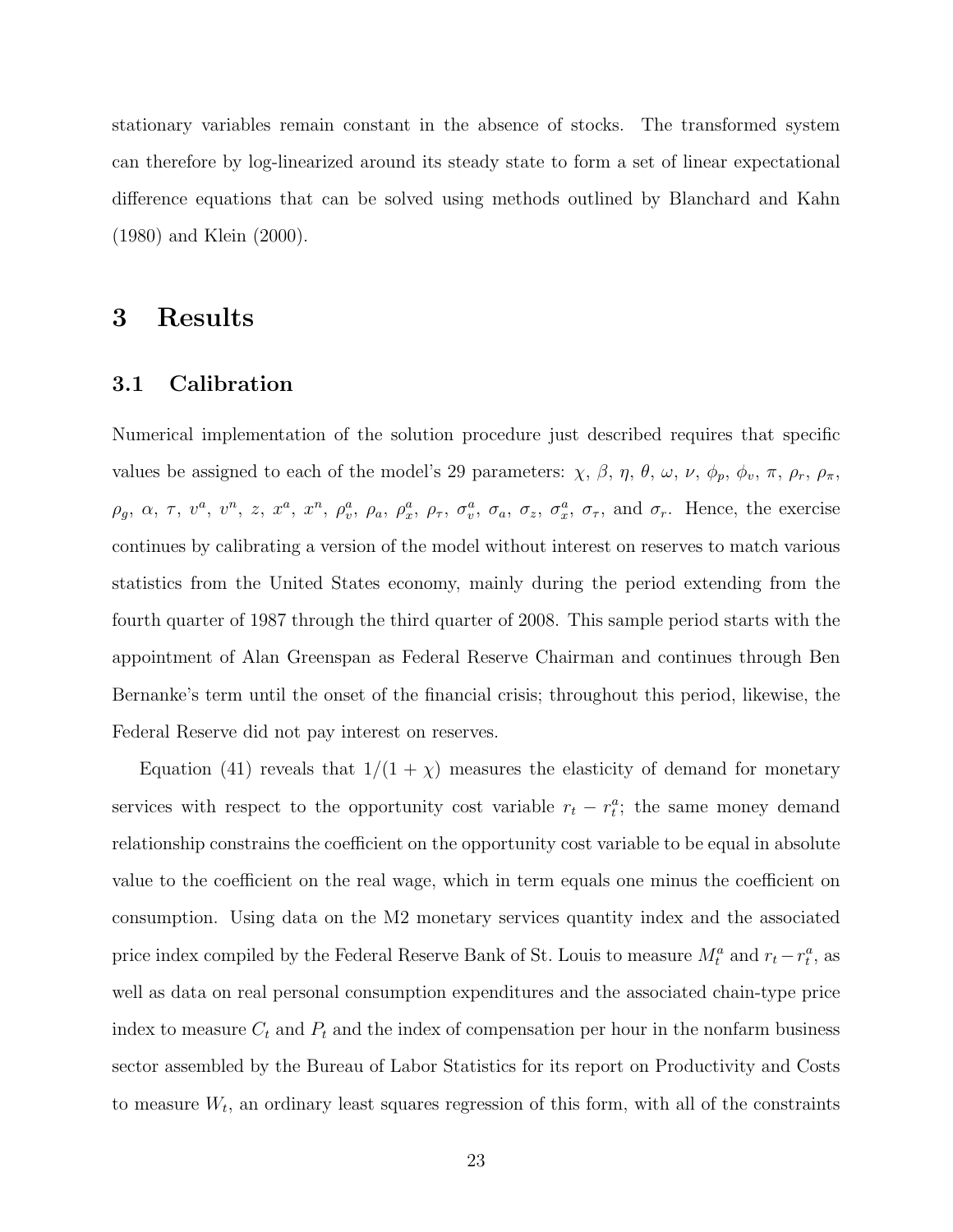stationary variables remain constant in the absence of stocks. The transformed system can therefore by log-linearized around its steady state to form a set of linear expectational difference equations that can be solved using methods outlined by Blanchard and Kahn (1980) and Klein (2000).

# 3 Results

## 3.1 Calibration

Numerical implementation of the solution procedure just described requires that specific values be assigned to each of the model's 29 parameters: $\chi$, $\beta$, $\eta$, $\theta$, $\omega$, $\nu$, $\phi_p$, $\phi_v$, $\pi$, $\rho_r$, $\rho_\pi$, $\rho_g$, $\alpha$, $\tau$, $v^a$, $v^n$, $z$, $x^a$, $x^n$, $\rho_v^a$, $\rho_a$, $\rho_x^a$, $\rho_\tau$, $\sigma_v^a$, $\sigma_a$, $\sigma_z$, $\sigma_x^a$, $\sigma_\tau$, and $\sigma_r$. Hence, the exercise continues by calibrating a version of the model without interest on reserves to match various statistics from the United States economy, mainly during the period extending from the fourth quarter of 1987 through the third quarter of 2008. This sample period starts with the appointment of Alan Greenspan as Federal Reserve Chairman and continues through Ben Bernanke's term until the onset of the financial crisis; throughout this period, likewise, the Federal Reserve did not pay interest on reserves.

Equation (41) reveals that $1/(1+\chi)$ measures the elasticity of demand for monetary services with respect to the opportunity cost variable $r_t - r_t^a$; the same money demand relationship constrains the coefficient on the opportunity cost variable to be equal in absolute value to the coefficient on the real wage, which in term equals one minus the coefficient on consumption. Using data on the M2 monetary services quantity index and the associated price index compiled by the Federal Reserve Bank of St. Louis to measure $M_t^a$ and $r_t - r_t^a$, as well as data on real personal consumption expenditures and the associated chain-type price index to measure $C_t$ and $P_t$ and the index of compensation per hour in the nonfarm business sector assembled by the Bureau of Labor Statistics for its report on Productivity and Costs to measure $W_t$, an ordinary least squares regression of this form, with all of the constraints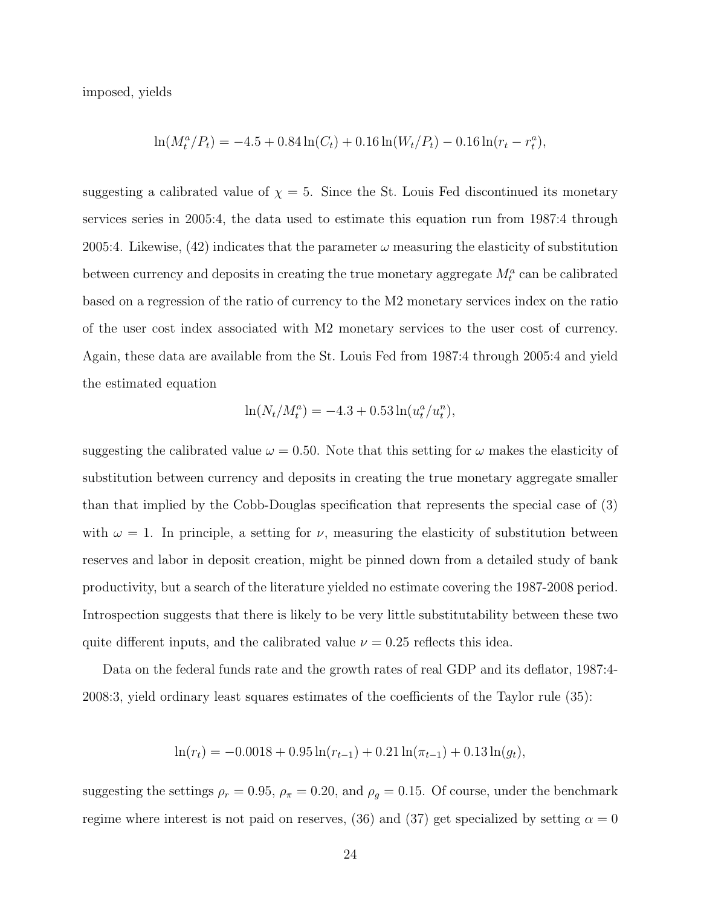imposed, yields

$$\ln(M_t^a/P_t) = -4.5 + 0.84\ln(C_t) + 0.16\ln(W_t/P_t) - 0.16\ln(r_t - r_t^a),$$

suggesting a calibrated value of $\chi = 5$. Since the St. Louis Fed discontinued its monetary services series in 2005:4, the data used to estimate this equation run from 1987:4 through 2005:4. Likewise, (42) indicates that the parameter $\omega$ measuring the elasticity of substitution between currency and deposits in creating the true monetary aggregate $M_t^a$ can be calibrated based on a regression of the ratio of currency to the M2 monetary services index on the ratio of the user cost index associated with M2 monetary services to the user cost of currency. Again, these data are available from the St. Louis Fed from 1987:4 through 2005:4 and yield the estimated equation

$$\ln(N_t/M_t^a) = -4.3 + 0.53\ln(u_t^a/u_t^n),$$

suggesting the calibrated value $\omega = 0.50$. Note that this setting for $\omega$ makes the elasticity of substitution between currency and deposits in creating the true monetary aggregate smaller than that implied by the Cobb-Douglas specification that represents the special case of (3) with $\omega = 1$. In principle, a setting for $\nu$, measuring the elasticity of substitution between reserves and labor in deposit creation, might be pinned down from a detailed study of bank productivity, but a search of the literature yielded no estimate covering the 1987-2008 period. Introspection suggests that there is likely to be very little substitutability between these two quite different inputs, and the calibrated value $\nu = 0.25$ reflects this idea.

Data on the federal funds rate and the growth rates of real GDP and its deflator, 1987:4-2008:3, yield ordinary least squares estimates of the coefficients of the Taylor rule (35):

$$\ln(r_t) = -0.0018 + 0.95\ln(r_{t-1}) + 0.21\ln(\pi_{t-1}) + 0.13\ln(g_t),$$

suggesting the settings $\rho_r = 0.95$, $\rho_\pi = 0.20$, and $\rho_g = 0.15$. Of course, under the benchmark regime where interest is not paid on reserves, (36) and (37) get specialized by setting $\alpha = 0$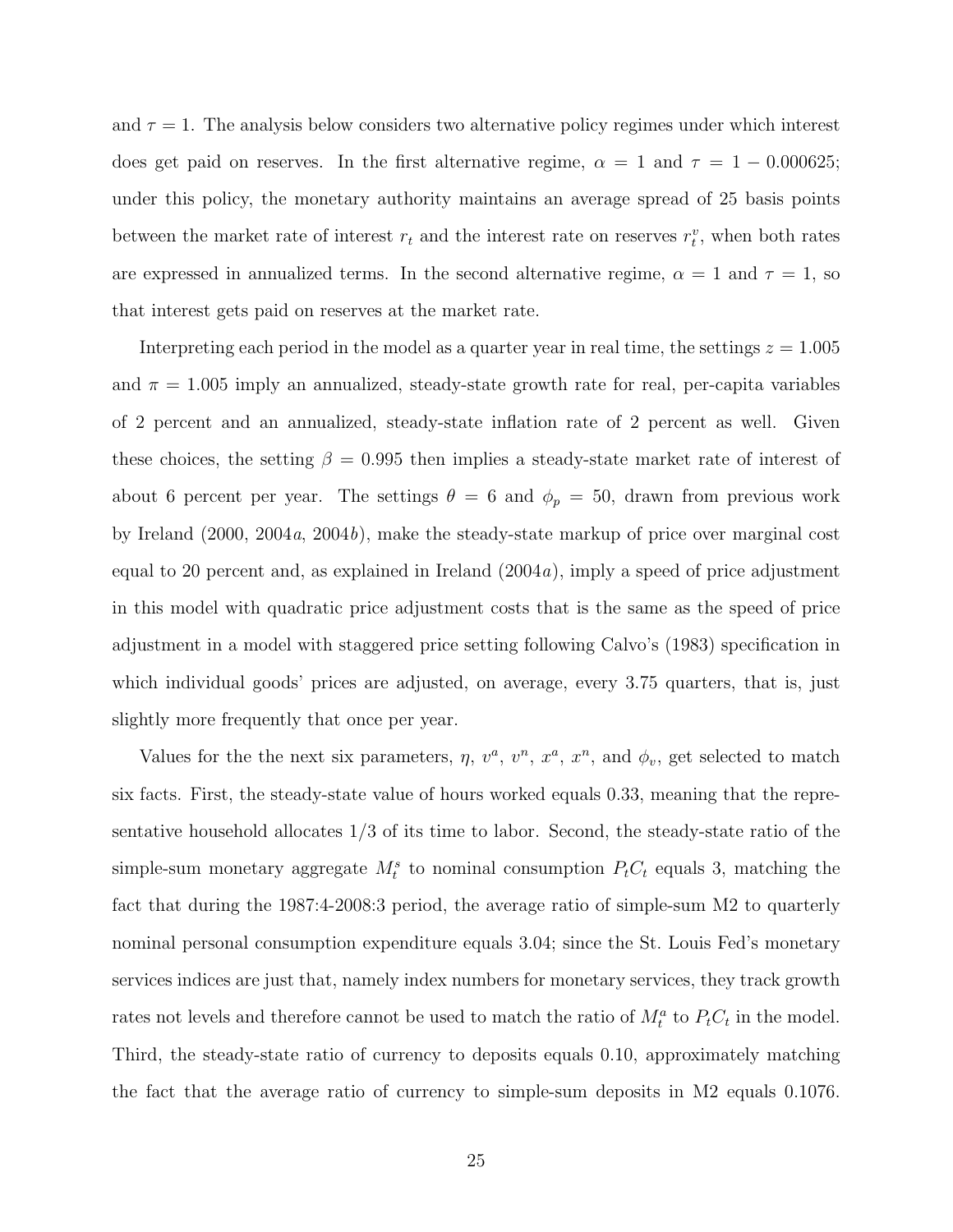and $\tau = 1$. The analysis below considers two alternative policy regimes under which interest does get paid on reserves. In the first alternative regime, $\alpha = 1$ and $\tau = 1 - 0.000625$; under this policy, the monetary authority maintains an average spread of 25 basis points between the market rate of interest $r_t$ and the interest rate on reserves $r_t^v$, when both rates are expressed in annualized terms. In the second alternative regime, $\alpha = 1$ and $\tau = 1$, so that interest gets paid on reserves at the market rate.

Interpreting each period in the model as a quarter year in real time, the settings $z = 1.005$ and $\pi = 1.005$ imply an annualized, steady-state growth rate for real, per-capita variables of 2 percent and an annualized, steady-state inflation rate of 2 percent as well. Given these choices, the setting $\beta = 0.995$ then implies a steady-state market rate of interest of about 6 percent per year. The settings $\theta = 6$ and $\phi_p = 50$, drawn from previous work by Ireland (2000, 2004*a*, 2004*b*), make the steady-state markup of price over marginal cost equal to 20 percent and, as explained in Ireland (2004*a*), imply a speed of price adjustment in this model with quadratic price adjustment costs that is the same as the speed of price adjustment in a model with staggered price setting following Calvo's (1983) specification in which individual goods' prices are adjusted, on average, every 3.75 quarters, that is, just slightly more frequently that once per year.

Values for the the next six parameters, $\eta$, $v^a$, $v^n$, $x^a$, $x^n$, and $\phi_v$, get selected to match six facts. First, the steady-state value of hours worked equals 0.33, meaning that the representative household allocates 1/3 of its time to labor. Second, the steady-state ratio of the simple-sum monetary aggregate $M_t^s$ to nominal consumption $P_tC_t$ equals 3, matching the fact that during the 1987:4-2008:3 period, the average ratio of simple-sum M2 to quarterly nominal personal consumption expenditure equals 3.04; since the St. Louis Fed's monetary services indices are just that, namely index numbers for monetary services, they track growth rates not levels and therefore cannot be used to match the ratio of $M_t^a$ to $P_tC_t$ in the model. Third, the steady-state ratio of currency to deposits equals 0.10, approximately matching the fact that the average ratio of currency to simple-sum deposits in M2 equals 0.1076.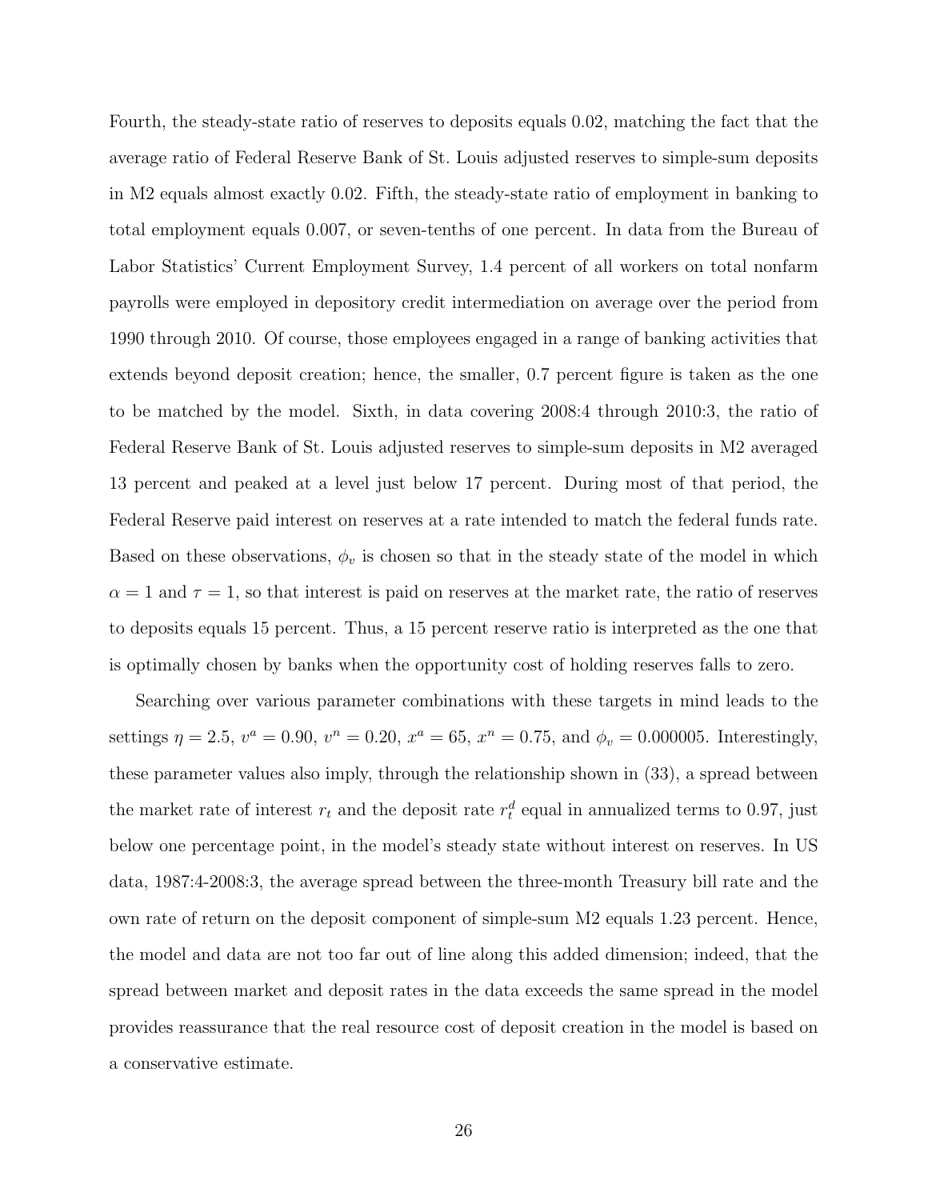Fourth, the steady-state ratio of reserves to deposits equals 0.02, matching the fact that the average ratio of Federal Reserve Bank of St. Louis adjusted reserves to simple-sum deposits in M2 equals almost exactly 0.02. Fifth, the steady-state ratio of employment in banking to total employment equals 0.007, or seven-tenths of one percent. In data from the Bureau of Labor Statistics' Current Employment Survey, 1.4 percent of all workers on total nonfarm payrolls were employed in depository credit intermediation on average over the period from 1990 through 2010. Of course, those employees engaged in a range of banking activities that extends beyond deposit creation; hence, the smaller, 0.7 percent figure is taken as the one to be matched by the model. Sixth, in data covering 2008:4 through 2010:3, the ratio of Federal Reserve Bank of St. Louis adjusted reserves to simple-sum deposits in M2 averaged 13 percent and peaked at a level just below 17 percent. During most of that period, the Federal Reserve paid interest on reserves at a rate intended to match the federal funds rate. Based on these observations, $\phi_v$ is chosen so that in the steady state of the model in which $\alpha = 1$ and $\tau = 1$, so that interest is paid on reserves at the market rate, the ratio of reserves to deposits equals 15 percent. Thus, a 15 percent reserve ratio is interpreted as the one that is optimally chosen by banks when the opportunity cost of holding reserves falls to zero.

Searching over various parameter combinations with these targets in mind leads to the settings $\eta = 2.5$, $v^a = 0.90$, $v^n = 0.20$, $x^a = 65$, $x^n = 0.75$, and $\phi_v = 0.000005$. Interestingly, these parameter values also imply, through the relationship shown in (33), a spread between the market rate of interest $r_t$ and the deposit rate $r_t^d$ equal in annualized terms to 0.97, just below one percentage point, in the model's steady state without interest on reserves. In US data, 1987:4-2008:3, the average spread between the three-month Treasury bill rate and the own rate of return on the deposit component of simple-sum M2 equals 1.23 percent. Hence, the model and data are not too far out of line along this added dimension; indeed, that the spread between market and deposit rates in the data exceeds the same spread in the model provides reassurance that the real resource cost of deposit creation in the model is based on a conservative estimate.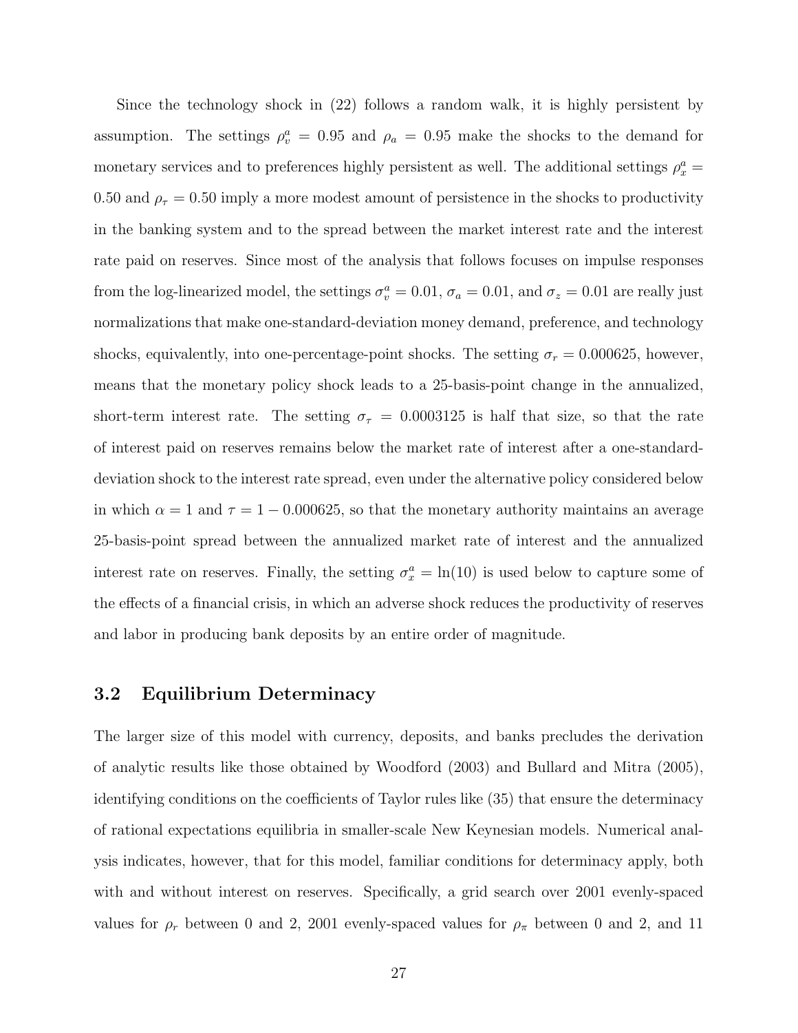Since the technology shock in (22) follows a random walk, it is highly persistent by assumption. The settings $\rho_v^a = 0.95$ and $\rho_a = 0.95$ make the shocks to the demand for monetary services and to preferences highly persistent as well. The additional settings $\rho_x^a = 0.50$ and $\rho_\tau = 0.50$ imply a more modest amount of persistence in the shocks to productivity in the banking system and to the spread between the market interest rate and the interest rate paid on reserves. Since most of the analysis that follows focuses on impulse responses from the log-linearized model, the settings $\sigma_v^a = 0.01$, $\sigma_a = 0.01$, and $\sigma_z = 0.01$ are really just normalizations that make one-standard-deviation money demand, preference, and technology shocks, equivalently, into one-percentage-point shocks. The setting $\sigma_r = 0.000625$, however, means that the monetary policy shock leads to a 25-basis-point change in the annualized, short-term interest rate. The setting $\sigma_\tau = 0.0003125$ is half that size, so that the rate of interest paid on reserves remains below the market rate of interest after a one-standard-deviation shock to the interest rate spread, even under the alternative policy considered below in which $\alpha = 1$ and $\tau = 1 - 0.000625$, so that the monetary authority maintains an average 25-basis-point spread between the annualized market rate of interest and the annualized interest rate on reserves. Finally, the setting $\sigma_x^a = \ln(10)$ is used below to capture some of the effects of a financial crisis, in which an adverse shock reduces the productivity of reserves and labor in producing bank deposits by an entire order of magnitude.

## 3.2 Equilibrium Determinacy

The larger size of this model with currency, deposits, and banks precludes the derivation of analytic results like those obtained by Woodford (2003) and Bullard and Mitra (2005), identifying conditions on the coefficients of Taylor rules like (35) that ensure the determinacy of rational expectations equilibria in smaller-scale New Keynesian models. Numerical analysis indicates, however, that for this model, familiar conditions for determinacy apply, both with and without interest on reserves. Specifically, a grid search over 2001 evenly-spaced values for $\rho_r$ between 0 and 2, 2001 evenly-spaced values for $\rho_\pi$ between 0 and 2, and 11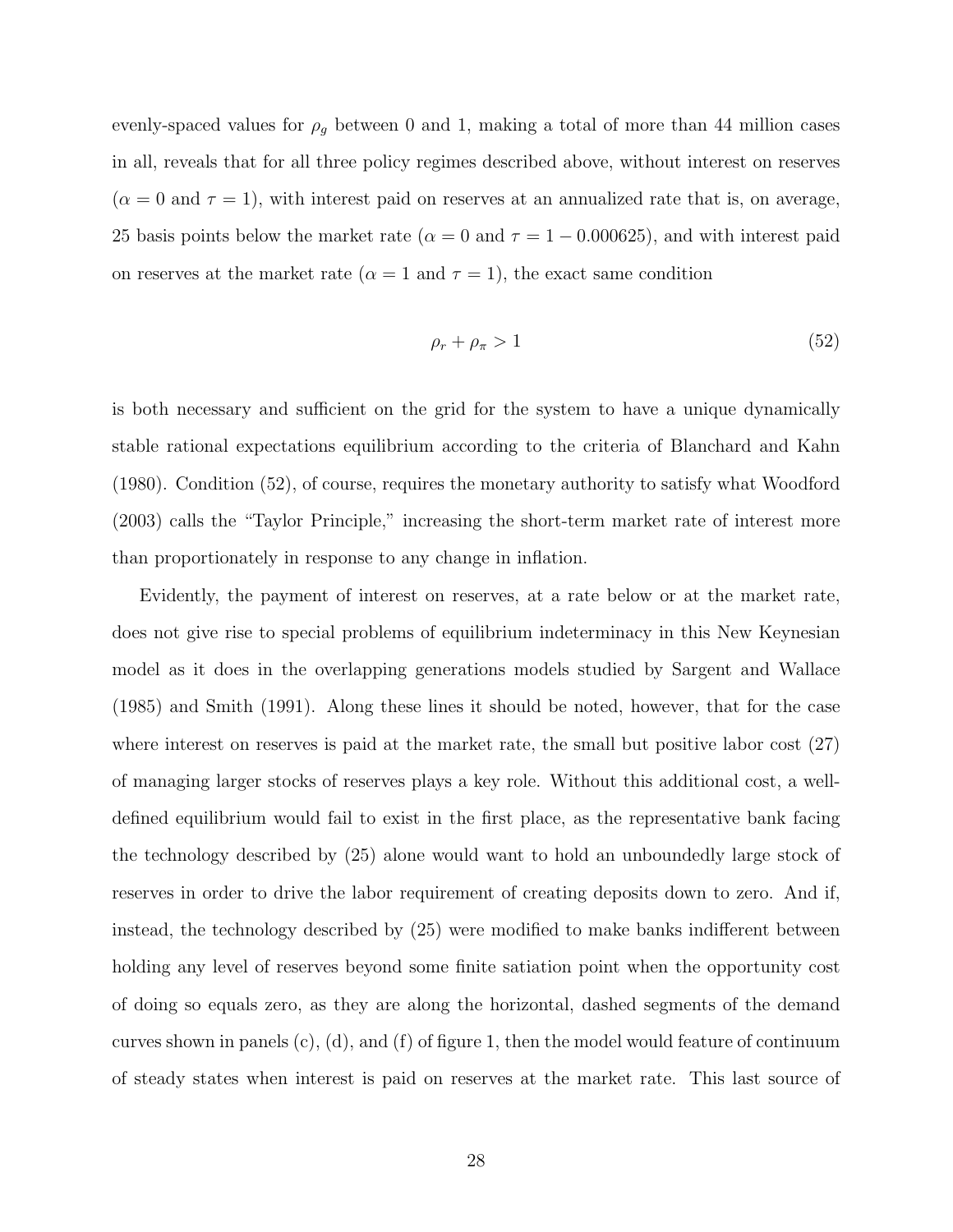evenly-spaced values for $\rho_g$ between 0 and 1, making a total of more than 44 million cases in all, reveals that for all three policy regimes described above, without interest on reserves ($\alpha = 0$ and $\tau = 1$), with interest paid on reserves at an annualized rate that is, on average, 25 basis points below the market rate ($\alpha = 0$ and $\tau = 1 - 0.000625$), and with interest paid on reserves at the market rate ($\alpha = 1$ and $\tau = 1$), the exact same condition

$$\rho_r + \rho_\pi > 1 \tag{52}$$

is both necessary and sufficient on the grid for the system to have a unique dynamically stable rational expectations equilibrium according to the criteria of Blanchard and Kahn (1980). Condition (52), of course, requires the monetary authority to satisfy what Woodford (2003) calls the "Taylor Principle," increasing the short-term market rate of interest more than proportionately in response to any change in inflation.

Evidently, the payment of interest on reserves, at a rate below or at the market rate, does not give rise to special problems of equilibrium indeterminacy in this New Keynesian model as it does in the overlapping generations models studied by Sargent and Wallace (1985) and Smith (1991). Along these lines it should be noted, however, that for the case where interest on reserves is paid at the market rate, the small but positive labor cost (27) of managing larger stocks of reserves plays a key role. Without this additional cost, a well-defined equilibrium would fail to exist in the first place, as the representative bank facing the technology described by (25) alone would want to hold an unboundedly large stock of reserves in order to drive the labor requirement of creating deposits down to zero. And if, instead, the technology described by (25) were modified to make banks indifferent between holding any level of reserves beyond some finite satiation point when the opportunity cost of doing so equals zero, as they are along the horizontal, dashed segments of the demand curves shown in panels (c), (d), and (f) of figure 1, then the model would feature of continuum of steady states when interest is paid on reserves at the market rate. This last source of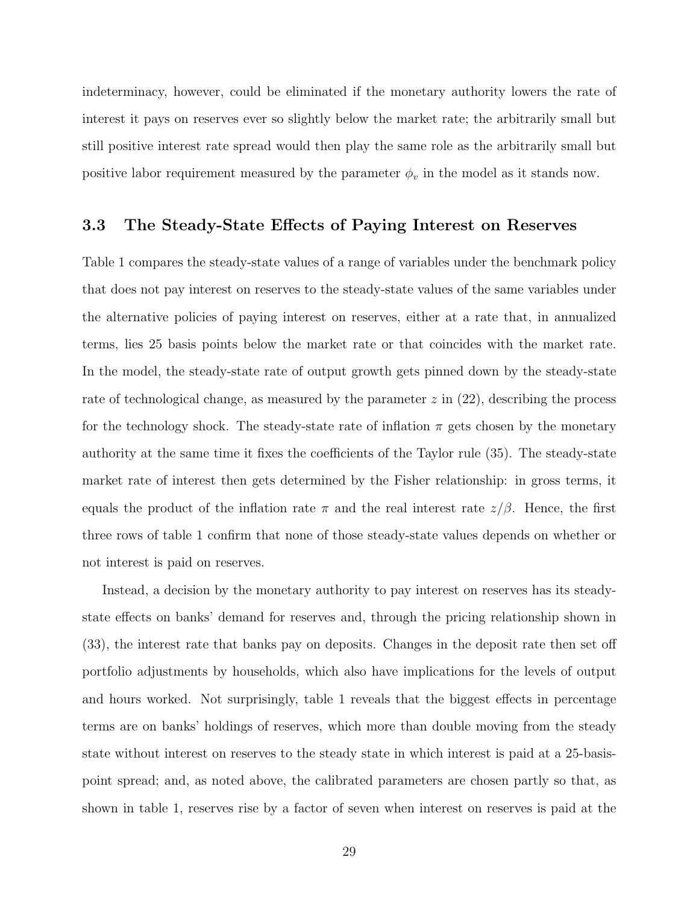indeterminacy, however, could be eliminated if the monetary authority lowers the rate of interest it pays on reserves ever so slightly below the market rate; the arbitrarily small but still positive interest rate spread would then play the same role as the arbitrarily small but positive labor requirement measured by the parameter $\phi_v$ in the model as it stands now.

### 3.3 The Steady-State Effects of Paying Interest on Reserves

Table 1 compares the steady-state values of a range of variables under the benchmark policy that does not pay interest on reserves to the steady-state values of the same variables under the alternative policies of paying interest on reserves, either at a rate that, in annualized terms, lies 25 basis points below the market rate or that coincides with the market rate. In the model, the steady-state rate of output growth gets pinned down by the steady-state rate of technological change, as measured by the parameter $z$ in (22), describing the process for the technology shock. The steady-state rate of inflation $\pi$ gets chosen by the monetary authority at the same time it fixes the coefficients of the Taylor rule (35). The steady-state market rate of interest then gets determined by the Fisher relationship: in gross terms, it equals the product of the inflation rate $\pi$ and the real interest rate $z/\beta$. Hence, the first three rows of table 1 confirm that none of those steady-state values depends on whether or not interest is paid on reserves.

Instead, a decision by the monetary authority to pay interest on reserves has its steady-state effects on banks' demand for reserves and, through the pricing relationship shown in (33), the interest rate that banks pay on deposits. Changes in the deposit rate then set off portfolio adjustments by households, which also have implications for the levels of output and hours worked. Not surprisingly, table 1 reveals that the biggest effects in percentage terms are on banks' holdings of reserves, which more than double moving from the steady state without interest on reserves to the steady state in which interest is paid at a 25-basis-point spread; and, as noted above, the calibrated parameters are chosen partly so that, as shown in table 1, reserves rise by a factor of seven when interest on reserves is paid at the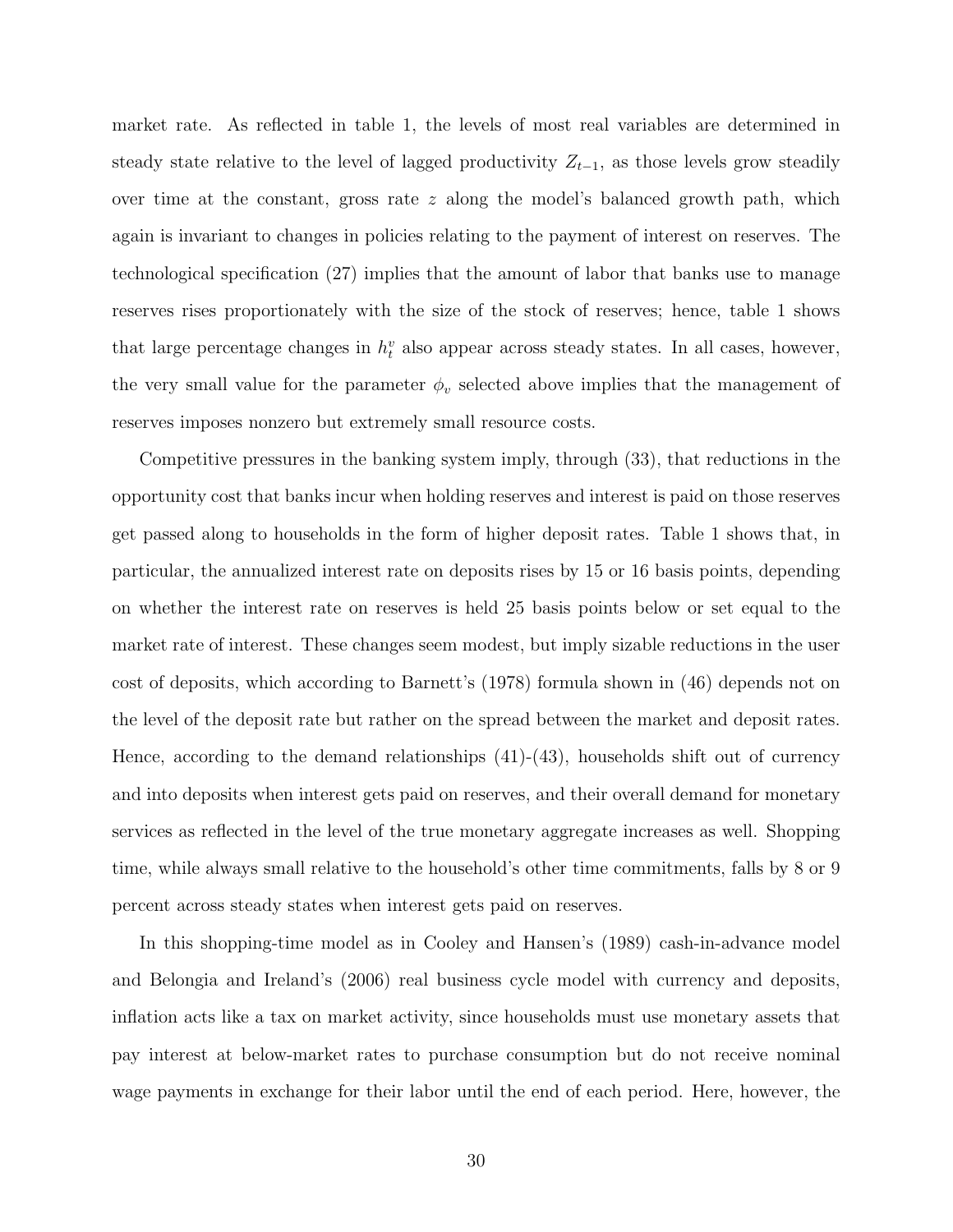market rate. As reflected in table 1, the levels of most real variables are determined in steady state relative to the level of lagged productivity $Z_{t-1}$, as those levels grow steadily over time at the constant, gross rate $z$ along the model's balanced growth path, which again is invariant to changes in policies relating to the payment of interest on reserves. The technological specification (27) implies that the amount of labor that banks use to manage reserves rises proportionately with the size of the stock of reserves; hence, table 1 shows that large percentage changes in $h_t^v$ also appear across steady states. In all cases, however, the very small value for the parameter $\phi_v$ selected above implies that the management of reserves imposes nonzero but extremely small resource costs.

Competitive pressures in the banking system imply, through (33), that reductions in the opportunity cost that banks incur when holding reserves and interest is paid on those reserves get passed along to households in the form of higher deposit rates. Table 1 shows that, in particular, the annualized interest rate on deposits rises by 15 or 16 basis points, depending on whether the interest rate on reserves is held 25 basis points below or set equal to the market rate of interest. These changes seem modest, but imply sizable reductions in the user cost of deposits, which according to Barnett's (1978) formula shown in (46) depends not on the level of the deposit rate but rather on the spread between the market and deposit rates. Hence, according to the demand relationships (41)-(43), households shift out of currency and into deposits when interest gets paid on reserves, and their overall demand for monetary services as reflected in the level of the true monetary aggregate increases as well. Shopping time, while always small relative to the household's other time commitments, falls by 8 or 9 percent across steady states when interest gets paid on reserves.

In this shopping-time model as in Cooley and Hansen's (1989) cash-in-advance model and Belongia and Ireland's (2006) real business cycle model with currency and deposits, inflation acts like a tax on market activity, since households must use monetary assets that pay interest at below-market rates to purchase consumption but do not receive nominal wage payments in exchange for their labor until the end of each period. Here, however, the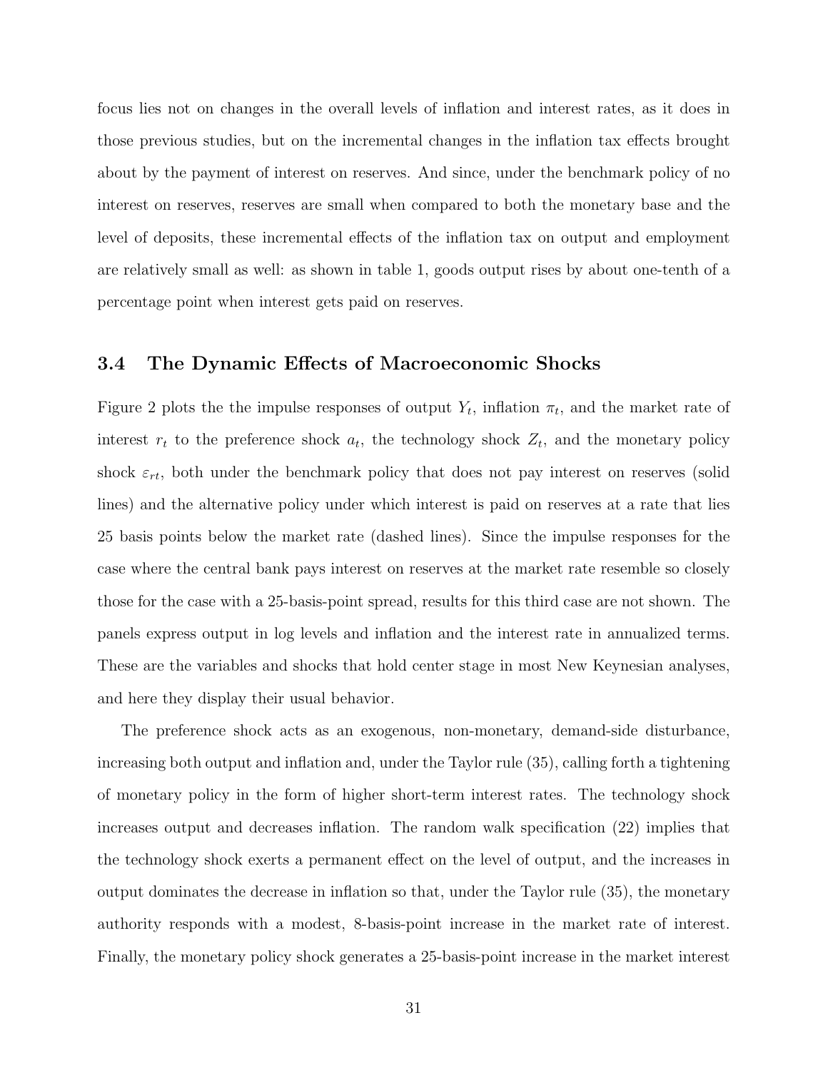focus lies not on changes in the overall levels of inflation and interest rates, as it does in those previous studies, but on the incremental changes in the inflation tax effects brought about by the payment of interest on reserves. And since, under the benchmark policy of no interest on reserves, reserves are small when compared to both the monetary base and the level of deposits, these incremental effects of the inflation tax on output and employment are relatively small as well: as shown in table 1, goods output rises by about one-tenth of a percentage point when interest gets paid on reserves.

### 3.4 The Dynamic Effects of Macroeconomic Shocks

Figure 2 plots the the impulse responses of output $Y_t$, inflation $\pi_t$, and the market rate of interest $r_t$ to the preference shock $a_t$, the technology shock $Z_t$, and the monetary policy shock $\varepsilon_{rt}$, both under the benchmark policy that does not pay interest on reserves (solid lines) and the alternative policy under which interest is paid on reserves at a rate that lies 25 basis points below the market rate (dashed lines). Since the impulse responses for the case where the central bank pays interest on reserves at the market rate resemble so closely those for the case with a 25-basis-point spread, results for this third case are not shown. The panels express output in log levels and inflation and the interest rate in annualized terms. These are the variables and shocks that hold center stage in most New Keynesian analyses, and here they display their usual behavior.

The preference shock acts as an exogenous, non-monetary, demand-side disturbance, increasing both output and inflation and, under the Taylor rule (35), calling forth a tightening of monetary policy in the form of higher short-term interest rates. The technology shock increases output and decreases inflation. The random walk specification (22) implies that the technology shock exerts a permanent effect on the level of output, and the increases in output dominates the decrease in inflation so that, under the Taylor rule (35), the monetary authority responds with a modest, 8-basis-point increase in the market rate of interest. Finally, the monetary policy shock generates a 25-basis-point increase in the market interest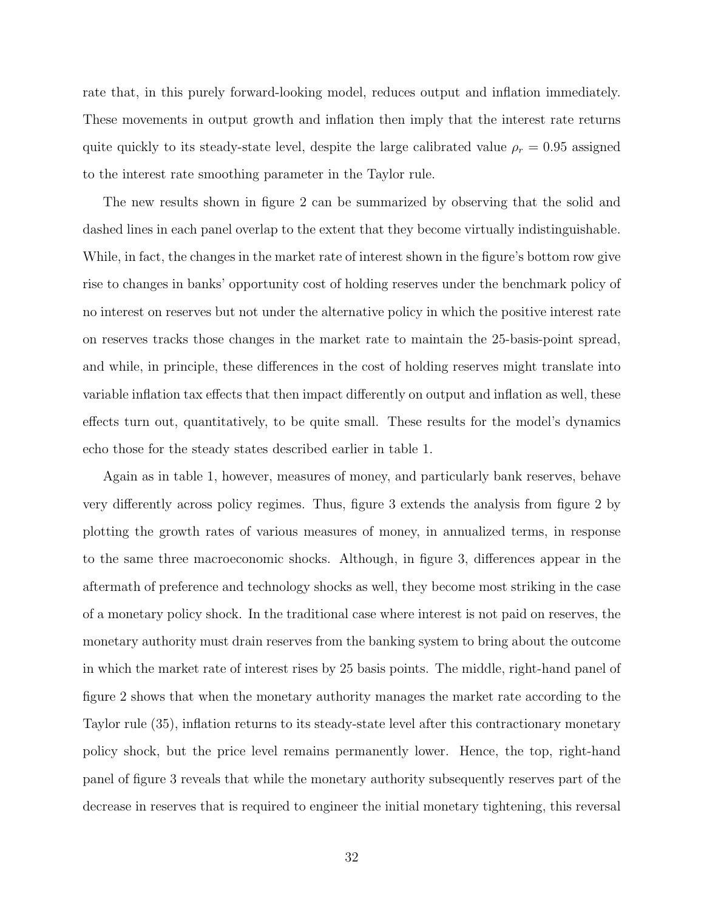rate that, in this purely forward-looking model, reduces output and inflation immediately. These movements in output growth and inflation then imply that the interest rate returns quite quickly to its steady-state level, despite the large calibrated value $\rho_r = 0.95$ assigned to the interest rate smoothing parameter in the Taylor rule.

The new results shown in figure 2 can be summarized by observing that the solid and dashed lines in each panel overlap to the extent that they become virtually indistinguishable. While, in fact, the changes in the market rate of interest shown in the figure's bottom row give rise to changes in banks' opportunity cost of holding reserves under the benchmark policy of no interest on reserves but not under the alternative policy in which the positive interest rate on reserves tracks those changes in the market rate to maintain the 25-basis-point spread, and while, in principle, these differences in the cost of holding reserves might translate into variable inflation tax effects that then impact differently on output and inflation as well, these effects turn out, quantitatively, to be quite small. These results for the model's dynamics echo those for the steady states described earlier in table 1.

Again as in table 1, however, measures of money, and particularly bank reserves, behave very differently across policy regimes. Thus, figure 3 extends the analysis from figure 2 by plotting the growth rates of various measures of money, in annualized terms, in response to the same three macroeconomic shocks. Although, in figure 3, differences appear in the aftermath of preference and technology shocks as well, they become most striking in the case of a monetary policy shock. In the traditional case where interest is not paid on reserves, the monetary authority must drain reserves from the banking system to bring about the outcome in which the market rate of interest rises by 25 basis points. The middle, right-hand panel of figure 2 shows that when the monetary authority manages the market rate according to the Taylor rule (35), inflation returns to its steady-state level after this contractionary monetary policy shock, but the price level remains permanently lower. Hence, the top, right-hand panel of figure 3 reveals that while the monetary authority subsequently reserves part of the decrease in reserves that is required to engineer the initial monetary tightening, this reversal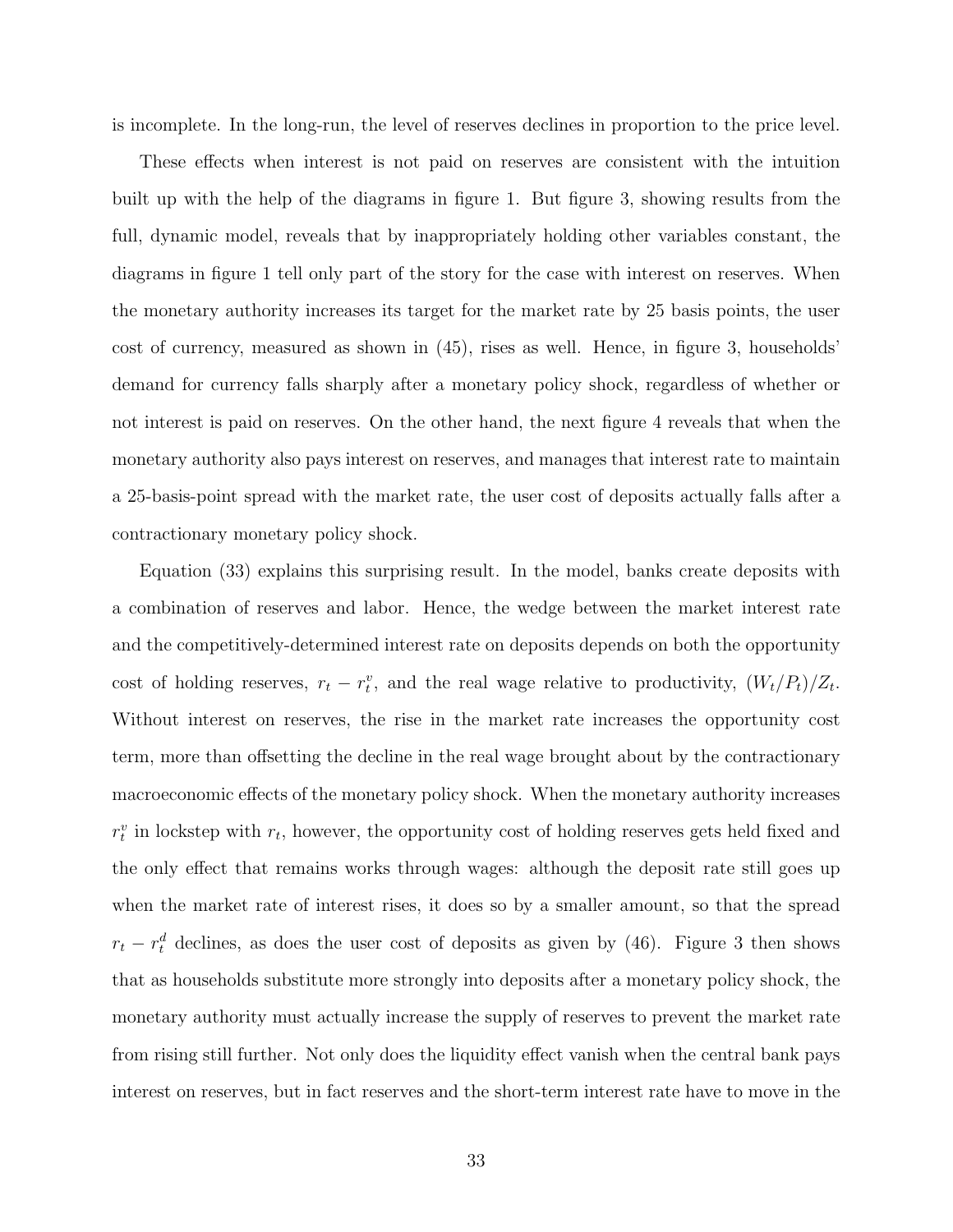is incomplete. In the long-run, the level of reserves declines in proportion to the price level.

These effects when interest is not paid on reserves are consistent with the intuition built up with the help of the diagrams in figure 1. But figure 3, showing results from the full, dynamic model, reveals that by inappropriately holding other variables constant, the diagrams in figure 1 tell only part of the story for the case with interest on reserves. When the monetary authority increases its target for the market rate by 25 basis points, the user cost of currency, measured as shown in (45), rises as well. Hence, in figure 3, households' demand for currency falls sharply after a monetary policy shock, regardless of whether or not interest is paid on reserves. On the other hand, the next figure 4 reveals that when the monetary authority also pays interest on reserves, and manages that interest rate to maintain a 25-basis-point spread with the market rate, the user cost of deposits actually falls after a contractionary monetary policy shock.

Equation (33) explains this surprising result. In the model, banks create deposits with a combination of reserves and labor. Hence, the wedge between the market interest rate and the competitively-determined interest rate on deposits depends on both the opportunity cost of holding reserves, $r_t - r_t^v$, and the real wage relative to productivity, $(W_t/P_t)/Z_t$. Without interest on reserves, the rise in the market rate increases the opportunity cost term, more than offsetting the decline in the real wage brought about by the contractionary macroeconomic effects of the monetary policy shock. When the monetary authority increases $r_t^v$ in lockstep with $r_t$, however, the opportunity cost of holding reserves gets held fixed and the only effect that remains works through wages: although the deposit rate still goes up when the market rate of interest rises, it does so by a smaller amount, so that the spread $r_t - r_t^d$ declines, as does the user cost of deposits as given by (46). Figure 3 then shows that as households substitute more strongly into deposits after a monetary policy shock, the monetary authority must actually increase the supply of reserves to prevent the market rate from rising still further. Not only does the liquidity effect vanish when the central bank pays interest on reserves, but in fact reserves and the short-term interest rate have to move in the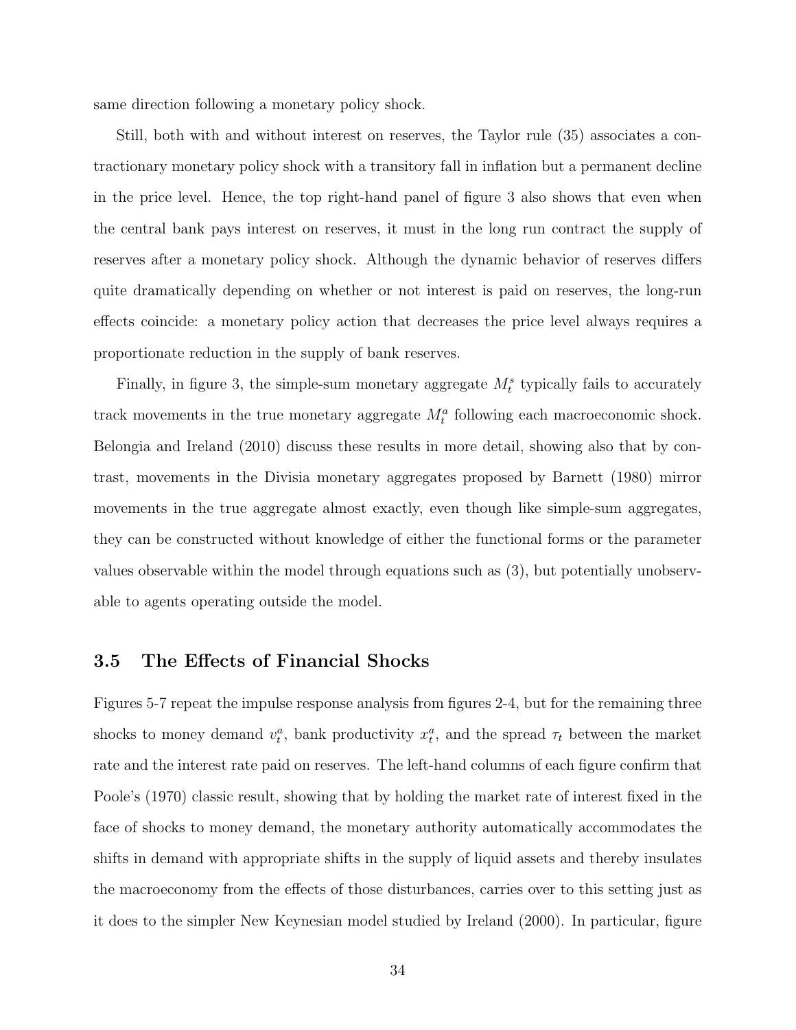same direction following a monetary policy shock.

Still, both with and without interest on reserves, the Taylor rule (35) associates a contractionary monetary policy shock with a transitory fall in inflation but a permanent decline in the price level. Hence, the top right-hand panel of figure 3 also shows that even when the central bank pays interest on reserves, it must in the long run contract the supply of reserves after a monetary policy shock. Although the dynamic behavior of reserves differs quite dramatically depending on whether or not interest is paid on reserves, the long-run effects coincide: a monetary policy action that decreases the price level always requires a proportionate reduction in the supply of bank reserves.

Finally, in figure 3, the simple-sum monetary aggregate $M_t^s$ typically fails to accurately track movements in the true monetary aggregate $M_t^a$ following each macroeconomic shock. Belongia and Ireland (2010) discuss these results in more detail, showing also that by contrast, movements in the Divisia monetary aggregates proposed by Barnett (1980) mirror movements in the true aggregate almost exactly, even though like simple-sum aggregates, they can be constructed without knowledge of either the functional forms or the parameter values observable within the model through equations such as (3), but potentially unobservable to agents operating outside the model.

### 3.5 The Effects of Financial Shocks

Figures 5-7 repeat the impulse response analysis from figures 2-4, but for the remaining three shocks to money demand $v_t^a$, bank productivity $x_t^a$, and the spread $\tau_t$ between the market rate and the interest rate paid on reserves. The left-hand columns of each figure confirm that Poole's (1970) classic result, showing that by holding the market rate of interest fixed in the face of shocks to money demand, the monetary authority automatically accommodates the shifts in demand with appropriate shifts in the supply of liquid assets and thereby insulates the macroeconomy from the effects of those disturbances, carries over to this setting just as it does to the simpler New Keynesian model studied by Ireland (2000). In particular, figure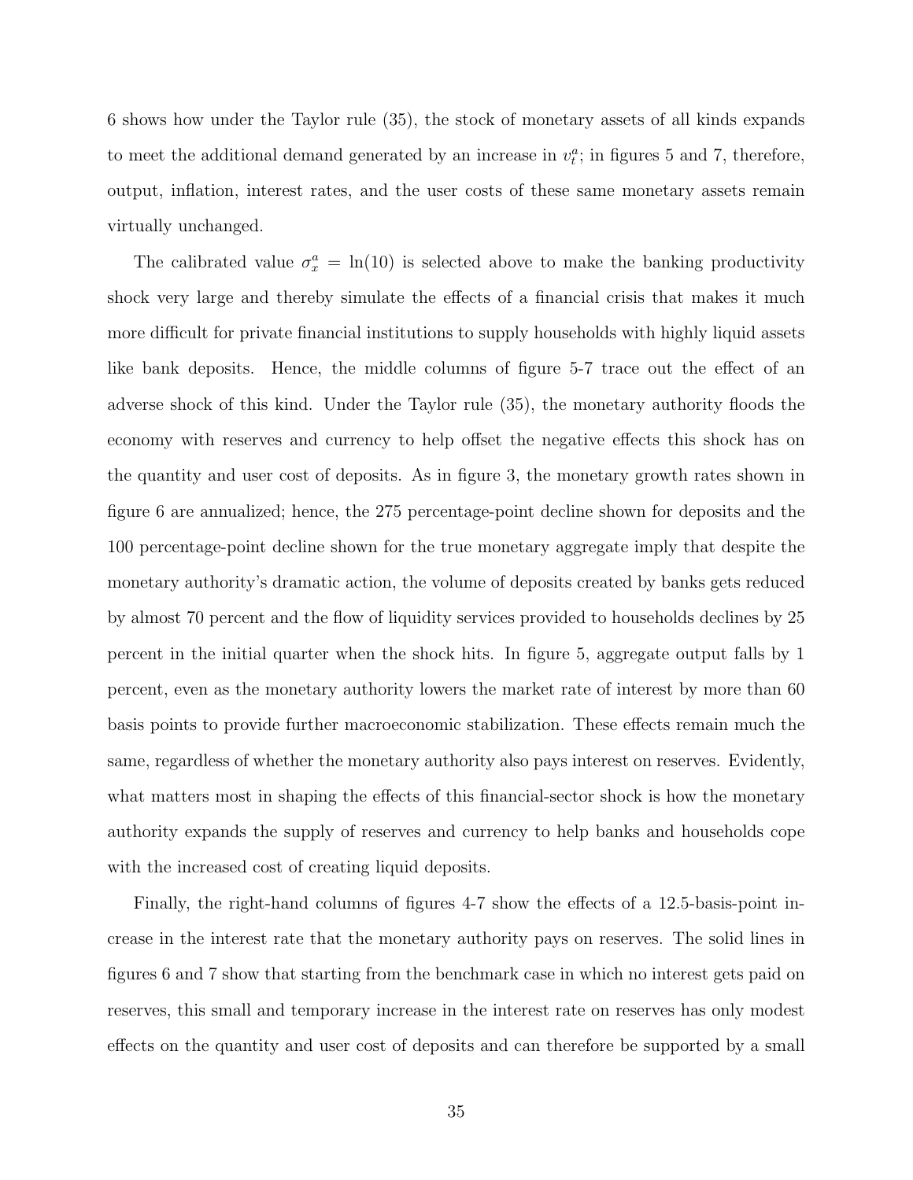6 shows how under the Taylor rule (35), the stock of monetary assets of all kinds expands to meet the additional demand generated by an increase in $v_t^a$; in figures 5 and 7, therefore, output, inflation, interest rates, and the user costs of these same monetary assets remain virtually unchanged.

The calibrated value $\sigma_x^a = \ln(10)$ is selected above to make the banking productivity shock very large and thereby simulate the effects of a financial crisis that makes it much more difficult for private financial institutions to supply households with highly liquid assets like bank deposits. Hence, the middle columns of figure 5-7 trace out the effect of an adverse shock of this kind. Under the Taylor rule (35), the monetary authority floods the economy with reserves and currency to help offset the negative effects this shock has on the quantity and user cost of deposits. As in figure 3, the monetary growth rates shown in figure 6 are annualized; hence, the 275 percentage-point decline shown for deposits and the 100 percentage-point decline shown for the true monetary aggregate imply that despite the monetary authority's dramatic action, the volume of deposits created by banks gets reduced by almost 70 percent and the flow of liquidity services provided to households declines by 25 percent in the initial quarter when the shock hits. In figure 5, aggregate output falls by 1 percent, even as the monetary authority lowers the market rate of interest by more than 60 basis points to provide further macroeconomic stabilization. These effects remain much the same, regardless of whether the monetary authority also pays interest on reserves. Evidently, what matters most in shaping the effects of this financial-sector shock is how the monetary authority expands the supply of reserves and currency to help banks and households cope with the increased cost of creating liquid deposits.

Finally, the right-hand columns of figures 4-7 show the effects of a 12.5-basis-point increase in the interest rate that the monetary authority pays on reserves. The solid lines in figures 6 and 7 show that starting from the benchmark case in which no interest gets paid on reserves, this small and temporary increase in the interest rate on reserves has only modest effects on the quantity and user cost of deposits and can therefore be supported by a small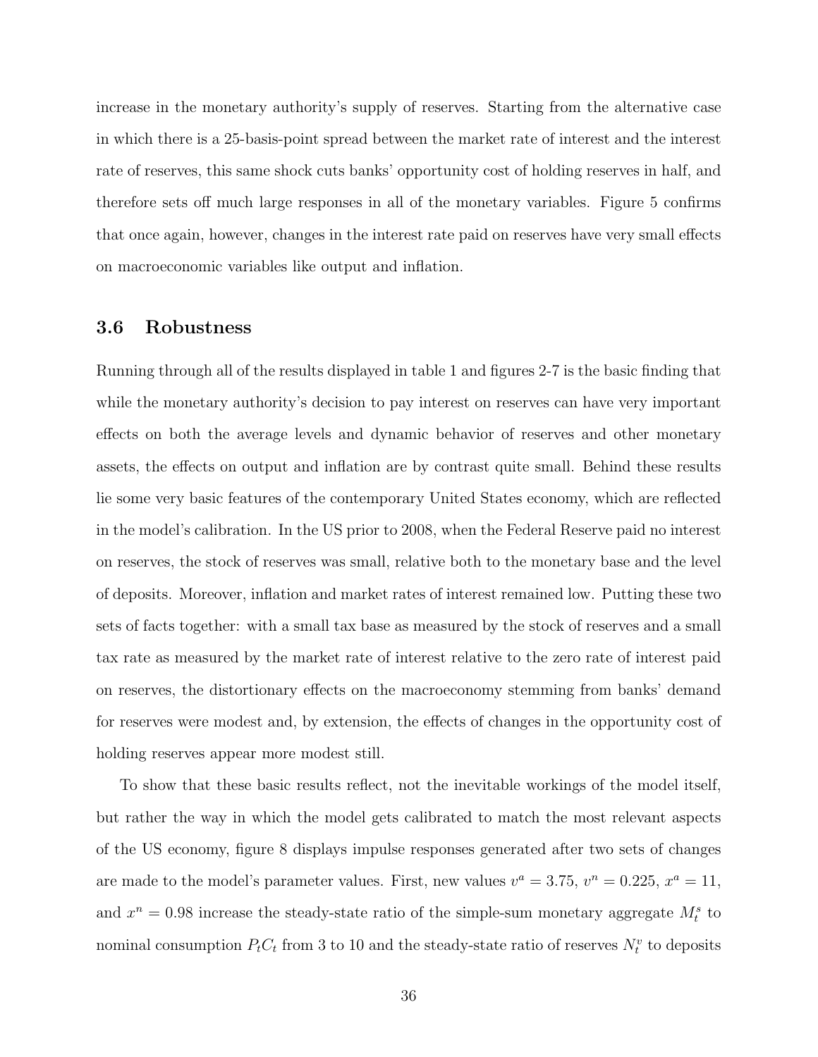increase in the monetary authority's supply of reserves. Starting from the alternative case in which there is a 25-basis-point spread between the market rate of interest and the interest rate of reserves, this same shock cuts banks' opportunity cost of holding reserves in half, and therefore sets off much large responses in all of the monetary variables. Figure 5 confirms that once again, however, changes in the interest rate paid on reserves have very small effects on macroeconomic variables like output and inflation.

### 3.6 Robustness

Running through all of the results displayed in table 1 and figures 2-7 is the basic finding that while the monetary authority's decision to pay interest on reserves can have very important effects on both the average levels and dynamic behavior of reserves and other monetary assets, the effects on output and inflation are by contrast quite small. Behind these results lie some very basic features of the contemporary United States economy, which are reflected in the model's calibration. In the US prior to 2008, when the Federal Reserve paid no interest on reserves, the stock of reserves was small, relative both to the monetary base and the level of deposits. Moreover, inflation and market rates of interest remained low. Putting these two sets of facts together: with a small tax base as measured by the stock of reserves and a small tax rate as measured by the market rate of interest relative to the zero rate of interest paid on reserves, the distortionary effects on the macroeconomy stemming from banks' demand for reserves were modest and, by extension, the effects of changes in the opportunity cost of holding reserves appear more modest still.

To show that these basic results reflect, not the inevitable workings of the model itself, but rather the way in which the model gets calibrated to match the most relevant aspects of the US economy, figure 8 displays impulse responses generated after two sets of changes are made to the model's parameter values. First, new values $v^a = 3.75$, $v^n = 0.225$, $x^a = 11$, and $x^n = 0.98$ increase the steady-state ratio of the simple-sum monetary aggregate $M_t^s$ to nominal consumption $P_tC_t$ from 3 to 10 and the steady-state ratio of reserves $N_t^v$ to deposits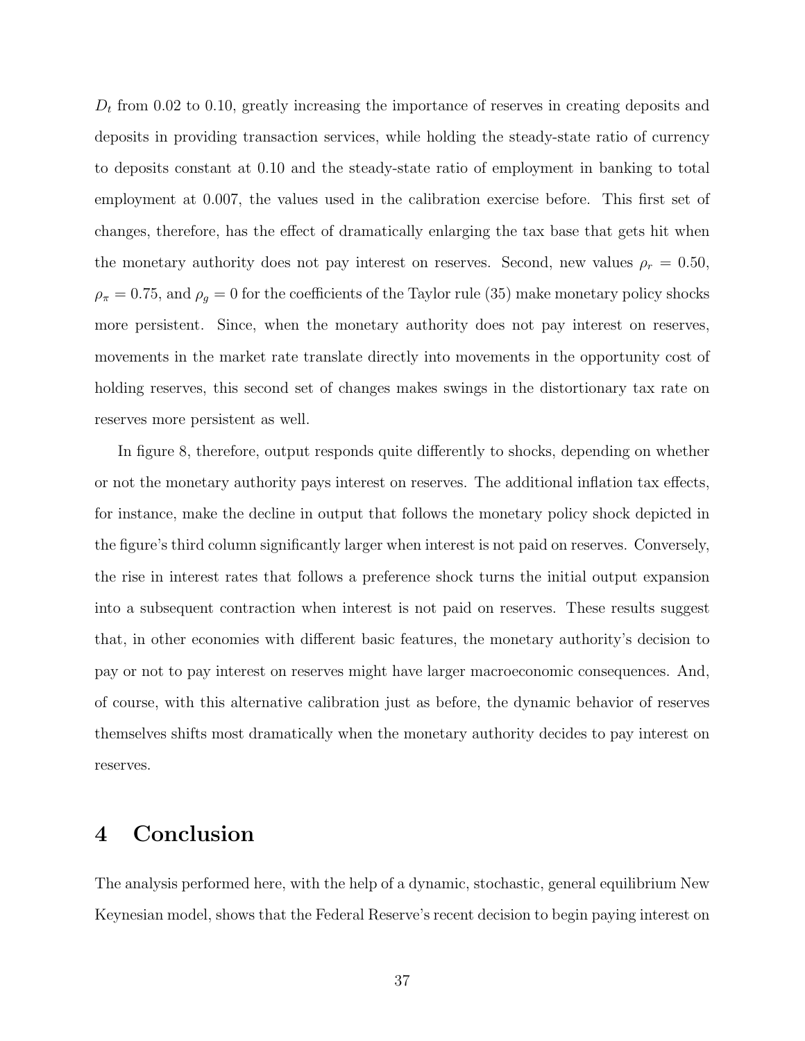$D_t$ from 0.02 to 0.10, greatly increasing the importance of reserves in creating deposits and deposits in providing transaction services, while holding the steady-state ratio of currency to deposits constant at 0.10 and the steady-state ratio of employment in banking to total employment at 0.007, the values used in the calibration exercise before. This first set of changes, therefore, has the effect of dramatically enlarging the tax base that gets hit when the monetary authority does not pay interest on reserves. Second, new values $\rho_r = 0.50$, $\rho_\pi = 0.75$, and $\rho_g = 0$ for the coefficients of the Taylor rule (35) make monetary policy shocks more persistent. Since, when the monetary authority does not pay interest on reserves, movements in the market rate translate directly into movements in the opportunity cost of holding reserves, this second set of changes makes swings in the distortionary tax rate on reserves more persistent as well.

In figure 8, therefore, output responds quite differently to shocks, depending on whether or not the monetary authority pays interest on reserves. The additional inflation tax effects, for instance, make the decline in output that follows the monetary policy shock depicted in the figure's third column significantly larger when interest is not paid on reserves. Conversely, the rise in interest rates that follows a preference shock turns the initial output expansion into a subsequent contraction when interest is not paid on reserves. These results suggest that, in other economies with different basic features, the monetary authority's decision to pay or not to pay interest on reserves might have larger macroeconomic consequences. And, of course, with this alternative calibration just as before, the dynamic behavior of reserves themselves shifts most dramatically when the monetary authority decides to pay interest on reserves.

# 4 Conclusion

The analysis performed here, with the help of a dynamic, stochastic, general equilibrium New Keynesian model, shows that the Federal Reserve's recent decision to begin paying interest on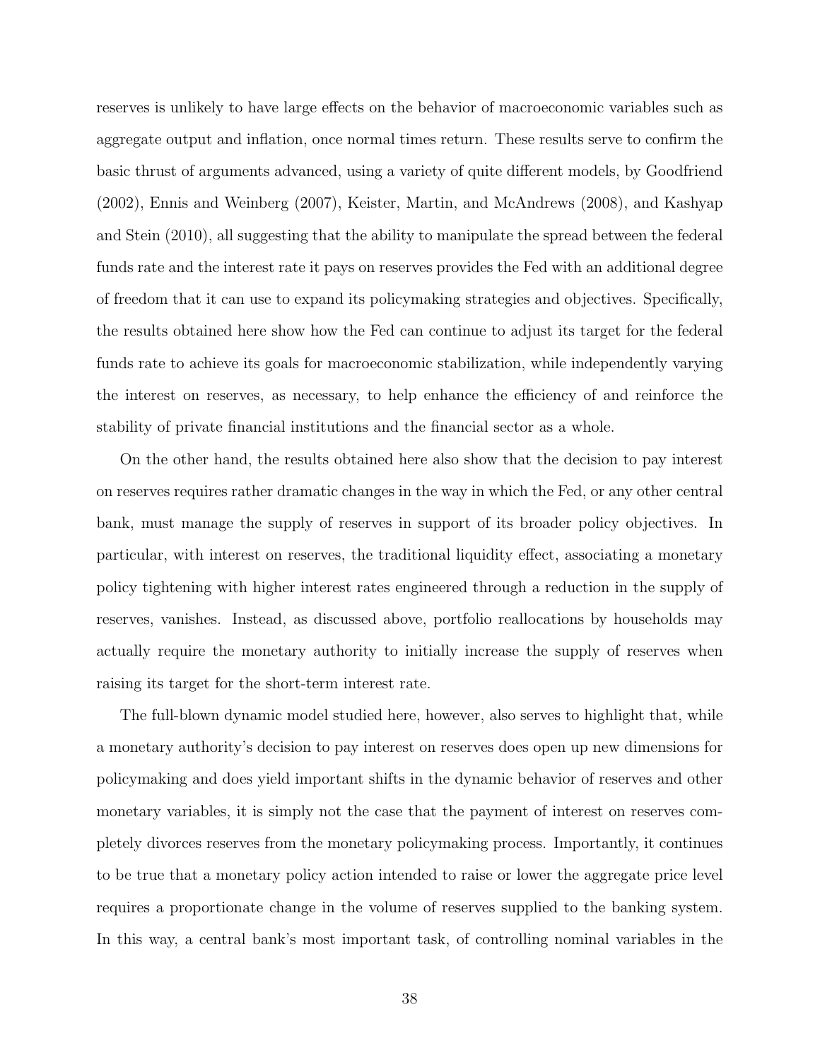reserves is unlikely to have large effects on the behavior of macroeconomic variables such as aggregate output and inflation, once normal times return. These results serve to confirm the basic thrust of arguments advanced, using a variety of quite different models, by Goodfriend (2002), Ennis and Weinberg (2007), Keister, Martin, and McAndrews (2008), and Kashyap and Stein (2010), all suggesting that the ability to manipulate the spread between the federal funds rate and the interest rate it pays on reserves provides the Fed with an additional degree of freedom that it can use to expand its policymaking strategies and objectives. Specifically, the results obtained here show how the Fed can continue to adjust its target for the federal funds rate to achieve its goals for macroeconomic stabilization, while independently varying the interest on reserves, as necessary, to help enhance the efficiency of and reinforce the stability of private financial institutions and the financial sector as a whole.

On the other hand, the results obtained here also show that the decision to pay interest on reserves requires rather dramatic changes in the way in which the Fed, or any other central bank, must manage the supply of reserves in support of its broader policy objectives. In particular, with interest on reserves, the traditional liquidity effect, associating a monetary policy tightening with higher interest rates engineered through a reduction in the supply of reserves, vanishes. Instead, as discussed above, portfolio reallocations by households may actually require the monetary authority to initially increase the supply of reserves when raising its target for the short-term interest rate.

The full-blown dynamic model studied here, however, also serves to highlight that, while a monetary authority's decision to pay interest on reserves does open up new dimensions for policymaking and does yield important shifts in the dynamic behavior of reserves and other monetary variables, it is simply not the case that the payment of interest on reserves completely divorces reserves from the monetary policymaking process. Importantly, it continues to be true that a monetary policy action intended to raise or lower the aggregate price level requires a proportionate change in the volume of reserves supplied to the banking system. In this way, a central bank's most important task, of controlling nominal variables in the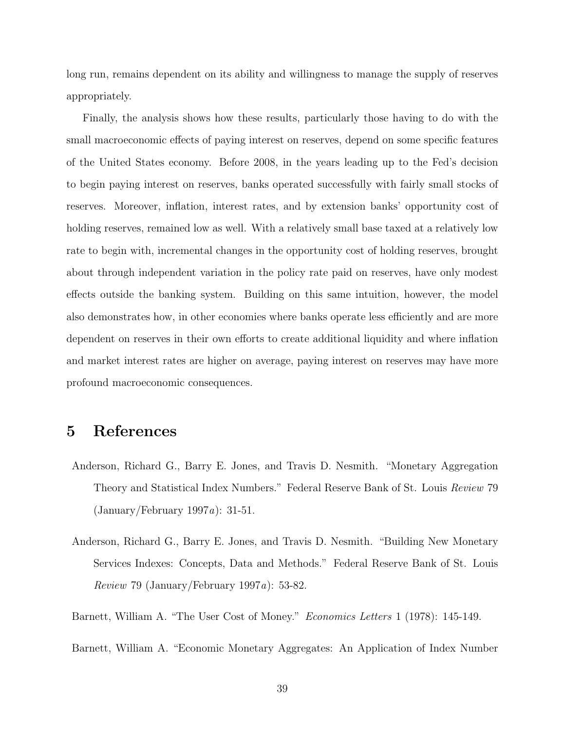long run, remains dependent on its ability and willingness to manage the supply of reserves appropriately.

Finally, the analysis shows how these results, particularly those having to do with the small macroeconomic effects of paying interest on reserves, depend on some specific features of the United States economy. Before 2008, in the years leading up to the Fed's decision to begin paying interest on reserves, banks operated successfully with fairly small stocks of reserves. Moreover, inflation, interest rates, and by extension banks' opportunity cost of holding reserves, remained low as well. With a relatively small base taxed at a relatively low rate to begin with, incremental changes in the opportunity cost of holding reserves, brought about through independent variation in the policy rate paid on reserves, have only modest effects outside the banking system. Building on this same intuition, however, the model also demonstrates how, in other economies where banks operate less efficiently and are more dependent on reserves in their own efforts to create additional liquidity and where inflation and market interest rates are higher on average, paying interest on reserves may have more profound macroeconomic consequences.

# 5 References

Anderson, Richard G., Barry E. Jones, and Travis D. Nesmith. "Monetary Aggregation Theory and Statistical Index Numbers." Federal Reserve Bank of St. Louis *Review* 79 (January/February 1997*a*): 31-51.

Anderson, Richard G., Barry E. Jones, and Travis D. Nesmith. "Building New Monetary Services Indexes: Concepts, Data and Methods." Federal Reserve Bank of St. Louis *Review* 79 (January/February 1997*a*): 53-82.

Barnett, William A. "The User Cost of Money." *Economics Letters* 1 (1978): 145-149.

Barnett, William A. "Economic Monetary Aggregates: An Application of Index Number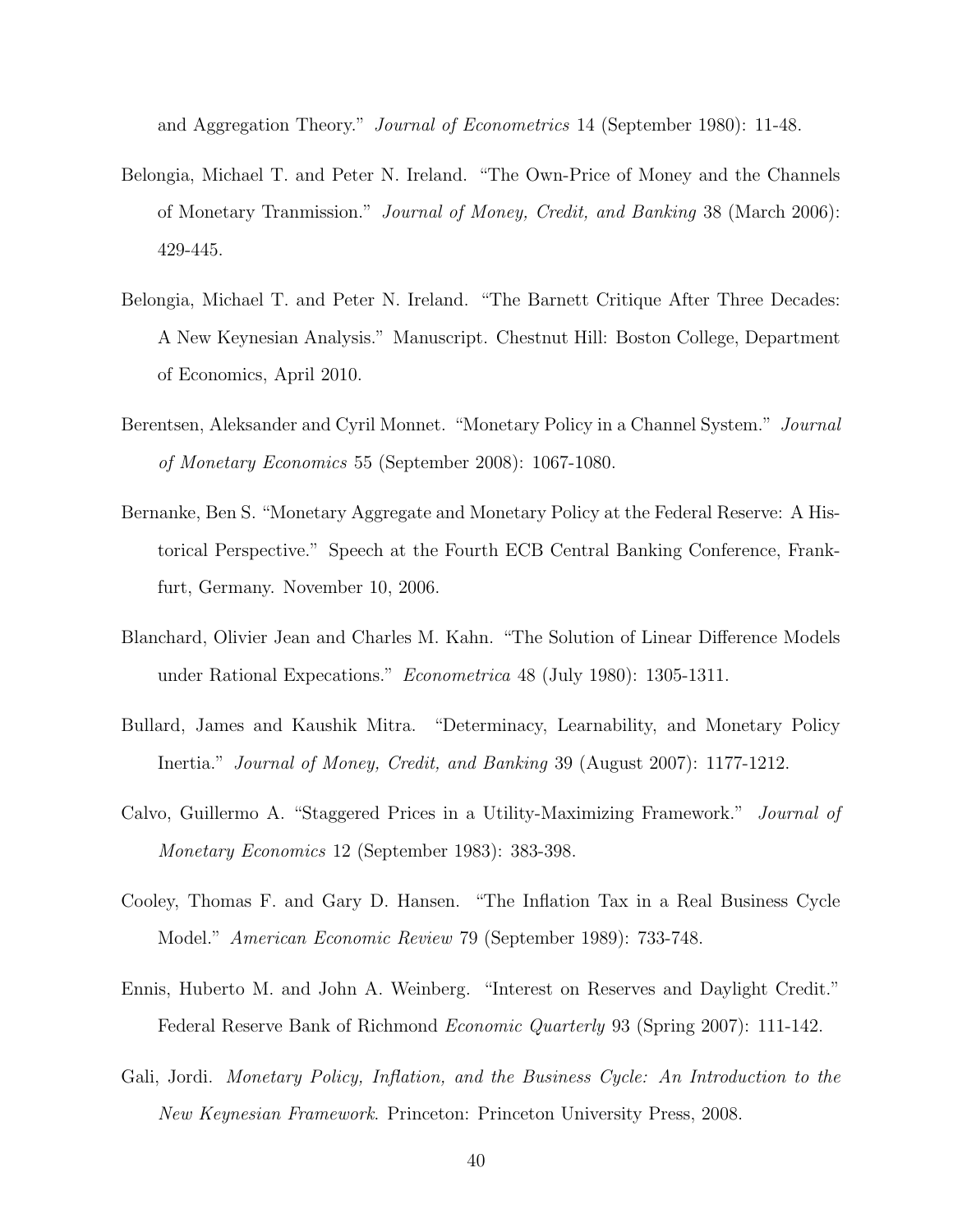and Aggregation Theory." *Journal of Econometrics* 14 (September 1980): 11-48.

Belongia, Michael T. and Peter N. Ireland. "The Own-Price of Money and the Channels of Monetary Tranmission." *Journal of Money, Credit, and Banking* 38 (March 2006): 429-445.

Belongia, Michael T. and Peter N. Ireland. "The Barnett Critique After Three Decades: A New Keynesian Analysis." Manuscript. Chestnut Hill: Boston College, Department of Economics, April 2010.

Berentsen, Aleksander and Cyril Monnet. "Monetary Policy in a Channel System." *Journal of Monetary Economics* 55 (September 2008): 1067-1080.

Bernanke, Ben S. "Monetary Aggregate and Monetary Policy at the Federal Reserve: A Historical Perspective." Speech at the Fourth ECB Central Banking Conference, Frankfurt, Germany. November 10, 2006.

Blanchard, Olivier Jean and Charles M. Kahn. "The Solution of Linear Difference Models under Rational Expecations." *Econometrica* 48 (July 1980): 1305-1311.

Bullard, James and Kaushik Mitra. "Determinacy, Learnability, and Monetary Policy Inertia." *Journal of Money, Credit, and Banking* 39 (August 2007): 1177-1212.

Calvo, Guillermo A. "Staggered Prices in a Utility-Maximizing Framework." *Journal of Monetary Economics* 12 (September 1983): 383-398.

Cooley, Thomas F. and Gary D. Hansen. "The Inflation Tax in a Real Business Cycle Model." *American Economic Review* 79 (September 1989): 733-748.

Ennis, Huberto M. and John A. Weinberg. "Interest on Reserves and Daylight Credit." Federal Reserve Bank of Richmond *Economic Quarterly* 93 (Spring 2007): 111-142.

Gali, Jordi. *Monetary Policy, Inflation, and the Business Cycle: An Introduction to the New Keynesian Framework*. Princeton: Princeton University Press, 2008.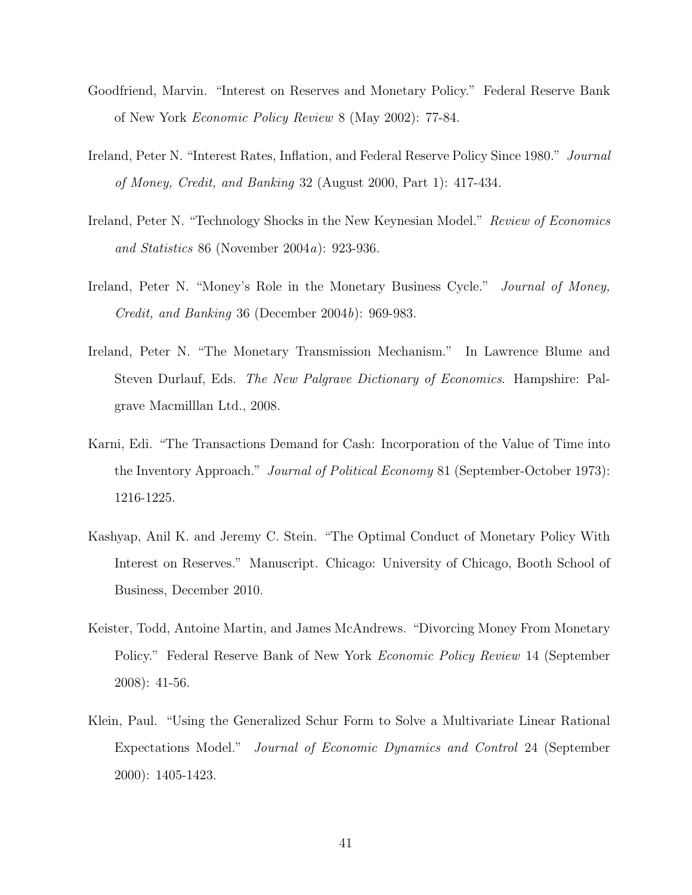Goodfriend, Marvin. "Interest on Reserves and Monetary Policy." Federal Reserve Bank of New York *Economic Policy Review* 8 (May 2002): 77-84.

Ireland, Peter N. "Interest Rates, Inflation, and Federal Reserve Policy Since 1980." *Journal of Money, Credit, and Banking* 32 (August 2000, Part 1): 417-434.

Ireland, Peter N. "Technology Shocks in the New Keynesian Model." *Review of Economics and Statistics* 86 (November 2004*a*): 923-936.

Ireland, Peter N. "Money's Role in the Monetary Business Cycle." *Journal of Money, Credit, and Banking* 36 (December 2004*b*): 969-983.

Ireland, Peter N. "The Monetary Transmission Mechanism." In Lawrence Blume and Steven Durlauf, Eds. *The New Palgrave Dictionary of Economics*. Hampshire: Palgrave Macmilllan Ltd., 2008.

Karni, Edi. "The Transactions Demand for Cash: Incorporation of the Value of Time into the Inventory Approach." *Journal of Political Economy* 81 (September-October 1973): 1216-1225.

Kashyap, Anil K. and Jeremy C. Stein. "The Optimal Conduct of Monetary Policy With Interest on Reserves." Manuscript. Chicago: University of Chicago, Booth School of Business, December 2010.

Keister, Todd, Antoine Martin, and James McAndrews. "Divorcing Money From Monetary Policy." Federal Reserve Bank of New York *Economic Policy Review* 14 (September 2008): 41-56.

Klein, Paul. "Using the Generalized Schur Form to Solve a Multivariate Linear Rational Expectations Model." *Journal of Economic Dynamics and Control* 24 (September 2000): 1405-1423.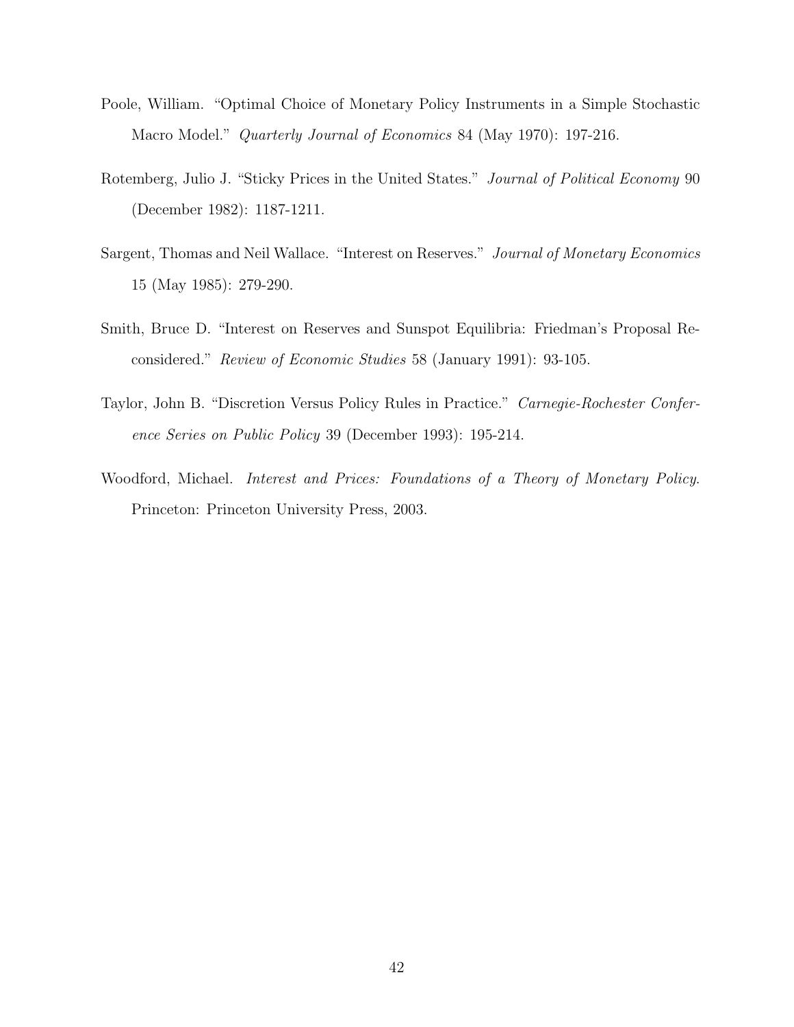Poole, William. "Optimal Choice of Monetary Policy Instruments in a Simple Stochastic Macro Model." *Quarterly Journal of Economics* 84 (May 1970): 197-216.

Rotemberg, Julio J. "Sticky Prices in the United States." *Journal of Political Economy* 90 (December 1982): 1187-1211.

Sargent, Thomas and Neil Wallace. "Interest on Reserves." *Journal of Monetary Economics* 15 (May 1985): 279-290.

Smith, Bruce D. "Interest on Reserves and Sunspot Equilibria: Friedman's Proposal Reconsidered." *Review of Economic Studies* 58 (January 1991): 93-105.

Taylor, John B. "Discretion Versus Policy Rules in Practice." *Carnegie-Rochester Conference Series on Public Policy* 39 (December 1993): 195-214.

Woodford, Michael. *Interest and Prices: Foundations of a Theory of Monetary Policy.* Princeton: Princeton University Press, 2003.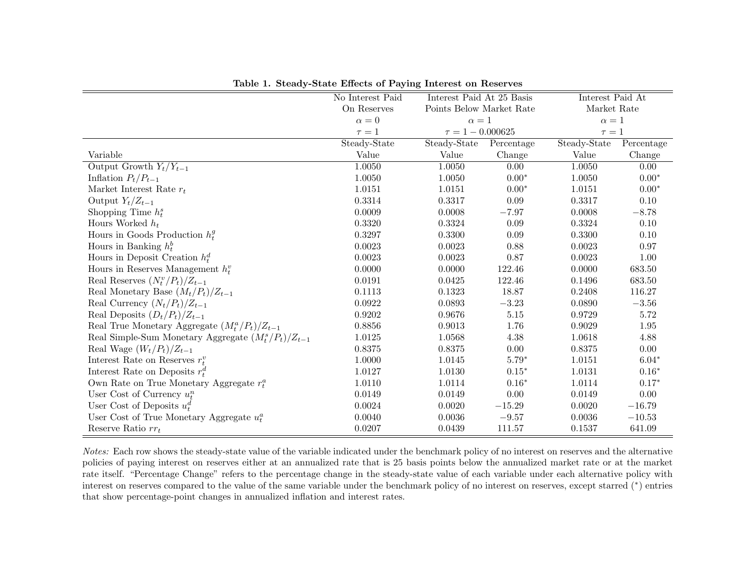**Table 1. Steady-State Effects of Paying Interest on Reserves**

| | No Interest Paid On Reserves $\alpha = 0$ $\tau = 1$ | Interest Paid At 25 Basis Points Below Market Rate $\alpha = 1$ $\tau = 1 - 0.000625$ | | Interest Paid At Market Rate $\alpha = 1$ $\tau = 1$ | |
|---|---|---|---|---|---|
| Variable | Steady-State Value | Steady-State Value | Percentage Change | Steady-State Value | Percentage Change |
| Output Growth $Y_t/Y_{t-1}$ | 1.0050 | 1.0050 | 0.00 | 1.0050 | 0.00 |
| Inflation $P_t/P_{t-1}$ | 1.0050 | 1.0050 | 0.00* | 1.0050 | 0.00* |
| Market Interest Rate $r_t$ | 1.0151 | 1.0151 | 0.00* | 1.0151 | 0.00* |
| Output $Y_t/Z_{t-1}$ | 0.3314 | 0.3317 | 0.09 | 0.3317 | 0.10 |
| Shopping Time $h_t^s$ | 0.0009 | 0.0008 | −7.97 | 0.0008 | −8.78 |
| Hours Worked $h_t$ | 0.3320 | 0.3324 | 0.09 | 0.3324 | 0.10 |
| Hours in Goods Production $h_t^g$ | 0.3297 | 0.3300 | 0.09 | 0.3300 | 0.10 |
| Hours in Banking $h_t^b$ | 0.0023 | 0.0023 | 0.88 | 0.0023 | 0.97 |
| Hours in Deposit Creation $h_t^d$ | 0.0023 | 0.0023 | 0.87 | 0.0023 | 1.00 |
| Hours in Reserves Management $h_t^v$ | 0.0000 | 0.0000 | 122.46 | 0.0000 | 683.50 |
| Real Reserves $(N_t^v/P_t)/Z_{t-1}$ | 0.0191 | 0.0425 | 122.46 | 0.1496 | 683.50 |
| Real Monetary Base $(M_t/P_t)/Z_{t-1}$ | 0.1113 | 0.1323 | 18.87 | 0.2408 | 116.27 |
| Real Currency $(N_t/P_t)/Z_{t-1}$ | 0.0922 | 0.0893 | −3.23 | 0.0890 | −3.56 |
| Real Deposits $(D_t/P_t)/Z_{t-1}$ | 0.9202 | 0.9676 | 5.15 | 0.9729 | 5.72 |
| Real True Monetary Aggregate $(M_t^a/P_t)/Z_{t-1}$ | 0.8856 | 0.9013 | 1.76 | 0.9029 | 1.95 |
| Real Simple-Sum Monetary Aggregate $(M_t^s/P_t)/Z_{t-1}$ | 1.0125 | 1.0568 | 4.38 | 1.0618 | 4.88 |
| Real Wage $(W_t/P_t)/Z_{t-1}$ | 0.8375 | 0.8375 | 0.00 | 0.8375 | 0.00 |
| Interest Rate on Reserves $r_t^v$ | 1.0000 | 1.0145 | 5.79* | 1.0151 | 6.04* |
| Interest Rate on Deposits $r_t^d$ | 1.0127 | 1.0130 | 0.15* | 1.0131 | 0.16* |
| Own Rate on True Monetary Aggregate $r_t^a$ | 1.0110 | 1.0114 | 0.16* | 1.0114 | 0.17* |
| User Cost of Currency $u_t^n$ | 0.0149 | 0.0149 | 0.00 | 0.0149 | 0.00 |
| User Cost of Deposits $u_t^d$ | 0.0024 | 0.0020 | −15.29 | 0.0020 | −16.79 |
| User Cost of True Monetary Aggregate $u_t^a$ | 0.0040 | 0.0036 | −9.57 | 0.0036 | −10.53 |
| Reserve Ratio $rr_t$ | 0.0207 | 0.0439 | 111.57 | 0.1537 | 641.09 |

*Notes:* Each row shows the steady-state value of the variable indicated under the benchmark policy of no interest on reserves and the alternative policies of paying interest on reserves either at an annualized rate that is 25 basis points below the annualized market rate or at the market rate itself. "Percentage Change" refers to the percentage change in the steady-state value of each variable under each alternative policy with interest on reserves compared to the value of the same variable under the benchmark policy of no interest on reserves, except starred (*) entries that show percentage-point changes in annualized inflation and interest rates.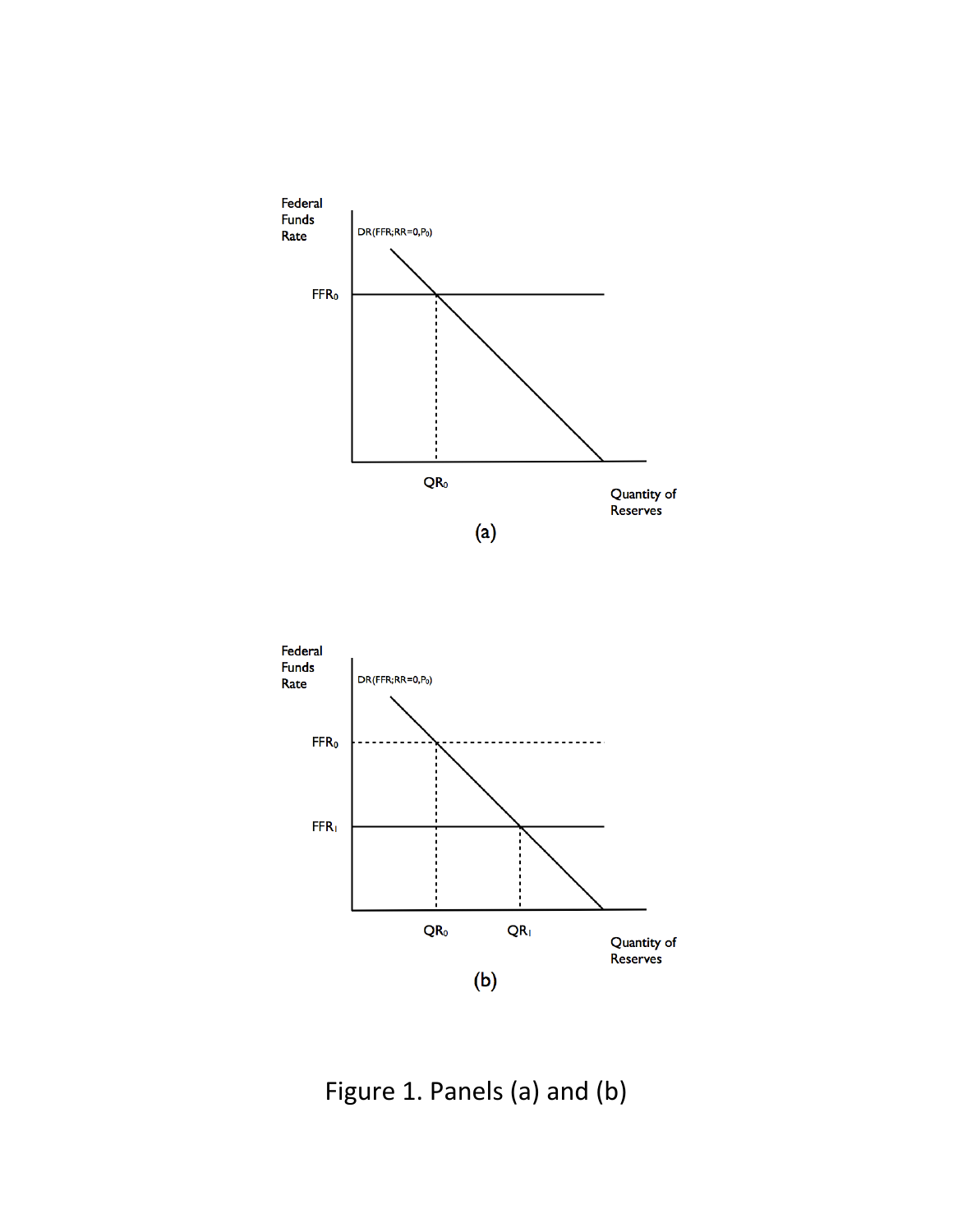Federal Funds Rate

$DR(FFR;RR=0,P_0)$

$FFR_0$

$QR_0$

Quantity of Reserves

(a)

Federal Funds Rate

$DR(FFR;RR=0,P_0)$

$FFR_0$

$FFR_1$

$QR_0$ $QR_1$

Quantity of Reserves

(b)

Figure 1. Panels (a) and (b)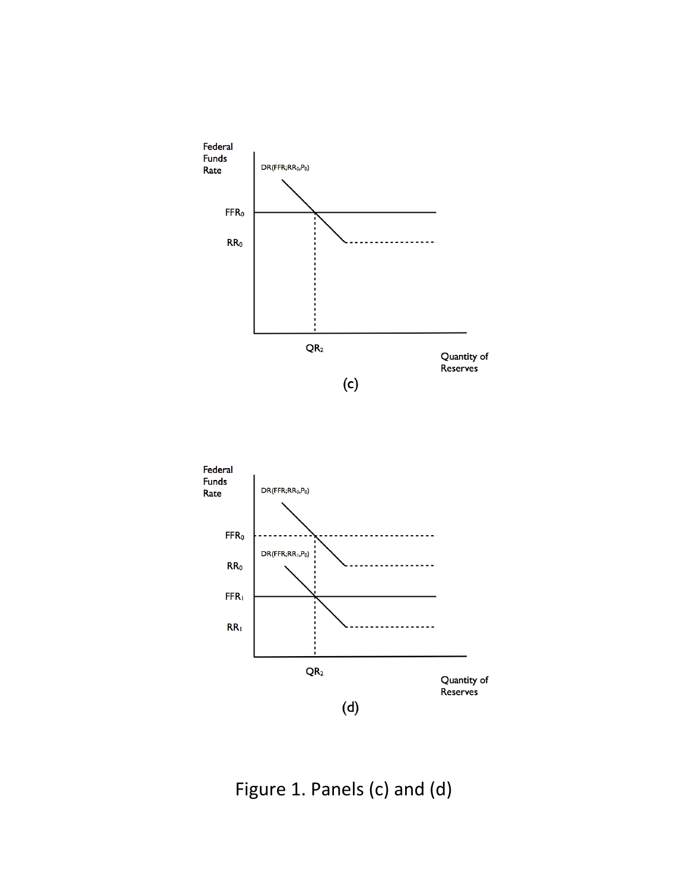Federal Funds Rate

$DR(FFR;RR_0,P_0)$

$FFR_0$

$RR_0$

$QR_2$

Quantity of Reserves

(c)

Federal Funds Rate

$DR(FFR;RR_0,P_0)$

$FFR_0$

$DR(FFR;RR_1,P_0)$

$RR_0$

$FFR_1$

$RR_1$

$QR_2$

Quantity of Reserves

(d)

Figure 1. Panels (c) and (d)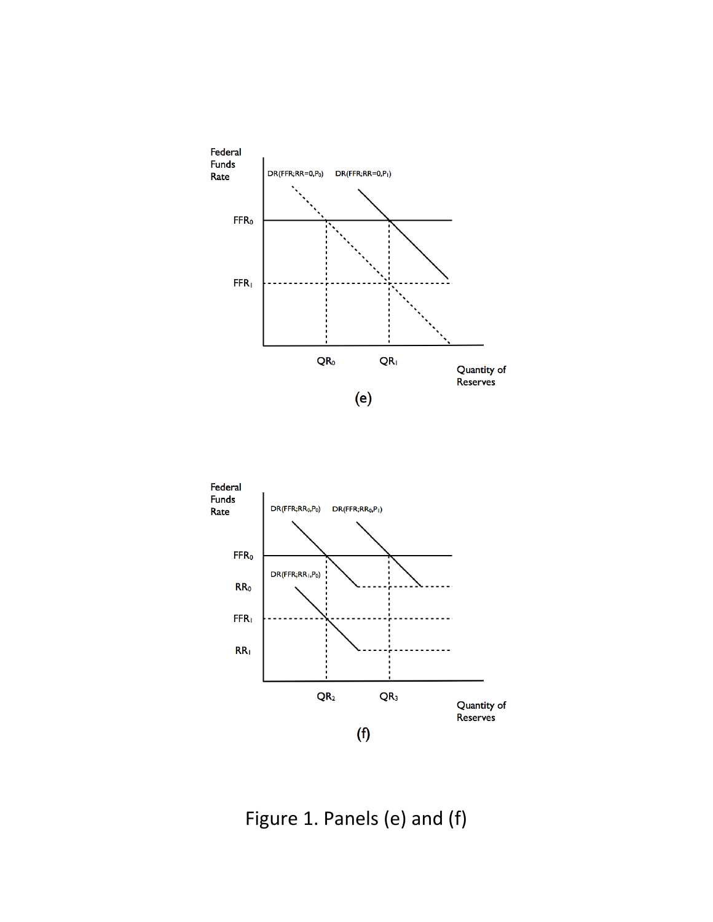(e)

(f)

Figure 1. Panels (e) and (f)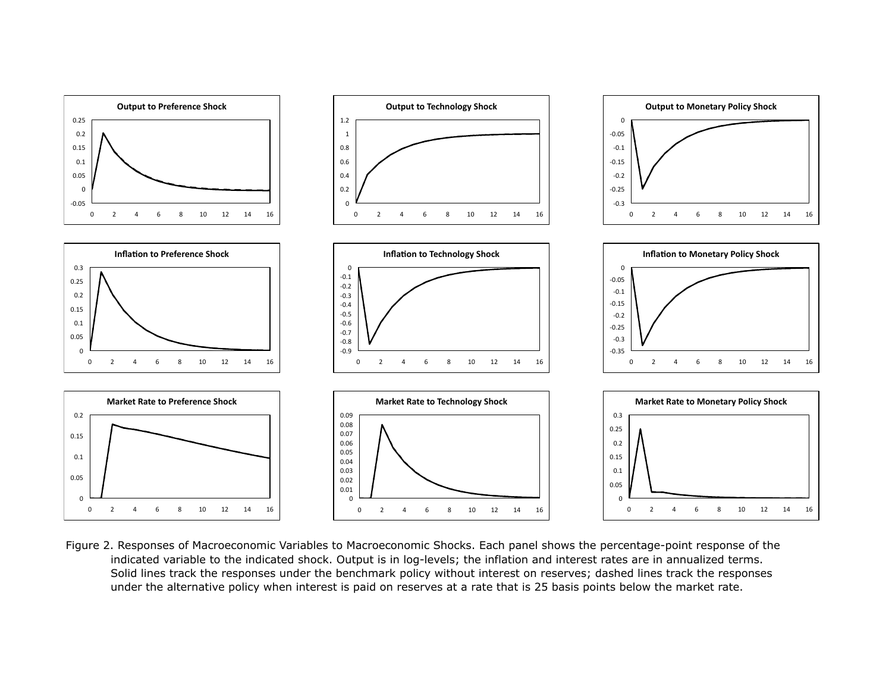Figure 2. Responses of Macroeconomic Variables to Macroeconomic Shocks. Each panel shows the percentage-point response of the indicated variable to the indicated shock. Output is in log-levels; the inflation and interest rates are in annualized terms. Solid lines track the responses under the benchmark policy without interest on reserves; dashed lines track the responses under the alternative policy when interest is paid on reserves at a rate that is 25 basis points below the market rate.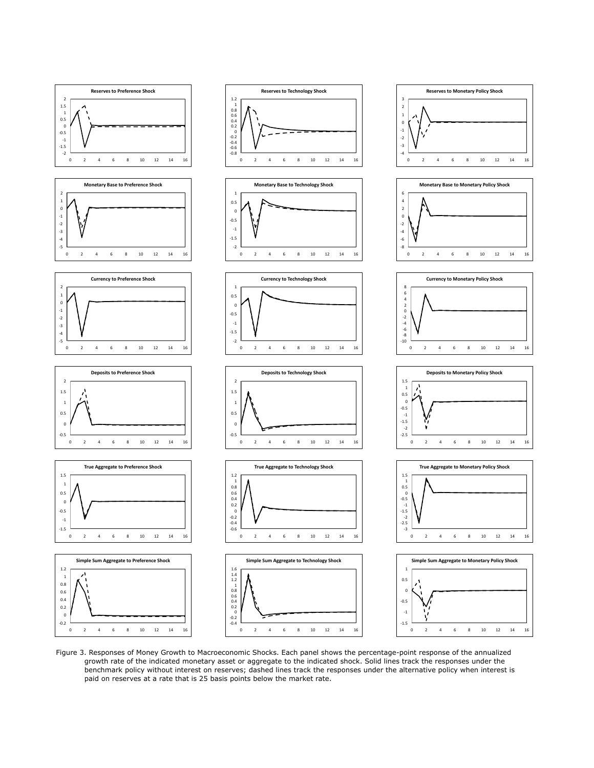Figure 3. Responses of Money Growth to Macroeconomic Shocks. Each panel shows the percentage-point response of the annualized growth rate of the indicated monetary asset or aggregate to the indicated shock. Solid lines track the responses under the benchmark policy without interest on reserves; dashed lines track the responses under the alternative policy when interest is paid on reserves at a rate that is 25 basis points below the market rate.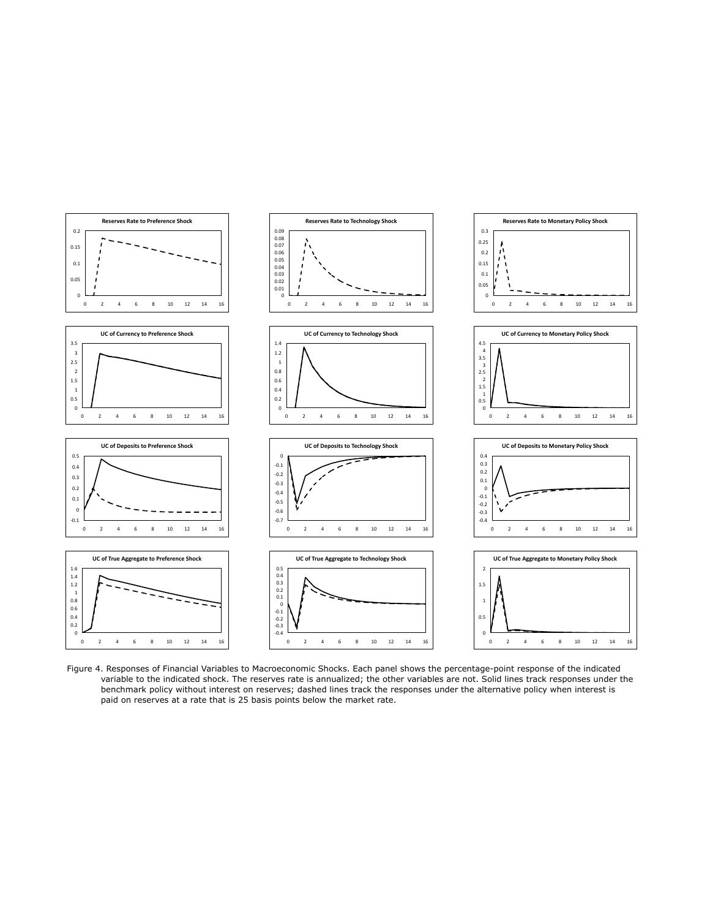Figure 4. Responses of Financial Variables to Macroeconomic Shocks. Each panel shows the percentage-point response of the indicated variable to the indicated shock. The reserves rate is annualized; the other variables are not. Solid lines track responses under the benchmark policy without interest on reserves; dashed lines track the responses under the alternative policy when interest is paid on reserves at a rate that is 25 basis points below the market rate.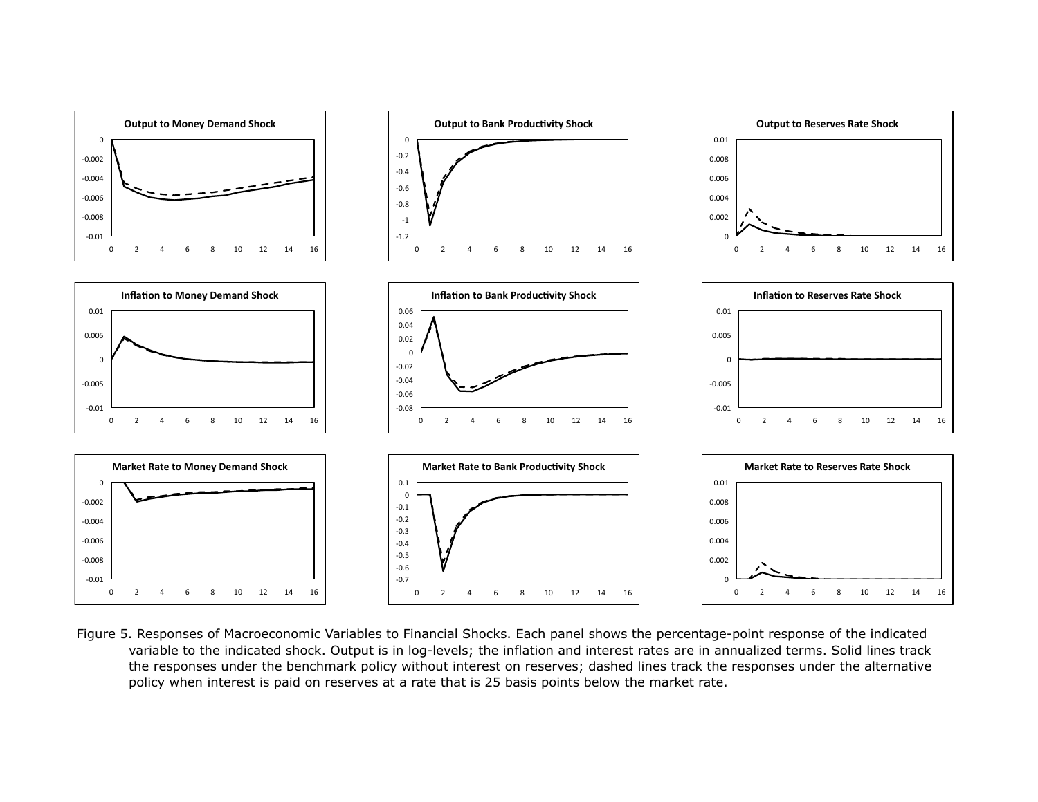Figure 5. Responses of Macroeconomic Variables to Financial Shocks. Each panel shows the percentage-point response of the indicated variable to the indicated shock. Output is in log-levels; the inflation and interest rates are in annualized terms. Solid lines track the responses under the benchmark policy without interest on reserves; dashed lines track the responses under the alternative policy when interest is paid on reserves at a rate that is 25 basis points below the market rate.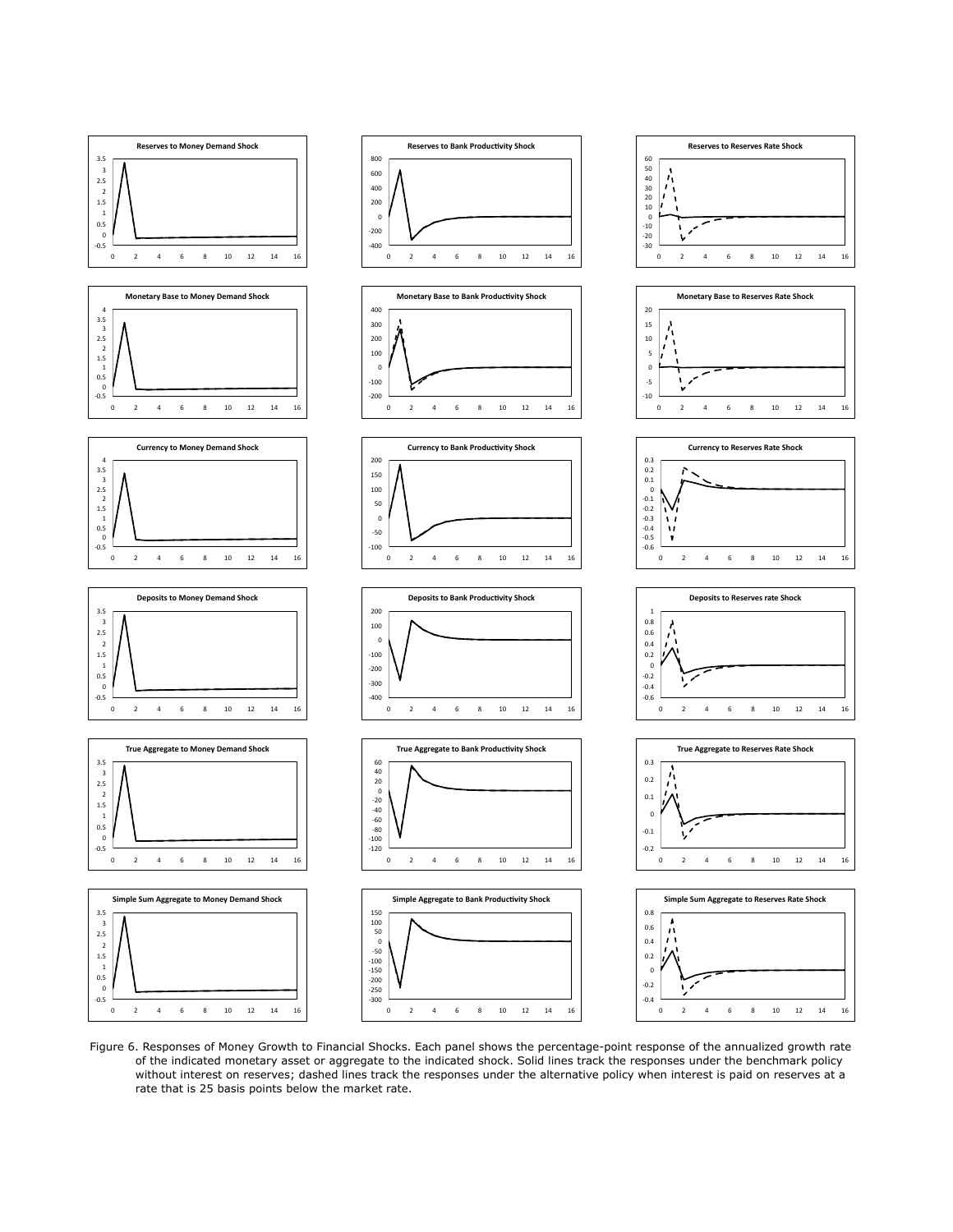Figure 6. Responses of Money Growth to Financial Shocks. Each panel shows the percentage-point response of the annualized growth rate of the indicated monetary asset or aggregate to the indicated shock. Solid lines track the responses under the benchmark policy without interest on reserves; dashed lines track the responses under the alternative policy when interest is paid on reserves at a rate that is 25 basis points below the market rate.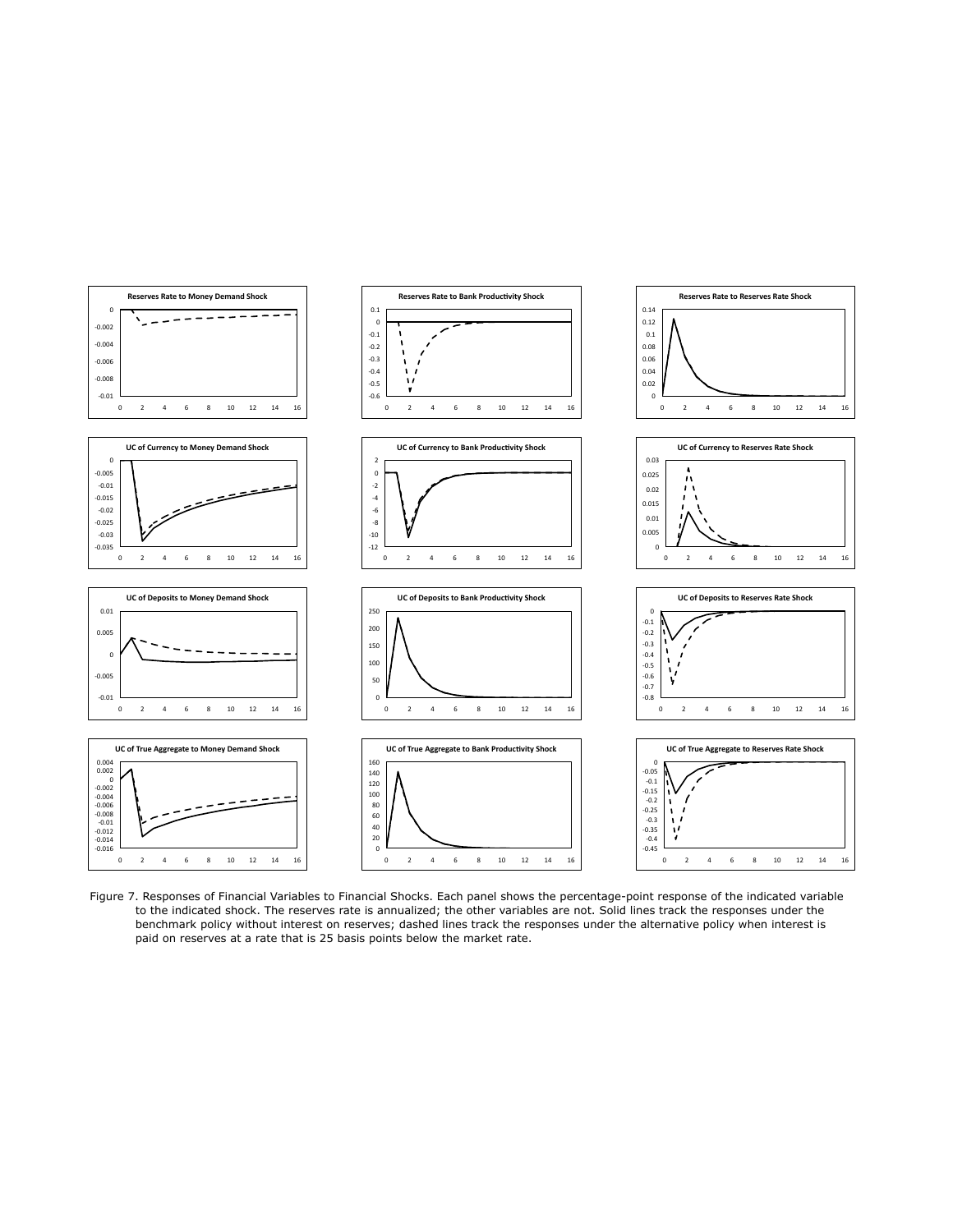Figure 7. Responses of Financial Variables to Financial Shocks. Each panel shows the percentage-point response of the indicated variable to the indicated shock. The reserves rate is annualized; the other variables are not. Solid lines track the responses under the benchmark policy without interest on reserves; dashed lines track the responses under the alternative policy when interest is paid on reserves at a rate that is 25 basis points below the market rate.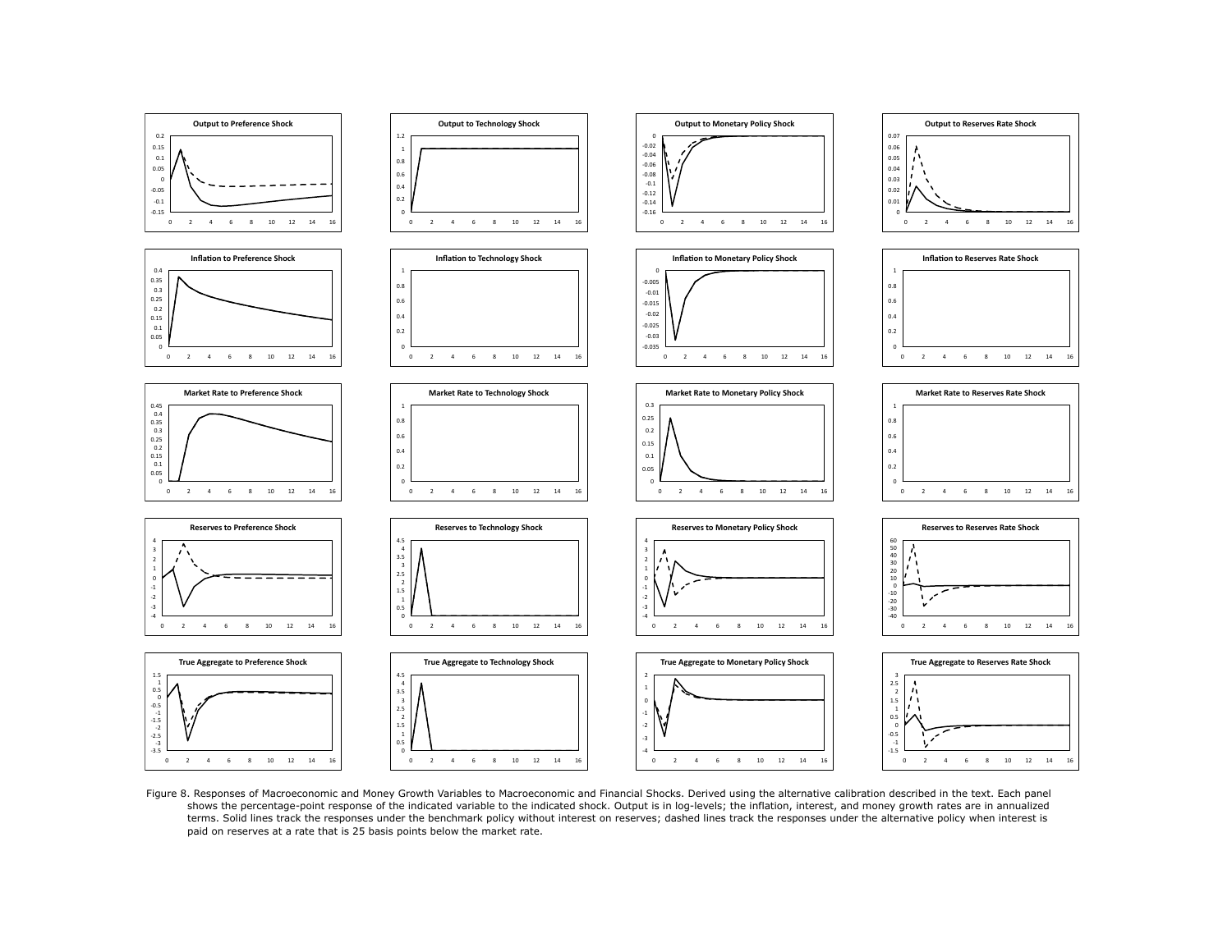Output to Preference Shock

0.2
0.15
0.1
0.05
0
-0.05
-0.1
-0.15
0 2 4 6 8 10 12 14 16

Output to Technology Shock

1.2
1
0.8
0.6
0.4
0.2
0
0 2 4 6 8 10 12 14 16

Output to Monetary Policy Shock

0
-0.02
-0.04
-0.06
-0.08
-0.1
-0.12
-0.14
-0.16
0 2 4 6 8 10 12 14 16

Output to Reserves Rate Shock

0.07
0.06
0.05
0.04
0.03
0.02
0.01
0
0 2 4 6 8 10 12 14 16

Inflation to Preference Shock

0.4
0.35
0.3
0.25
0.2
0.15
0.1
0.05
0
0 2 4 6 8 10 12 14 16

Inflation to Technology Shock

1
0.8
0.6
0.4
0.2
0
0 2 4 6 8 10 12 14 16

Inflation to Monetary Policy Shock

0
-0.005
-0.01
-0.015
-0.02
-0.025
-0.03
-0.035
0 2 4 6 8 10 12 14 16

Inflation to Reserves Rate Shock

1
0.8
0.6
0.4
0.2
0
0 2 4 6 8 10 12 14 16

Market Rate to Preference Shock

0.45
0.4
0.35
0.3
0.25
0.2
0.15
0.1
0.05
0
0 2 4 6 8 10 12 14 16

Market Rate to Technology Shock

1
0.8
0.6
0.4
0.2
0
0 2 4 6 8 10 12 14 16

Market Rate to Monetary Policy Shock

0.3
0.25
0.2
0.15
0.1
0.05
0
0 2 4 6 8 10 12 14 16

Market Rate to Reserves Rate Shock

1
0.8
0.6
0.4
0.2
0
0 2 4 6 8 10 12 14 16

Reserves to Preference Shock

4
3
2
1
0
-1
-2
-3
-4
0 2 4 6 8 10 12 14 16

Reserves to Technology Shock

4.5
4
3.5
3
2.5
2
1.5
1
0.5
0
0 2 4 6 8 10 12 14 16

Reserves to Monetary Policy Shock

4
3
2
1
0
-1
-2
-3
-4
0 2 4 6 8 10 12 14 16

Reserves to Reserves Rate Shock

60
50
40
30
20
10
0
-10
-20
-30
-40
0 2 4 6 8 10 12 14 16

True Aggregate to Preference Shock

1.5
1
0.5
0
-0.5
-1
-1.5
-2
-2.5
-3
-3.5
0 2 4 6 8 10 12 14 16

True Aggregate to Technology Shock

4.5
4
3.5
3
2.5
2
1.5
1
0.5
0
0 2 4 6 8 10 12 14 16

True Aggregate to Monetary Policy Shock

2
1
0
-1
-2
-3
-4
0 2 4 6 8 10 12 14 16

True Aggregate to Reserves Rate Shock

3
2.5
2
1.5
1
0.5
0
-0.5
-1
-1.5
0 2 4 6 8 10 12 14 16

Figure 8. Responses of Macroeconomic and Money Growth Variables to Macroeconomic and Financial Shocks. Derived using the alternative calibration described in the text. Each panel shows the percentage-point response of the indicated variable to the indicated shock. Output is in log-levels; the inflation, interest, and money growth rates are in annualized terms. Solid lines track the responses under the benchmark policy without interest on reserves; dashed lines track the responses under the alternative policy when interest is paid on reserves at a rate that is 25 basis points below the market rate.